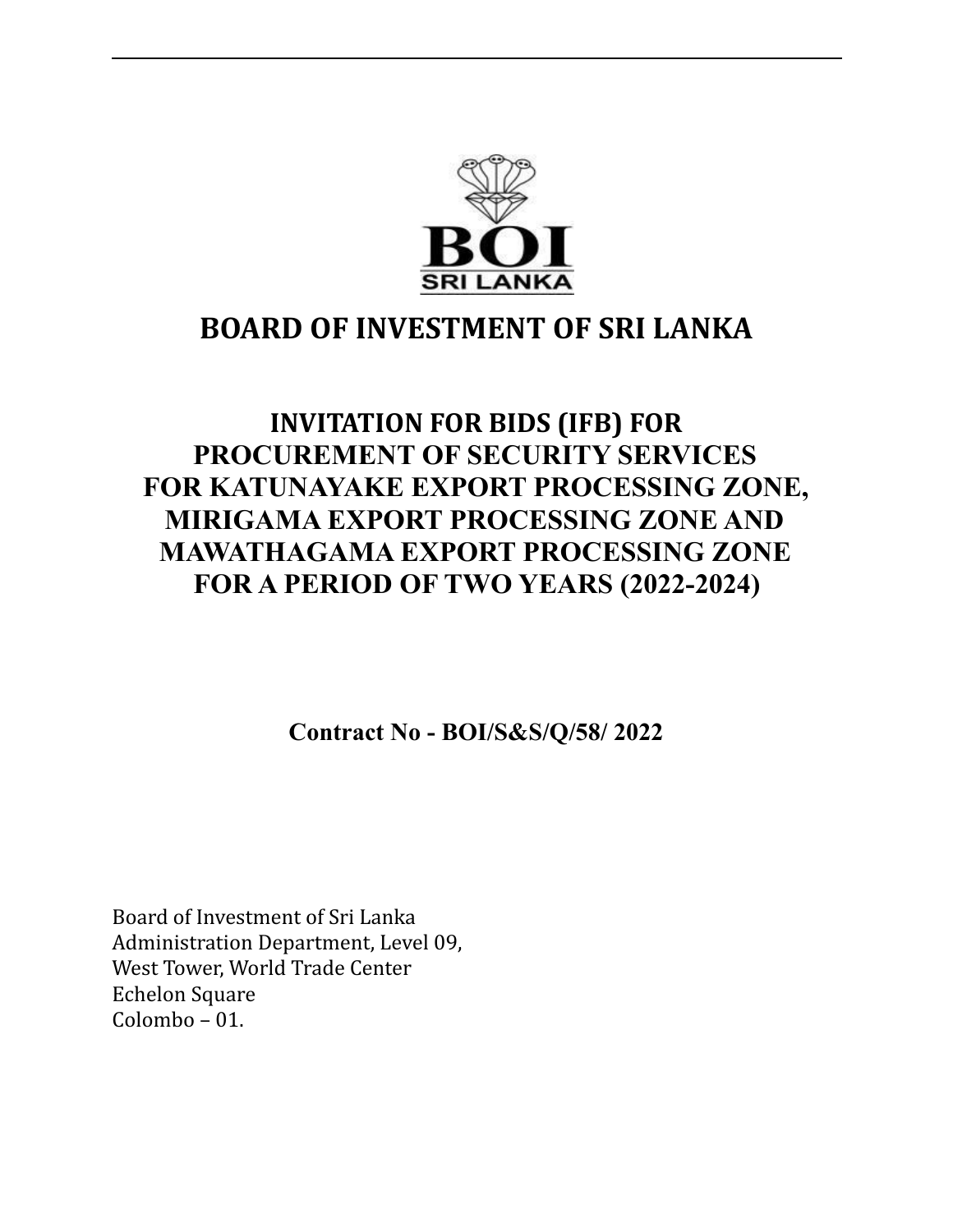# BOARD OF INVESTMENT OF SRI LANKA

## INVITATION FOR BIDS (IFB) FOR PROCUREMENT OF SECURITY SERVICES FOR KATUNAYAKE EXPORT PROCESSING ZONE, MIRIGAMA EXPORT PROCESSING ZONE AND MAWATHAGAMA EXPORT PROCESSING ZONE FOR A PERIOD OF TWO YEARS (2022-2024)

**Contract No - BOI/S&S/Q/58/ 2022**

Board of Investment of Sri Lanka
Administration Department, Level 09,
West Tower, World Trade Center
Echelon Square
Colombo – 01.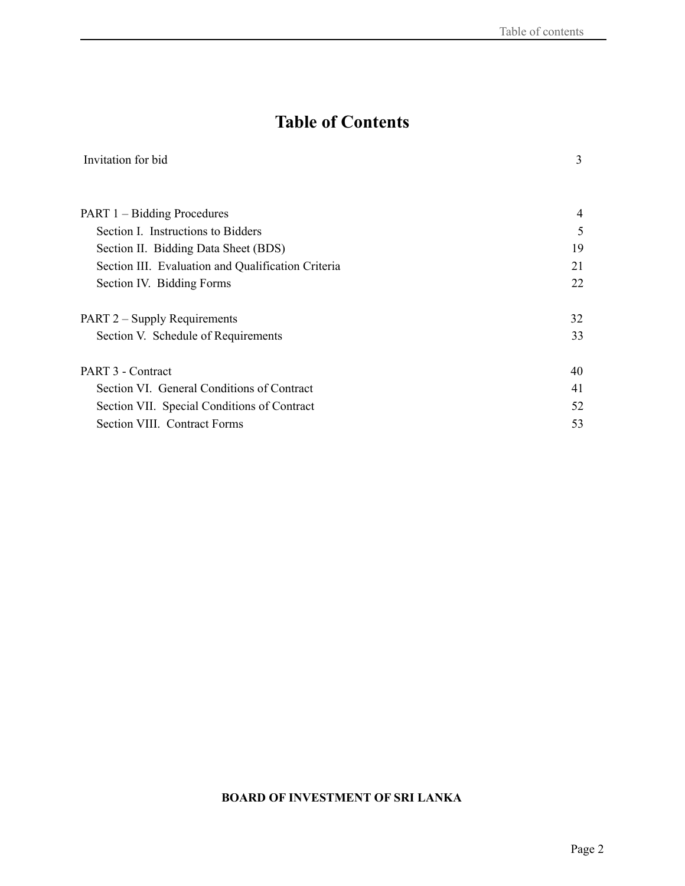# Table of Contents

| | |
|---|---|
| Invitation for bid | 3 |
| | |
| PART 1 – Bidding Procedures | 4 |
| Section I. Instructions to Bidders | 5 |
| Section II. Bidding Data Sheet (BDS) | 19 |
| Section III. Evaluation and Qualification Criteria | 21 |
| Section IV. Bidding Forms | 22 |
| | |
| PART 2 – Supply Requirements | 32 |
| Section V. Schedule of Requirements | 33 |
| | |
| PART 3 - Contract | 40 |
| Section VI. General Conditions of Contract | 41 |
| Section VII. Special Conditions of Contract | 52 |
| Section VIII. Contract Forms | 53 |

**BOARD OF INVESTMENT OF SRI LANKA**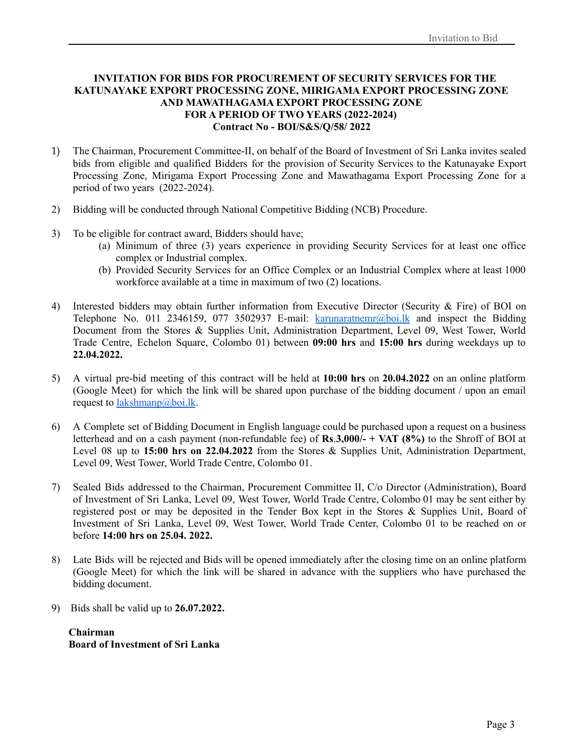**INVITATION FOR BIDS FOR PROCUREMENT OF SECURITY SERVICES FOR THE KATUNAYAKE EXPORT PROCESSING ZONE, MIRIGAMA EXPORT PROCESSING ZONE AND MAWATHAGAMA EXPORT PROCESSING ZONE FOR A PERIOD OF TWO YEARS (2022-2024)**
**Contract No - BOI/S&S/Q/58/ 2022**

1) The Chairman, Procurement Committee-II, on behalf of the Board of Investment of Sri Lanka invites sealed bids from eligible and qualified Bidders for the provision of Security Services to the Katunayake Export Processing Zone, Mirigama Export Processing Zone and Mawathagama Export Processing Zone for a period of two years (2022-2024).

2) Bidding will be conducted through National Competitive Bidding (NCB) Procedure.

3) To be eligible for contract award, Bidders should have;
   (a) Minimum of three (3) years experience in providing Security Services for at least one office complex or Industrial complex.
   (b) Provided Security Services for an Office Complex or an Industrial Complex where at least 1000 workforce available at a time in maximum of two (2) locations.

4) Interested bidders may obtain further information from Executive Director (Security & Fire) of BOI on Telephone No. 011 2346159, 077 3502937 E-mail: karunaratnemr@boi.lk and inspect the Bidding Document from the Stores & Supplies Unit, Administration Department, Level 09, West Tower, World Trade Centre, Echelon Square, Colombo 01) between **09:00 hrs** and **15:00 hrs** during weekdays up to **22.04.2022.**

5) A virtual pre-bid meeting of this contract will be held at **10:00 hrs** on **20.04.2022** on an online platform (Google Meet) for which the link will be shared upon purchase of the bidding document / upon an email request to lakshmanp@boi.lk.

6) A Complete set of Bidding Document in English language could be purchased upon a request on a business letterhead and on a cash payment (non-refundable fee) of **Rs.3,000/- + VAT (8%)** to the Shroff of BOI at Level 08 up to **15:00 hrs on 22.04.2022** from the Stores & Supplies Unit, Administration Department, Level 09, West Tower, World Trade Centre, Colombo 01.

7) Sealed Bids addressed to the Chairman, Procurement Committee II, C/o Director (Administration), Board of Investment of Sri Lanka, Level 09, West Tower, World Trade Centre, Colombo 01 may be sent either by registered post or may be deposited in the Tender Box kept in the Stores & Supplies Unit, Board of Investment of Sri Lanka, Level 09, West Tower, World Trade Center, Colombo 01 to be reached on or before **14:00 hrs on 25.04. 2022.**

8) Late Bids will be rejected and Bids will be opened immediately after the closing time on an online platform (Google Meet) for which the link will be shared in advance with the suppliers who have purchased the bidding document.

9) Bids shall be valid up to **26.07.2022.**

**Chairman**
**Board of Investment of Sri Lanka**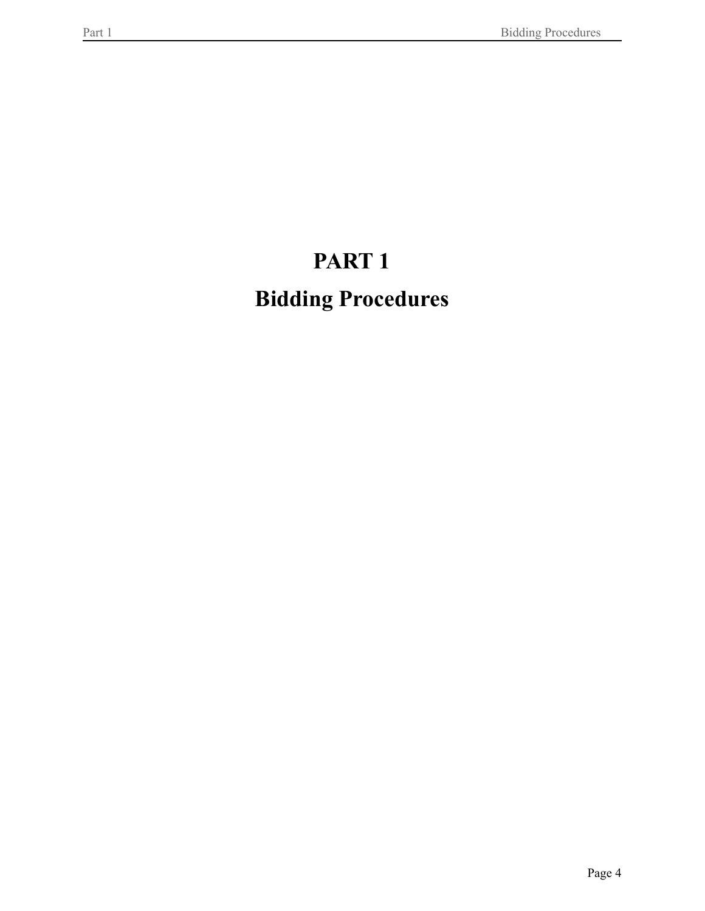# PART 1

# Bidding Procedures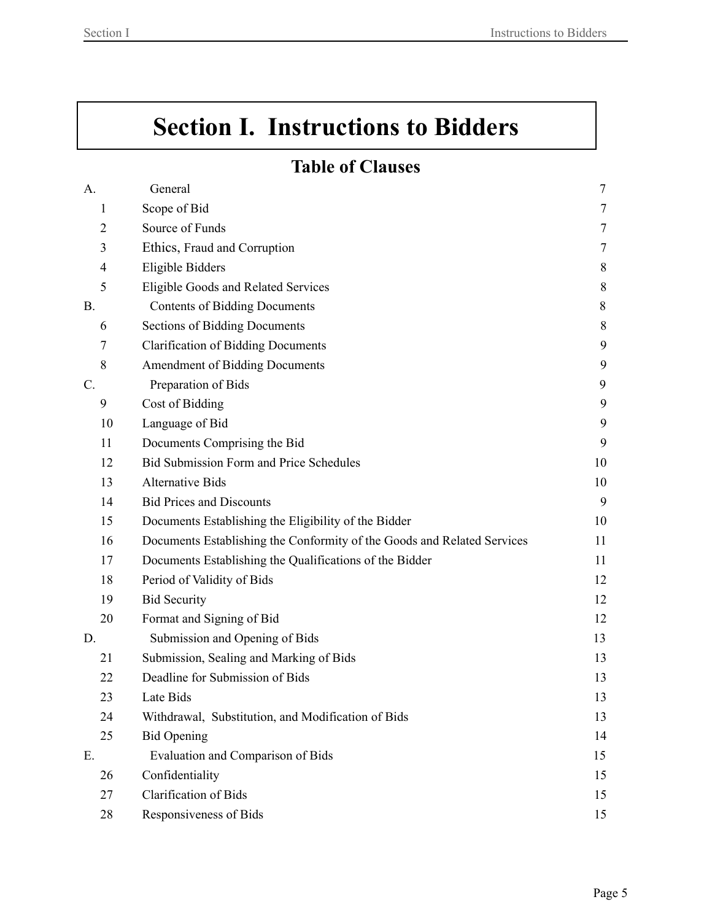# Section I. Instructions to Bidders

## Table of Clauses

| | | |
|---|---|---|
| A. | General | 7 |
| 1 | Scope of Bid | 7 |
| 2 | Source of Funds | 7 |
| 3 | Ethics, Fraud and Corruption | 7 |
| 4 | Eligible Bidders | 8 |
| 5 | Eligible Goods and Related Services | 8 |
| B. | Contents of Bidding Documents | 8 |
| 6 | Sections of Bidding Documents | 8 |
| 7 | Clarification of Bidding Documents | 9 |
| 8 | Amendment of Bidding Documents | 9 |
| C. | Preparation of Bids | 9 |
| 9 | Cost of Bidding | 9 |
| 10 | Language of Bid | 9 |
| 11 | Documents Comprising the Bid | 9 |
| 12 | Bid Submission Form and Price Schedules | 10 |
| 13 | Alternative Bids | 10 |
| 14 | Bid Prices and Discounts | 9 |
| 15 | Documents Establishing the Eligibility of the Bidder | 10 |
| 16 | Documents Establishing the Conformity of the Goods and Related Services | 11 |
| 17 | Documents Establishing the Qualifications of the Bidder | 11 |
| 18 | Period of Validity of Bids | 12 |
| 19 | Bid Security | 12 |
| 20 | Format and Signing of Bid | 12 |
| D. | Submission and Opening of Bids | 13 |
| 21 | Submission, Sealing and Marking of Bids | 13 |
| 22 | Deadline for Submission of Bids | 13 |
| 23 | Late Bids | 13 |
| 24 | Withdrawal, Substitution, and Modification of Bids | 13 |
| 25 | Bid Opening | 14 |
| E. | Evaluation and Comparison of Bids | 15 |
| 26 | Confidentiality | 15 |
| 27 | Clarification of Bids | 15 |
| 28 | Responsiveness of Bids | 15 |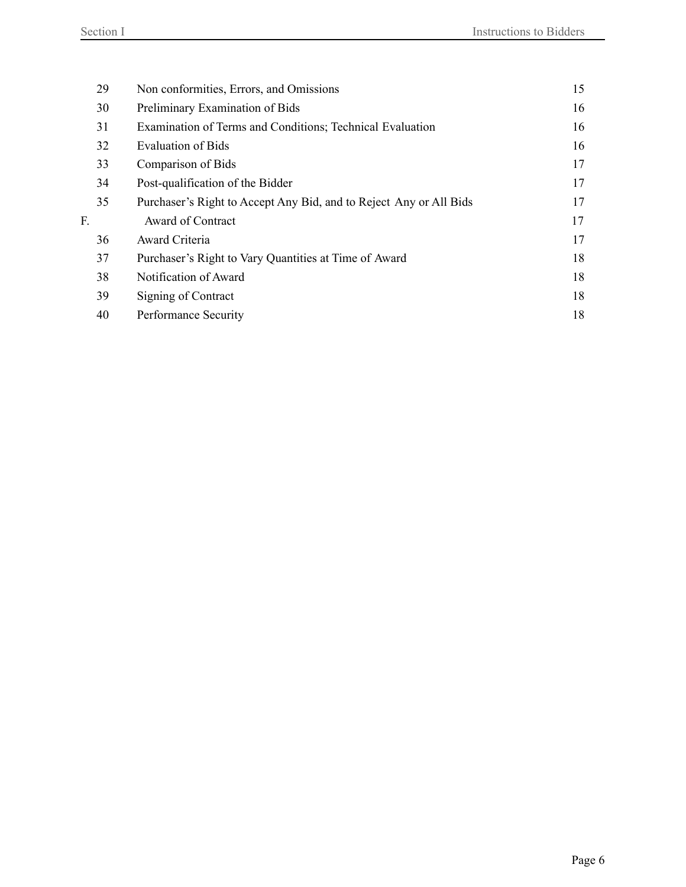| | | |
|---|---|---|
| 29 | Non conformities, Errors, and Omissions | 15 |
| 30 | Preliminary Examination of Bids | 16 |
| 31 | Examination of Terms and Conditions; Technical Evaluation | 16 |
| 32 | Evaluation of Bids | 16 |
| 33 | Comparison of Bids | 17 |
| 34 | Post-qualification of the Bidder | 17 |
| 35 | Purchaser's Right to Accept Any Bid, and to Reject Any or All Bids | 17 |
| F. | Award of Contract | 17 |
| 36 | Award Criteria | 17 |
| 37 | Purchaser's Right to Vary Quantities at Time of Award | 18 |
| 38 | Notification of Award | 18 |
| 39 | Signing of Contract | 18 |
| 40 | Performance Security | 18 |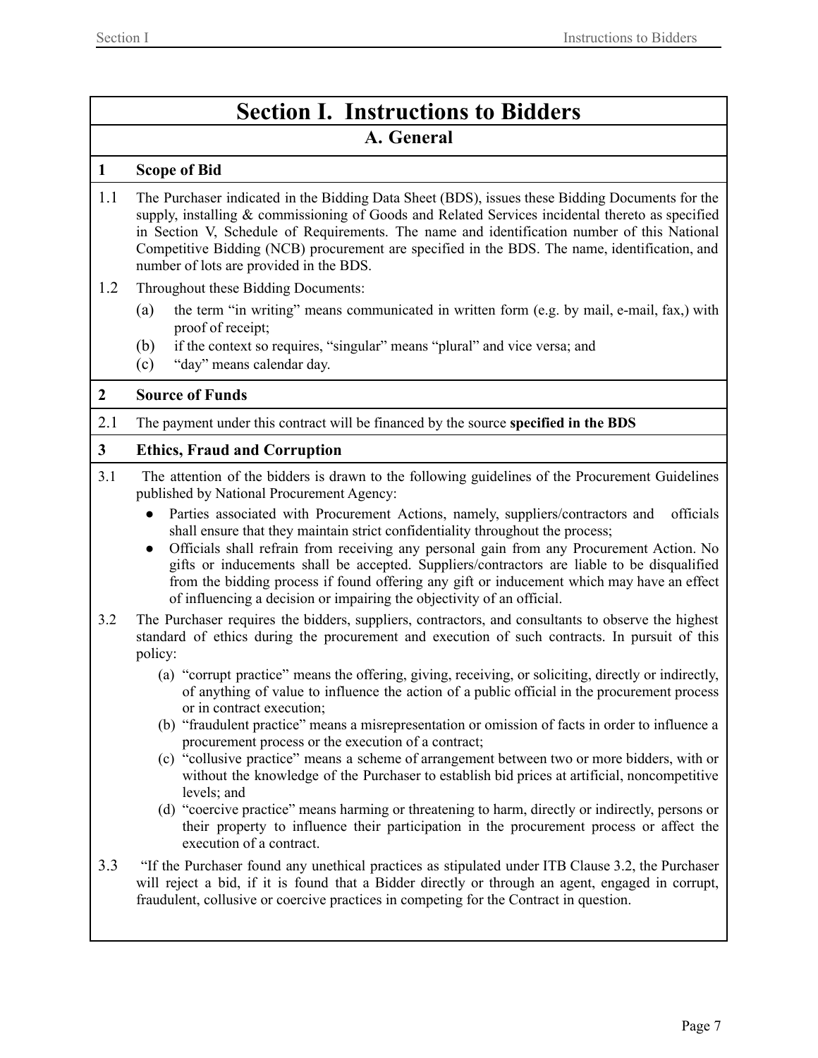# Section I. Instructions to Bidders

## A. General

### 1 Scope of Bid

1.1 The Purchaser indicated in the Bidding Data Sheet (BDS), issues these Bidding Documents for the supply, installing & commissioning of Goods and Related Services incidental thereto as specified in Section V, Schedule of Requirements. The name and identification number of this National Competitive Bidding (NCB) procurement are specified in the BDS. The name, identification, and number of lots are provided in the BDS.

1.2 Throughout these Bidding Documents:

- (a) the term "in writing" means communicated in written form (e.g. by mail, e-mail, fax,) with proof of receipt;
- (b) if the context so requires, "singular" means "plural" and vice versa; and
- (c) "day" means calendar day.

### 2 Source of Funds

2.1 The payment under this contract will be financed by the source **specified in the BDS**

### 3 Ethics, Fraud and Corruption

3.1 The attention of the bidders is drawn to the following guidelines of the Procurement Guidelines published by National Procurement Agency:

- Parties associated with Procurement Actions, namely, suppliers/contractors and officials shall ensure that they maintain strict confidentiality throughout the process;
- Officials shall refrain from receiving any personal gain from any Procurement Action. No gifts or inducements shall be accepted. Suppliers/contractors are liable to be disqualified from the bidding process if found offering any gift or inducement which may have an effect of influencing a decision or impairing the objectivity of an official.

3.2 The Purchaser requires the bidders, suppliers, contractors, and consultants to observe the highest standard of ethics during the procurement and execution of such contracts. In pursuit of this policy:

- (a) "corrupt practice" means the offering, giving, receiving, or soliciting, directly or indirectly, of anything of value to influence the action of a public official in the procurement process or in contract execution;
- (b) "fraudulent practice" means a misrepresentation or omission of facts in order to influence a procurement process or the execution of a contract;
- (c) "collusive practice" means a scheme of arrangement between two or more bidders, with or without the knowledge of the Purchaser to establish bid prices at artificial, noncompetitive levels; and
- (d) "coercive practice" means harming or threatening to harm, directly or indirectly, persons or their property to influence their participation in the procurement process or affect the execution of a contract.

3.3 "If the Purchaser found any unethical practices as stipulated under ITB Clause 3.2, the Purchaser will reject a bid, if it is found that a Bidder directly or through an agent, engaged in corrupt, fraudulent, collusive or coercive practices in competing for the Contract in question.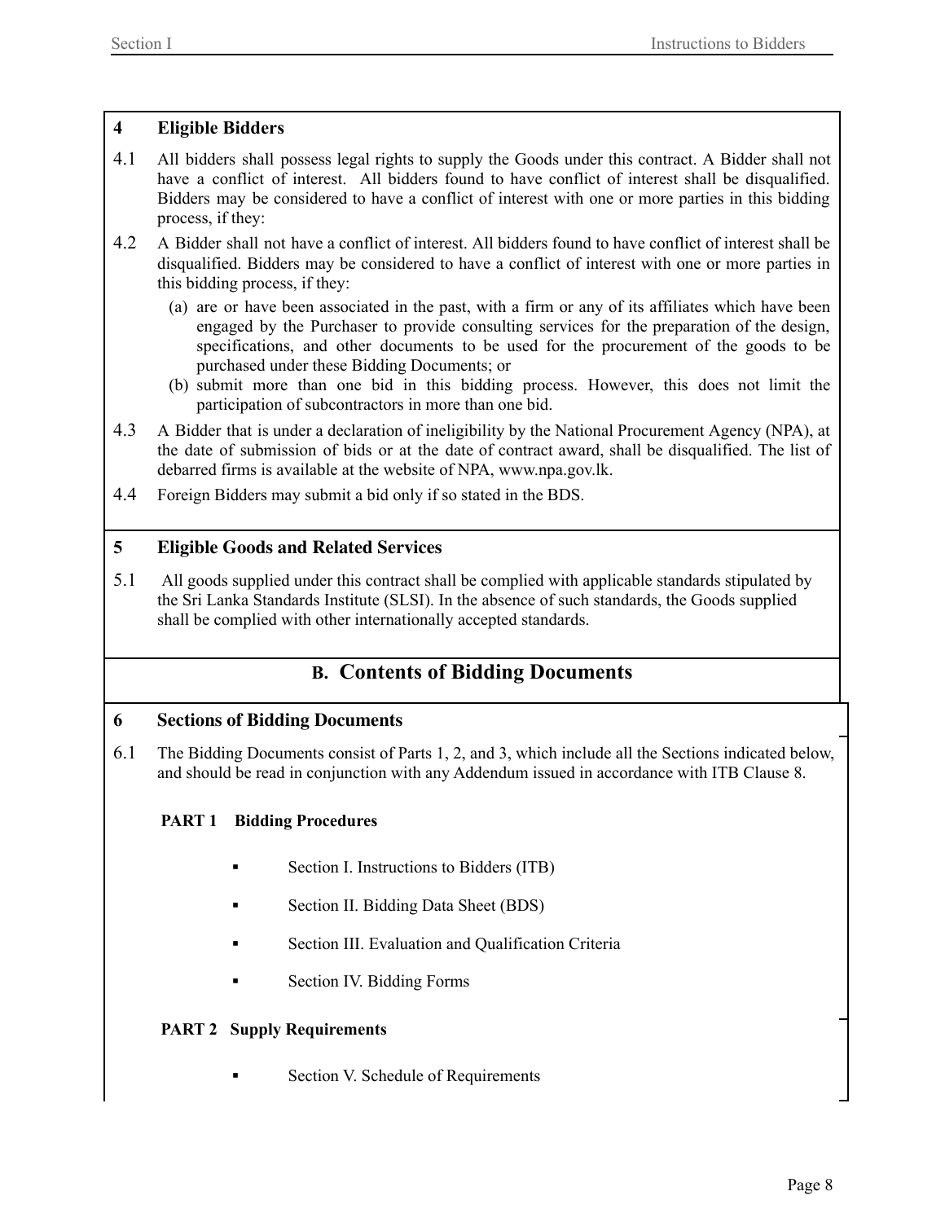## 4 Eligible Bidders

4.1 All bidders shall possess legal rights to supply the Goods under this contract. A Bidder shall not have a conflict of interest. All bidders found to have conflict of interest shall be disqualified. Bidders may be considered to have a conflict of interest with one or more parties in this bidding process, if they:

4.2 A Bidder shall not have a conflict of interest. All bidders found to have conflict of interest shall be disqualified. Bidders may be considered to have a conflict of interest with one or more parties in this bidding process, if they:

(a) are or have been associated in the past, with a firm or any of its affiliates which have been engaged by the Purchaser to provide consulting services for the preparation of the design, specifications, and other documents to be used for the procurement of the goods to be purchased under these Bidding Documents; or

(b) submit more than one bid in this bidding process. However, this does not limit the participation of subcontractors in more than one bid.

4.3 A Bidder that is under a declaration of ineligibility by the National Procurement Agency (NPA), at the date of submission of bids or at the date of contract award, shall be disqualified. The list of debarred firms is available at the website of NPA, www.npa.gov.lk.

4.4 Foreign Bidders may submit a bid only if so stated in the BDS.

## 5 Eligible Goods and Related Services

5.1 All goods supplied under this contract shall be complied with applicable standards stipulated by the Sri Lanka Standards Institute (SLSI). In the absence of such standards, the Goods supplied shall be complied with other internationally accepted standards.

# B. Contents of Bidding Documents

## 6 Sections of Bidding Documents

6.1 The Bidding Documents consist of Parts 1, 2, and 3, which include all the Sections indicated below, and should be read in conjunction with any Addendum issued in accordance with ITB Clause 8.

**PART 1 Bidding Procedures**

- Section I. Instructions to Bidders (ITB)
- Section II. Bidding Data Sheet (BDS)
- Section III. Evaluation and Qualification Criteria
- Section IV. Bidding Forms

**PART 2 Supply Requirements**

- Section V. Schedule of Requirements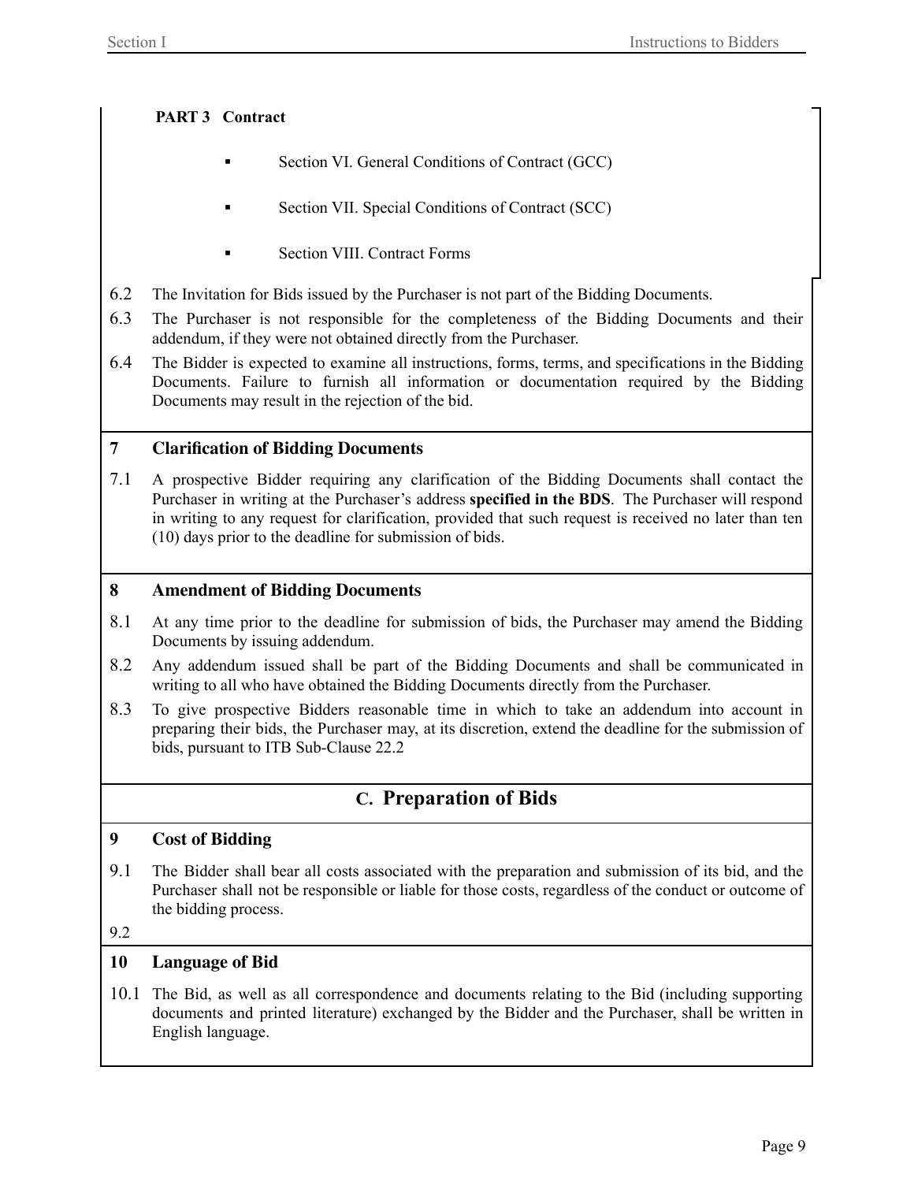**PART 3 Contract**

- Section VI. General Conditions of Contract (GCC)
- Section VII. Special Conditions of Contract (SCC)
- Section VIII. Contract Forms

6.2 The Invitation for Bids issued by the Purchaser is not part of the Bidding Documents.

6.3 The Purchaser is not responsible for the completeness of the Bidding Documents and their addendum, if they were not obtained directly from the Purchaser.

6.4 The Bidder is expected to examine all instructions, forms, terms, and specifications in the Bidding Documents. Failure to furnish all information or documentation required by the Bidding Documents may result in the rejection of the bid.

### 7 Clarification of Bidding Documents

7.1 A prospective Bidder requiring any clarification of the Bidding Documents shall contact the Purchaser in writing at the Purchaser's address **specified in the BDS**. The Purchaser will respond in writing to any request for clarification, provided that such request is received no later than ten (10) days prior to the deadline for submission of bids.

### 8 Amendment of Bidding Documents

8.1 At any time prior to the deadline for submission of bids, the Purchaser may amend the Bidding Documents by issuing addendum.

8.2 Any addendum issued shall be part of the Bidding Documents and shall be communicated in writing to all who have obtained the Bidding Documents directly from the Purchaser.

8.3 To give prospective Bidders reasonable time in which to take an addendum into account in preparing their bids, the Purchaser may, at its discretion, extend the deadline for the submission of bids, pursuant to ITB Sub-Clause 22.2

## C. Preparation of Bids

### 9 Cost of Bidding

9.1 The Bidder shall bear all costs associated with the preparation and submission of its bid, and the Purchaser shall not be responsible or liable for those costs, regardless of the conduct or outcome of the bidding process.

9.2

### 10 Language of Bid

10.1 The Bid, as well as all correspondence and documents relating to the Bid (including supporting documents and printed literature) exchanged by the Bidder and the Purchaser, shall be written in English language.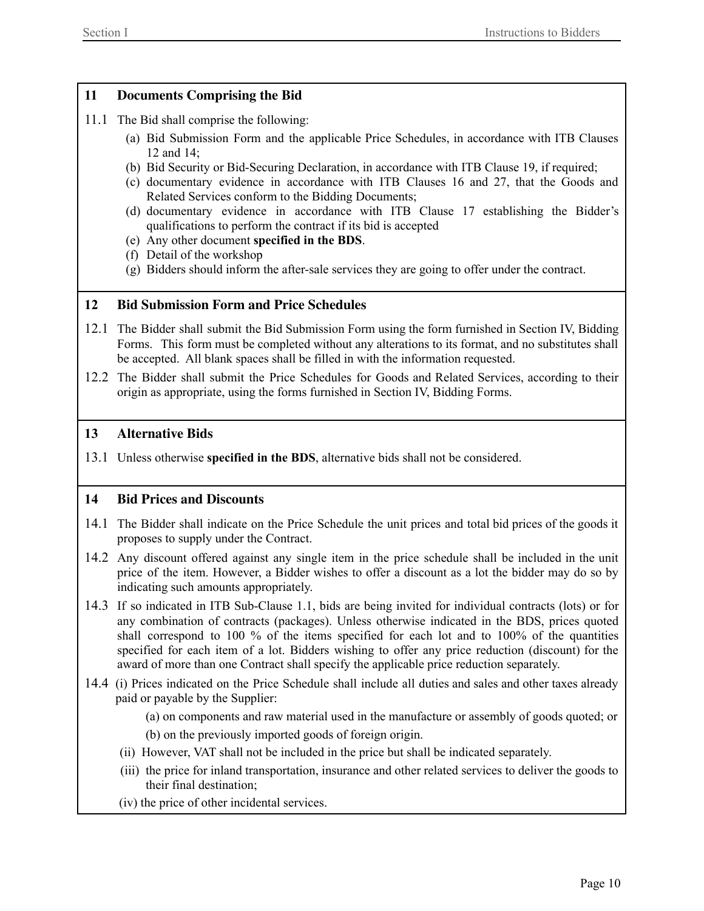## 11 Documents Comprising the Bid

11.1 The Bid shall comprise the following:

(a) Bid Submission Form and the applicable Price Schedules, in accordance with ITB Clauses 12 and 14;

(b) Bid Security or Bid-Securing Declaration, in accordance with ITB Clause 19, if required;

(c) documentary evidence in accordance with ITB Clauses 16 and 27, that the Goods and Related Services conform to the Bidding Documents;

(d) documentary evidence in accordance with ITB Clause 17 establishing the Bidder's qualifications to perform the contract if its bid is accepted

(e) Any other document **specified in the BDS**.

(f) Detail of the workshop

(g) Bidders should inform the after-sale services they are going to offer under the contract.

## 12 Bid Submission Form and Price Schedules

12.1 The Bidder shall submit the Bid Submission Form using the form furnished in Section IV, Bidding Forms. This form must be completed without any alterations to its format, and no substitutes shall be accepted. All blank spaces shall be filled in with the information requested.

12.2 The Bidder shall submit the Price Schedules for Goods and Related Services, according to their origin as appropriate, using the forms furnished in Section IV, Bidding Forms.

## 13 Alternative Bids

13.1 Unless otherwise **specified in the BDS**, alternative bids shall not be considered.

## 14 Bid Prices and Discounts

14.1 The Bidder shall indicate on the Price Schedule the unit prices and total bid prices of the goods it proposes to supply under the Contract.

14.2 Any discount offered against any single item in the price schedule shall be included in the unit price of the item. However, a Bidder wishes to offer a discount as a lot the bidder may do so by indicating such amounts appropriately.

14.3 If so indicated in ITB Sub-Clause 1.1, bids are being invited for individual contracts (lots) or for any combination of contracts (packages). Unless otherwise indicated in the BDS, prices quoted shall correspond to 100 % of the items specified for each lot and to 100% of the quantities specified for each item of a lot. Bidders wishing to offer any price reduction (discount) for the award of more than one Contract shall specify the applicable price reduction separately.

14.4 (i) Prices indicated on the Price Schedule shall include all duties and sales and other taxes already paid or payable by the Supplier:

(a) on components and raw material used in the manufacture or assembly of goods quoted; or

(b) on the previously imported goods of foreign origin.

(ii) However, VAT shall not be included in the price but shall be indicated separately.

(iii) the price for inland transportation, insurance and other related services to deliver the goods to their final destination;

(iv) the price of other incidental services.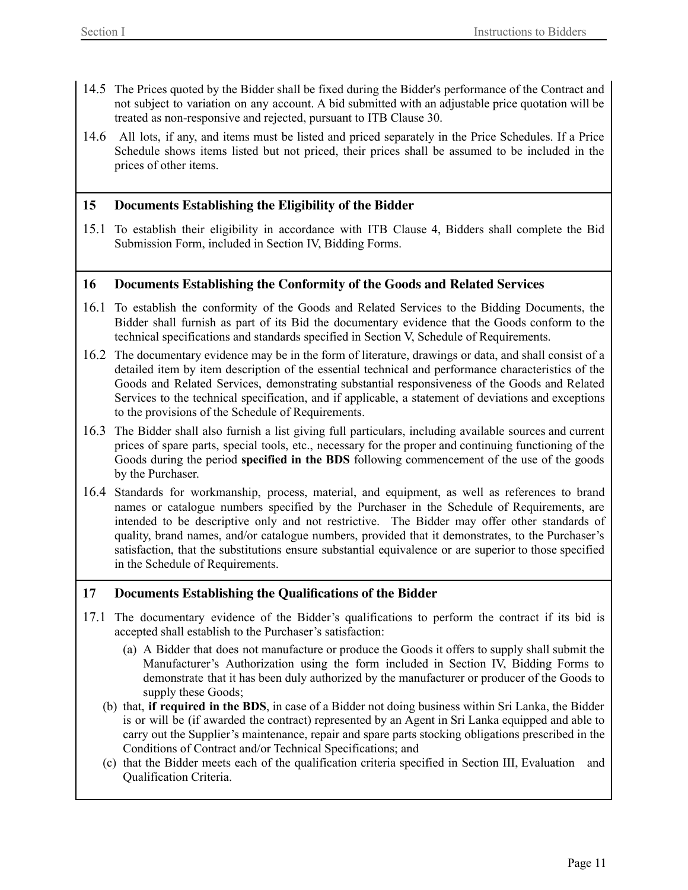14.5 The Prices quoted by the Bidder shall be fixed during the Bidder's performance of the Contract and not subject to variation on any account. A bid submitted with an adjustable price quotation will be treated as non-responsive and rejected, pursuant to ITB Clause 30.

14.6 All lots, if any, and items must be listed and priced separately in the Price Schedules. If a Price Schedule shows items listed but not priced, their prices shall be assumed to be included in the prices of other items.

## 15 Documents Establishing the Eligibility of the Bidder

15.1 To establish their eligibility in accordance with ITB Clause 4, Bidders shall complete the Bid Submission Form, included in Section IV, Bidding Forms.

## 16 Documents Establishing the Conformity of the Goods and Related Services

16.1 To establish the conformity of the Goods and Related Services to the Bidding Documents, the Bidder shall furnish as part of its Bid the documentary evidence that the Goods conform to the technical specifications and standards specified in Section V, Schedule of Requirements.

16.2 The documentary evidence may be in the form of literature, drawings or data, and shall consist of a detailed item by item description of the essential technical and performance characteristics of the Goods and Related Services, demonstrating substantial responsiveness of the Goods and Related Services to the technical specification, and if applicable, a statement of deviations and exceptions to the provisions of the Schedule of Requirements.

16.3 The Bidder shall also furnish a list giving full particulars, including available sources and current prices of spare parts, special tools, etc., necessary for the proper and continuing functioning of the Goods during the period **specified in the BDS** following commencement of the use of the goods by the Purchaser.

16.4 Standards for workmanship, process, material, and equipment, as well as references to brand names or catalogue numbers specified by the Purchaser in the Schedule of Requirements, are intended to be descriptive only and not restrictive. The Bidder may offer other standards of quality, brand names, and/or catalogue numbers, provided that it demonstrates, to the Purchaser's satisfaction, that the substitutions ensure substantial equivalence or are superior to those specified in the Schedule of Requirements.

## 17 Documents Establishing the Qualifications of the Bidder

17.1 The documentary evidence of the Bidder's qualifications to perform the contract if its bid is accepted shall establish to the Purchaser's satisfaction:

(a) A Bidder that does not manufacture or produce the Goods it offers to supply shall submit the Manufacturer's Authorization using the form included in Section IV, Bidding Forms to demonstrate that it has been duly authorized by the manufacturer or producer of the Goods to supply these Goods;

(b) that, **if required in the BDS**, in case of a Bidder not doing business within Sri Lanka, the Bidder is or will be (if awarded the contract) represented by an Agent in Sri Lanka equipped and able to carry out the Supplier's maintenance, repair and spare parts stocking obligations prescribed in the Conditions of Contract and/or Technical Specifications; and

(c) that the Bidder meets each of the qualification criteria specified in Section III, Evaluation and Qualification Criteria.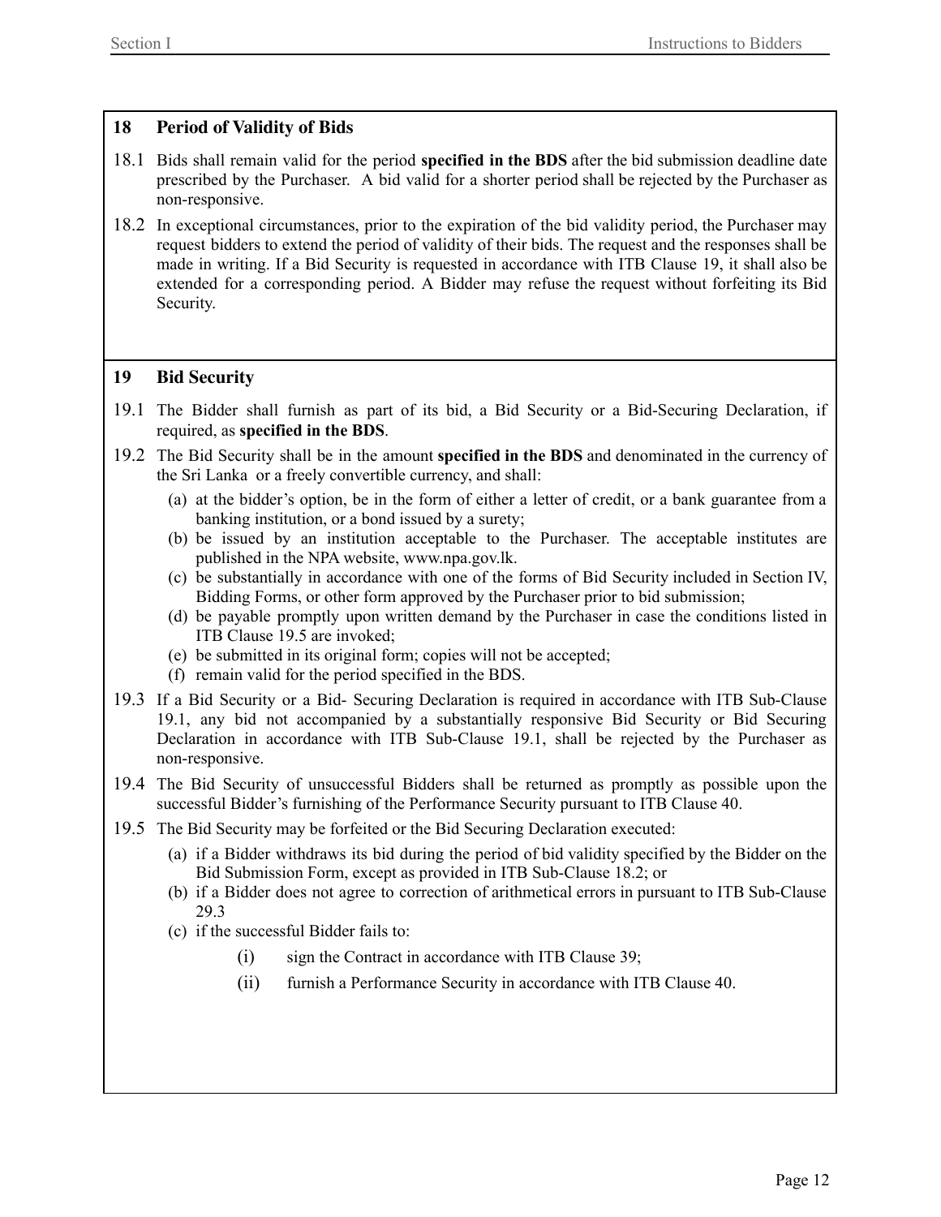## 18 Period of Validity of Bids

18.1 Bids shall remain valid for the period **specified in the BDS** after the bid submission deadline date prescribed by the Purchaser. A bid valid for a shorter period shall be rejected by the Purchaser as non-responsive.

18.2 In exceptional circumstances, prior to the expiration of the bid validity period, the Purchaser may request bidders to extend the period of validity of their bids. The request and the responses shall be made in writing. If a Bid Security is requested in accordance with ITB Clause 19, it shall also be extended for a corresponding period. A Bidder may refuse the request without forfeiting its Bid Security.

## 19 Bid Security

19.1 The Bidder shall furnish as part of its bid, a Bid Security or a Bid-Securing Declaration, if required, as **specified in the BDS**.

19.2 The Bid Security shall be in the amount **specified in the BDS** and denominated in the currency of the Sri Lanka or a freely convertible currency, and shall:

- (a) at the bidder's option, be in the form of either a letter of credit, or a bank guarantee from a banking institution, or a bond issued by a surety;
- (b) be issued by an institution acceptable to the Purchaser. The acceptable institutes are published in the NPA website, www.npa.gov.lk.
- (c) be substantially in accordance with one of the forms of Bid Security included in Section IV, Bidding Forms, or other form approved by the Purchaser prior to bid submission;
- (d) be payable promptly upon written demand by the Purchaser in case the conditions listed in ITB Clause 19.5 are invoked;
- (e) be submitted in its original form; copies will not be accepted;
- (f) remain valid for the period specified in the BDS.

19.3 If a Bid Security or a Bid- Securing Declaration is required in accordance with ITB Sub-Clause 19.1, any bid not accompanied by a substantially responsive Bid Security or Bid Securing Declaration in accordance with ITB Sub-Clause 19.1, shall be rejected by the Purchaser as non-responsive.

19.4 The Bid Security of unsuccessful Bidders shall be returned as promptly as possible upon the successful Bidder's furnishing of the Performance Security pursuant to ITB Clause 40.

19.5 The Bid Security may be forfeited or the Bid Securing Declaration executed:

- (a) if a Bidder withdraws its bid during the period of bid validity specified by the Bidder on the Bid Submission Form, except as provided in ITB Sub-Clause 18.2; or
- (b) if a Bidder does not agree to correction of arithmetical errors in pursuant to ITB Sub-Clause 29.3
- (c) if the successful Bidder fails to:
  - (i) sign the Contract in accordance with ITB Clause 39;
  - (ii) furnish a Performance Security in accordance with ITB Clause 40.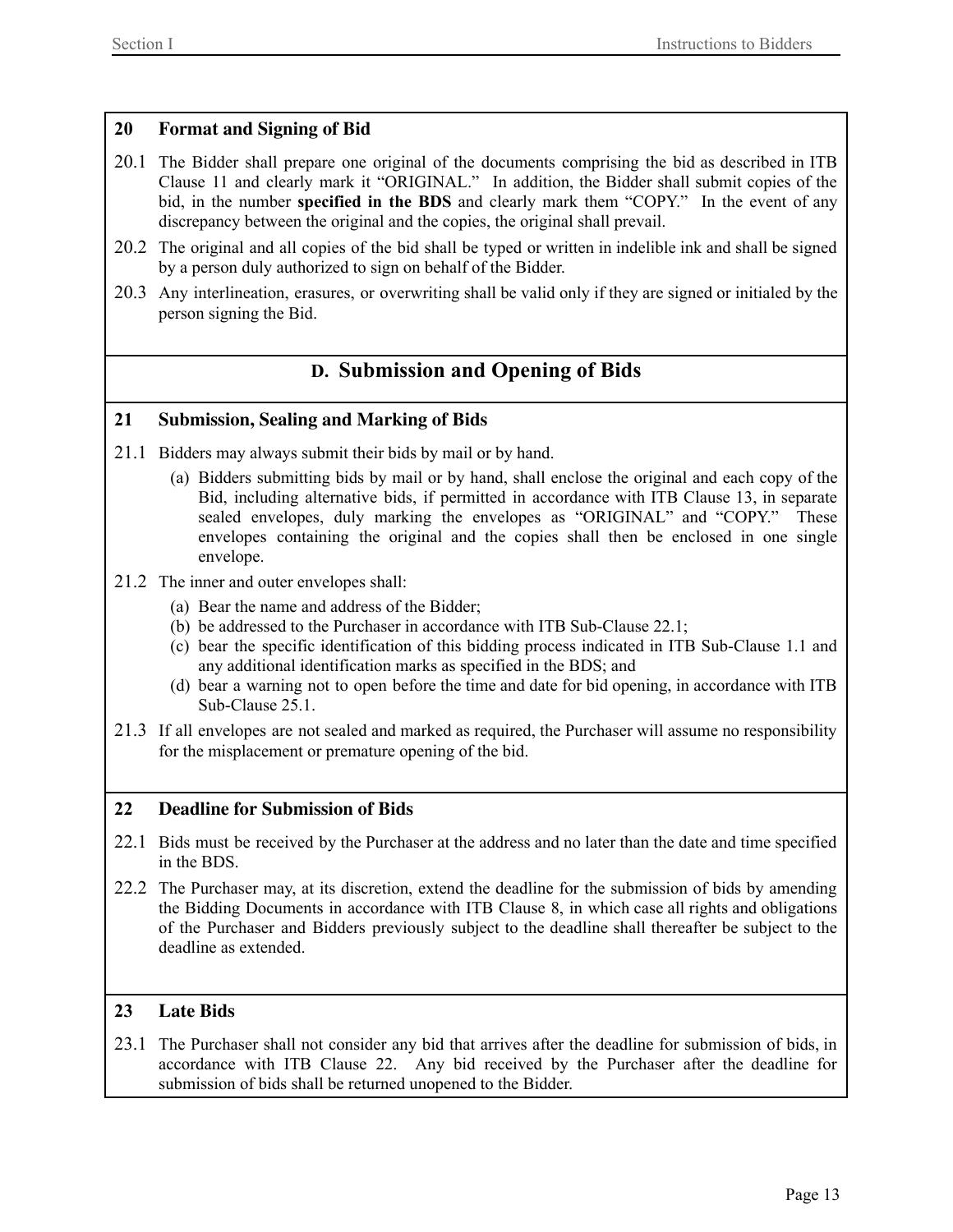### 20 Format and Signing of Bid

20.1 The Bidder shall prepare one original of the documents comprising the bid as described in ITB Clause 11 and clearly mark it "ORIGINAL." In addition, the Bidder shall submit copies of the bid, in the number **specified in the BDS** and clearly mark them "COPY." In the event of any discrepancy between the original and the copies, the original shall prevail.

20.2 The original and all copies of the bid shall be typed or written in indelible ink and shall be signed by a person duly authorized to sign on behalf of the Bidder.

20.3 Any interlineation, erasures, or overwriting shall be valid only if they are signed or initialed by the person signing the Bid.

## D. Submission and Opening of Bids

### 21 Submission, Sealing and Marking of Bids

21.1 Bidders may always submit their bids by mail or by hand.

(a) Bidders submitting bids by mail or by hand, shall enclose the original and each copy of the Bid, including alternative bids, if permitted in accordance with ITB Clause 13, in separate sealed envelopes, duly marking the envelopes as "ORIGINAL" and "COPY." These envelopes containing the original and the copies shall then be enclosed in one single envelope.

21.2 The inner and outer envelopes shall:

(a) Bear the name and address of the Bidder;
(b) be addressed to the Purchaser in accordance with ITB Sub-Clause 22.1;
(c) bear the specific identification of this bidding process indicated in ITB Sub-Clause 1.1 and any additional identification marks as specified in the BDS; and
(d) bear a warning not to open before the time and date for bid opening, in accordance with ITB Sub-Clause 25.1.

21.3 If all envelopes are not sealed and marked as required, the Purchaser will assume no responsibility for the misplacement or premature opening of the bid.

### 22 Deadline for Submission of Bids

22.1 Bids must be received by the Purchaser at the address and no later than the date and time specified in the BDS.

22.2 The Purchaser may, at its discretion, extend the deadline for the submission of bids by amending the Bidding Documents in accordance with ITB Clause 8, in which case all rights and obligations of the Purchaser and Bidders previously subject to the deadline shall thereafter be subject to the deadline as extended.

### 23 Late Bids

23.1 The Purchaser shall not consider any bid that arrives after the deadline for submission of bids, in accordance with ITB Clause 22. Any bid received by the Purchaser after the deadline for submission of bids shall be returned unopened to the Bidder.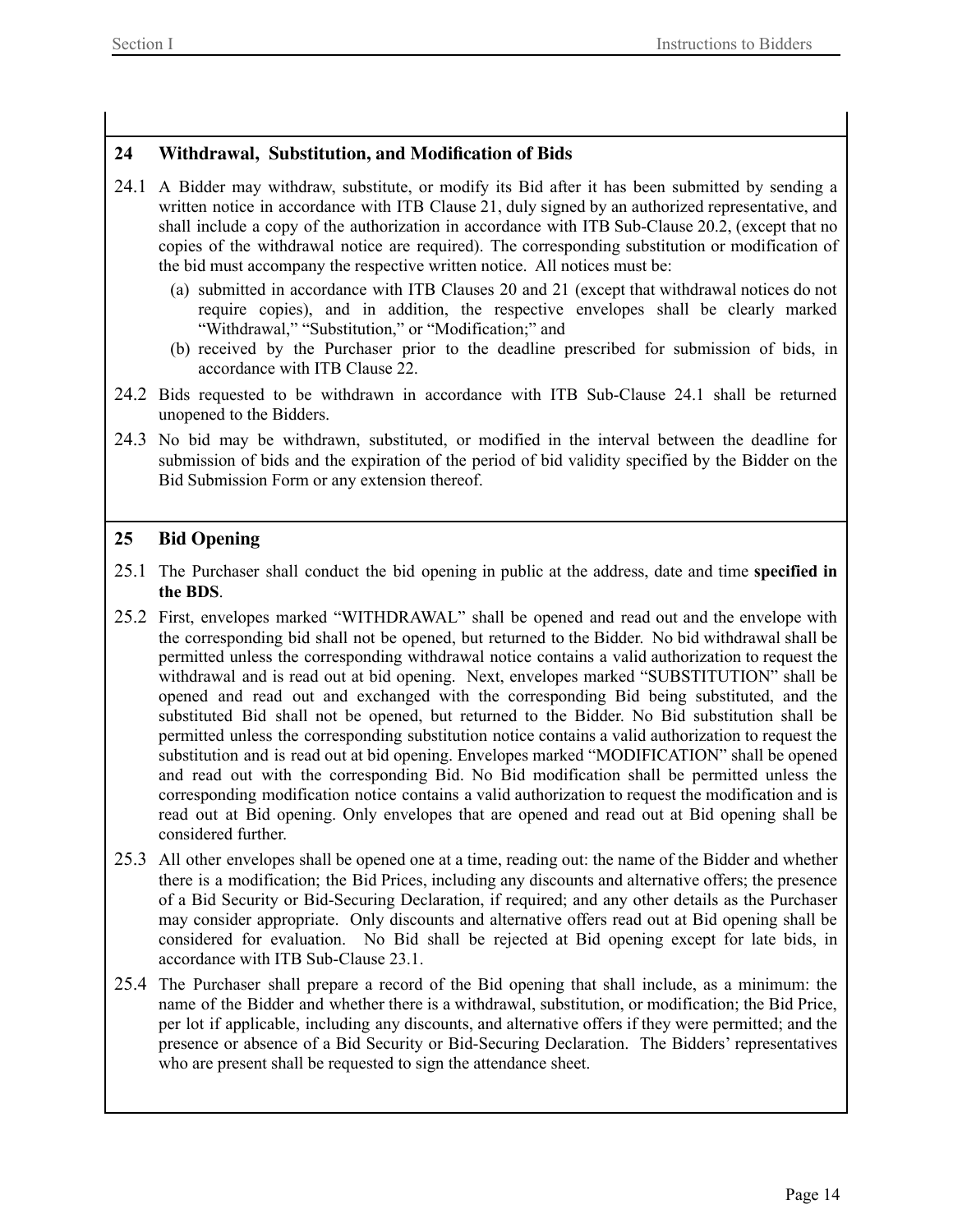## 24 Withdrawal, Substitution, and Modification of Bids

24.1 A Bidder may withdraw, substitute, or modify its Bid after it has been submitted by sending a written notice in accordance with ITB Clause 21, duly signed by an authorized representative, and shall include a copy of the authorization in accordance with ITB Sub-Clause 20.2, (except that no copies of the withdrawal notice are required). The corresponding substitution or modification of the bid must accompany the respective written notice. All notices must be:

(a) submitted in accordance with ITB Clauses 20 and 21 (except that withdrawal notices do not require copies), and in addition, the respective envelopes shall be clearly marked "Withdrawal," "Substitution," or "Modification;" and

(b) received by the Purchaser prior to the deadline prescribed for submission of bids, in accordance with ITB Clause 22.

24.2 Bids requested to be withdrawn in accordance with ITB Sub-Clause 24.1 shall be returned unopened to the Bidders.

24.3 No bid may be withdrawn, substituted, or modified in the interval between the deadline for submission of bids and the expiration of the period of bid validity specified by the Bidder on the Bid Submission Form or any extension thereof.

## 25 Bid Opening

25.1 The Purchaser shall conduct the bid opening in public at the address, date and time **specified in the BDS**.

25.2 First, envelopes marked "WITHDRAWAL" shall be opened and read out and the envelope with the corresponding bid shall not be opened, but returned to the Bidder. No bid withdrawal shall be permitted unless the corresponding withdrawal notice contains a valid authorization to request the withdrawal and is read out at bid opening. Next, envelopes marked "SUBSTITUTION" shall be opened and read out and exchanged with the corresponding Bid being substituted, and the substituted Bid shall not be opened, but returned to the Bidder. No Bid substitution shall be permitted unless the corresponding substitution notice contains a valid authorization to request the substitution and is read out at bid opening. Envelopes marked "MODIFICATION" shall be opened and read out with the corresponding Bid. No Bid modification shall be permitted unless the corresponding modification notice contains a valid authorization to request the modification and is read out at Bid opening. Only envelopes that are opened and read out at Bid opening shall be considered further.

25.3 All other envelopes shall be opened one at a time, reading out: the name of the Bidder and whether there is a modification; the Bid Prices, including any discounts and alternative offers; the presence of a Bid Security or Bid-Securing Declaration, if required; and any other details as the Purchaser may consider appropriate. Only discounts and alternative offers read out at Bid opening shall be considered for evaluation. No Bid shall be rejected at Bid opening except for late bids, in accordance with ITB Sub-Clause 23.1.

25.4 The Purchaser shall prepare a record of the Bid opening that shall include, as a minimum: the name of the Bidder and whether there is a withdrawal, substitution, or modification; the Bid Price, per lot if applicable, including any discounts, and alternative offers if they were permitted; and the presence or absence of a Bid Security or Bid-Securing Declaration. The Bidders' representatives who are present shall be requested to sign the attendance sheet.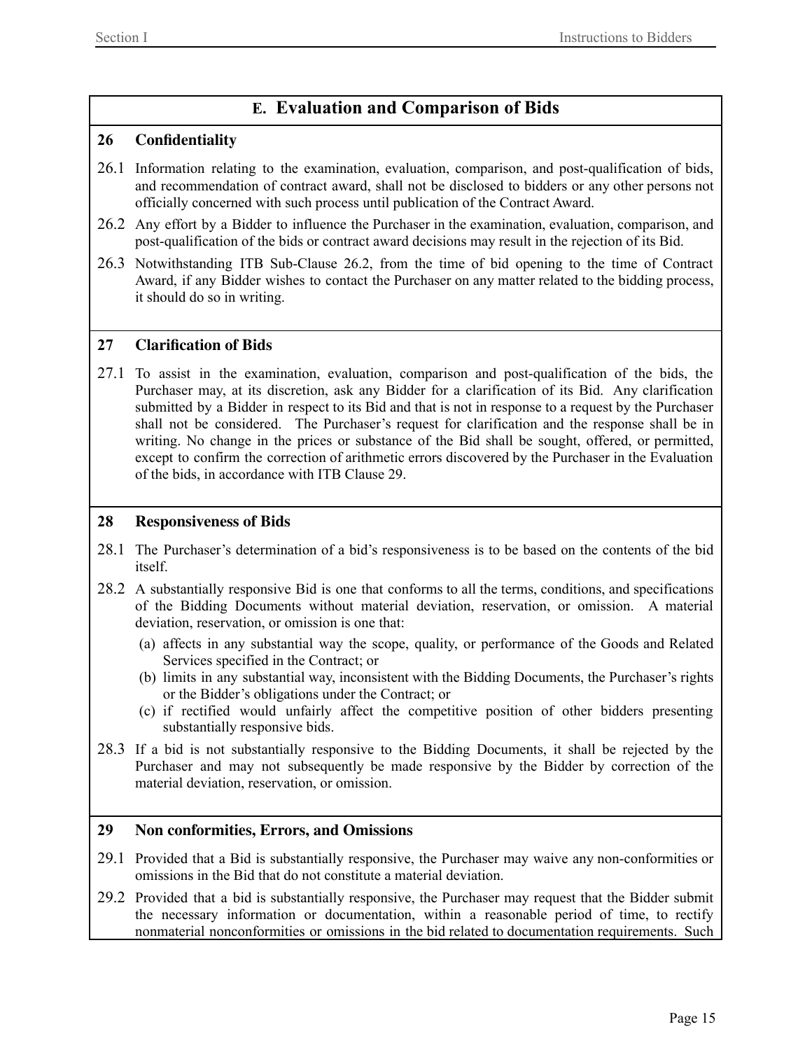## E. Evaluation and Comparison of Bids

### 26 Confidentiality

26.1 Information relating to the examination, evaluation, comparison, and post-qualification of bids, and recommendation of contract award, shall not be disclosed to bidders or any other persons not officially concerned with such process until publication of the Contract Award.

26.2 Any effort by a Bidder to influence the Purchaser in the examination, evaluation, comparison, and post-qualification of the bids or contract award decisions may result in the rejection of its Bid.

26.3 Notwithstanding ITB Sub-Clause 26.2, from the time of bid opening to the time of Contract Award, if any Bidder wishes to contact the Purchaser on any matter related to the bidding process, it should do so in writing.

### 27 Clarification of Bids

27.1 To assist in the examination, evaluation, comparison and post-qualification of the bids, the Purchaser may, at its discretion, ask any Bidder for a clarification of its Bid. Any clarification submitted by a Bidder in respect to its Bid and that is not in response to a request by the Purchaser shall not be considered. The Purchaser's request for clarification and the response shall be in writing. No change in the prices or substance of the Bid shall be sought, offered, or permitted, except to confirm the correction of arithmetic errors discovered by the Purchaser in the Evaluation of the bids, in accordance with ITB Clause 29.

### 28 Responsiveness of Bids

28.1 The Purchaser's determination of a bid's responsiveness is to be based on the contents of the bid itself.

28.2 A substantially responsive Bid is one that conforms to all the terms, conditions, and specifications of the Bidding Documents without material deviation, reservation, or omission. A material deviation, reservation, or omission is one that:

(a) affects in any substantial way the scope, quality, or performance of the Goods and Related Services specified in the Contract; or

(b) limits in any substantial way, inconsistent with the Bidding Documents, the Purchaser's rights or the Bidder's obligations under the Contract; or

(c) if rectified would unfairly affect the competitive position of other bidders presenting substantially responsive bids.

28.3 If a bid is not substantially responsive to the Bidding Documents, it shall be rejected by the Purchaser and may not subsequently be made responsive by the Bidder by correction of the material deviation, reservation, or omission.

### 29 Non conformities, Errors, and Omissions

29.1 Provided that a Bid is substantially responsive, the Purchaser may waive any non-conformities or omissions in the Bid that do not constitute a material deviation.

29.2 Provided that a bid is substantially responsive, the Purchaser may request that the Bidder submit the necessary information or documentation, within a reasonable period of time, to rectify nonmaterial nonconformities or omissions in the bid related to documentation requirements. Such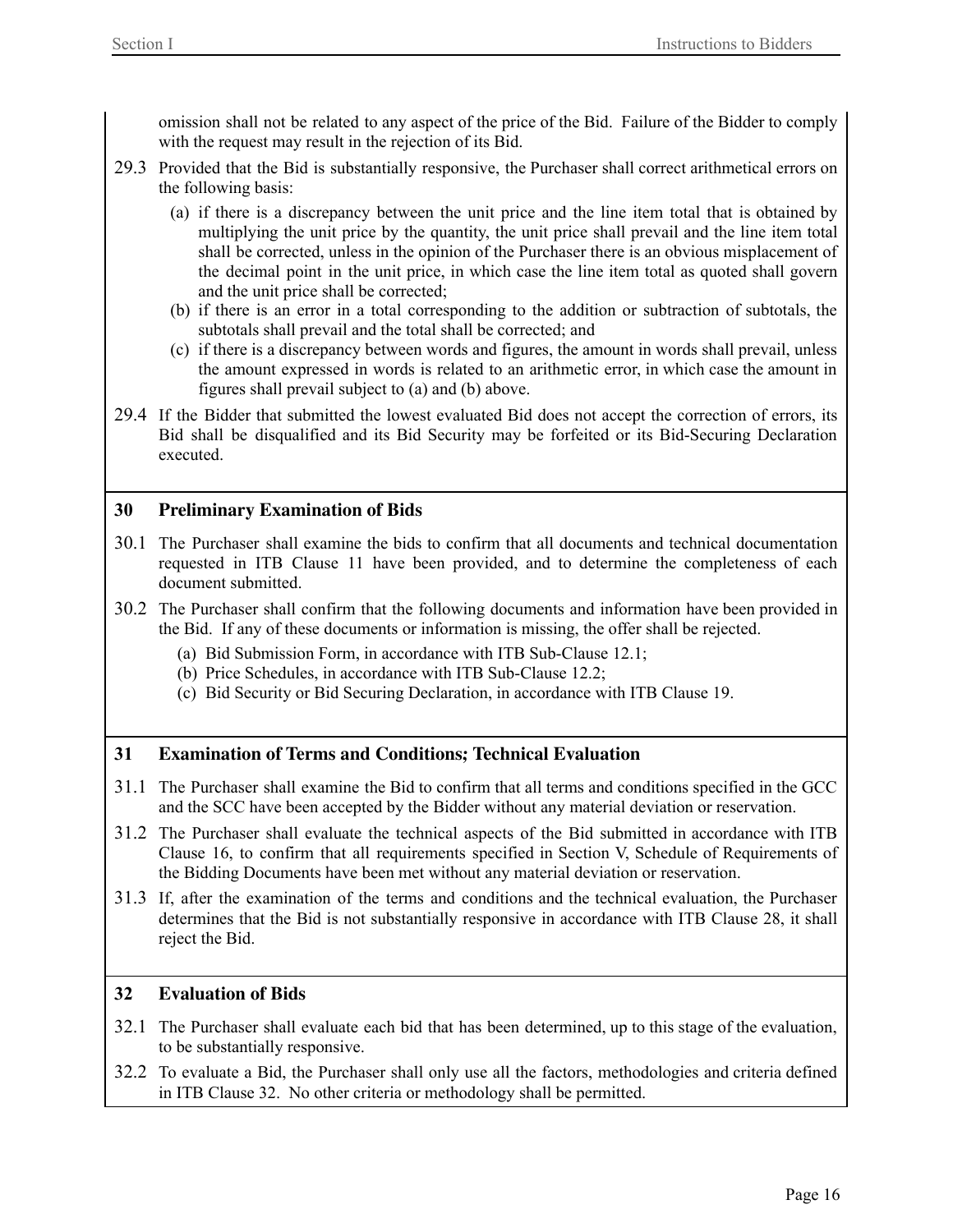omission shall not be related to any aspect of the price of the Bid. Failure of the Bidder to comply with the request may result in the rejection of its Bid.

29.3 Provided that the Bid is substantially responsive, the Purchaser shall correct arithmetical errors on the following basis:

(a) if there is a discrepancy between the unit price and the line item total that is obtained by multiplying the unit price by the quantity, the unit price shall prevail and the line item total shall be corrected, unless in the opinion of the Purchaser there is an obvious misplacement of the decimal point in the unit price, in which case the line item total as quoted shall govern and the unit price shall be corrected;

(b) if there is an error in a total corresponding to the addition or subtraction of subtotals, the subtotals shall prevail and the total shall be corrected; and

(c) if there is a discrepancy between words and figures, the amount in words shall prevail, unless the amount expressed in words is related to an arithmetic error, in which case the amount in figures shall prevail subject to (a) and (b) above.

29.4 If the Bidder that submitted the lowest evaluated Bid does not accept the correction of errors, its Bid shall be disqualified and its Bid Security may be forfeited or its Bid-Securing Declaration executed.

## 30 Preliminary Examination of Bids

30.1 The Purchaser shall examine the bids to confirm that all documents and technical documentation requested in ITB Clause 11 have been provided, and to determine the completeness of each document submitted.

30.2 The Purchaser shall confirm that the following documents and information have been provided in the Bid. If any of these documents or information is missing, the offer shall be rejected.

(a) Bid Submission Form, in accordance with ITB Sub-Clause 12.1;

(b) Price Schedules, in accordance with ITB Sub-Clause 12.2;

(c) Bid Security or Bid Securing Declaration, in accordance with ITB Clause 19.

## 31 Examination of Terms and Conditions; Technical Evaluation

31.1 The Purchaser shall examine the Bid to confirm that all terms and conditions specified in the GCC and the SCC have been accepted by the Bidder without any material deviation or reservation.

31.2 The Purchaser shall evaluate the technical aspects of the Bid submitted in accordance with ITB Clause 16, to confirm that all requirements specified in Section V, Schedule of Requirements of the Bidding Documents have been met without any material deviation or reservation.

31.3 If, after the examination of the terms and conditions and the technical evaluation, the Purchaser determines that the Bid is not substantially responsive in accordance with ITB Clause 28, it shall reject the Bid.

## 32 Evaluation of Bids

32.1 The Purchaser shall evaluate each bid that has been determined, up to this stage of the evaluation, to be substantially responsive.

32.2 To evaluate a Bid, the Purchaser shall only use all the factors, methodologies and criteria defined in ITB Clause 32. No other criteria or methodology shall be permitted.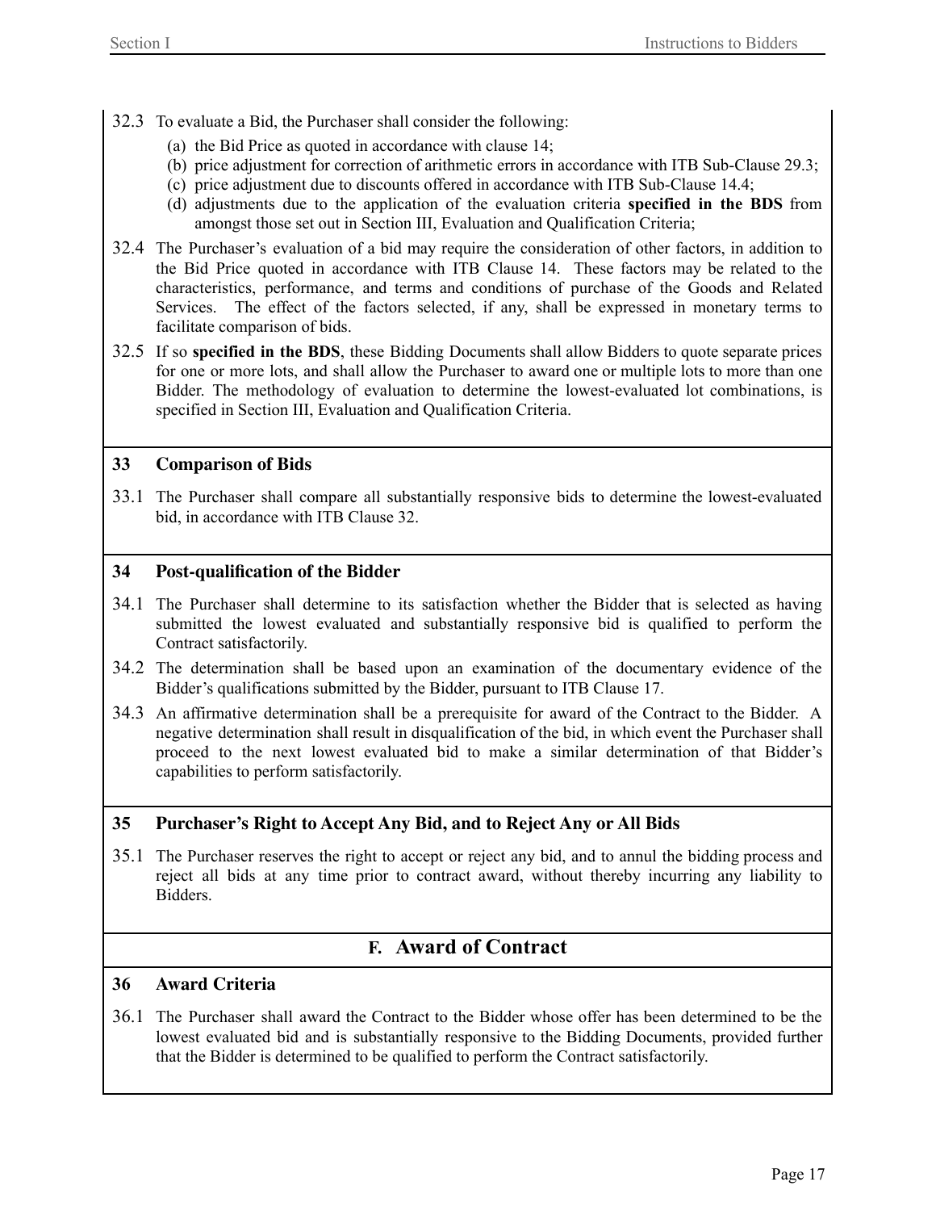32.3 To evaluate a Bid, the Purchaser shall consider the following:

(a) the Bid Price as quoted in accordance with clause 14;
(b) price adjustment for correction of arithmetic errors in accordance with ITB Sub-Clause 29.3;
(c) price adjustment due to discounts offered in accordance with ITB Sub-Clause 14.4;
(d) adjustments due to the application of the evaluation criteria **specified in the BDS** from amongst those set out in Section III, Evaluation and Qualification Criteria;

32.4 The Purchaser's evaluation of a bid may require the consideration of other factors, in addition to the Bid Price quoted in accordance with ITB Clause 14. These factors may be related to the characteristics, performance, and terms and conditions of purchase of the Goods and Related Services. The effect of the factors selected, if any, shall be expressed in monetary terms to facilitate comparison of bids.

32.5 If so **specified in the BDS**, these Bidding Documents shall allow Bidders to quote separate prices for one or more lots, and shall allow the Purchaser to award one or multiple lots to more than one Bidder. The methodology of evaluation to determine the lowest-evaluated lot combinations, is specified in Section III, Evaluation and Qualification Criteria.

### 33 Comparison of Bids

33.1 The Purchaser shall compare all substantially responsive bids to determine the lowest-evaluated bid, in accordance with ITB Clause 32.

### 34 Post-qualification of the Bidder

34.1 The Purchaser shall determine to its satisfaction whether the Bidder that is selected as having submitted the lowest evaluated and substantially responsive bid is qualified to perform the Contract satisfactorily.

34.2 The determination shall be based upon an examination of the documentary evidence of the Bidder's qualifications submitted by the Bidder, pursuant to ITB Clause 17.

34.3 An affirmative determination shall be a prerequisite for award of the Contract to the Bidder. A negative determination shall result in disqualification of the bid, in which event the Purchaser shall proceed to the next lowest evaluated bid to make a similar determination of that Bidder's capabilities to perform satisfactorily.

### 35 Purchaser's Right to Accept Any Bid, and to Reject Any or All Bids

35.1 The Purchaser reserves the right to accept or reject any bid, and to annul the bidding process and reject all bids at any time prior to contract award, without thereby incurring any liability to Bidders.

## F. Award of Contract

### 36 Award Criteria

36.1 The Purchaser shall award the Contract to the Bidder whose offer has been determined to be the lowest evaluated bid and is substantially responsive to the Bidding Documents, provided further that the Bidder is determined to be qualified to perform the Contract satisfactorily.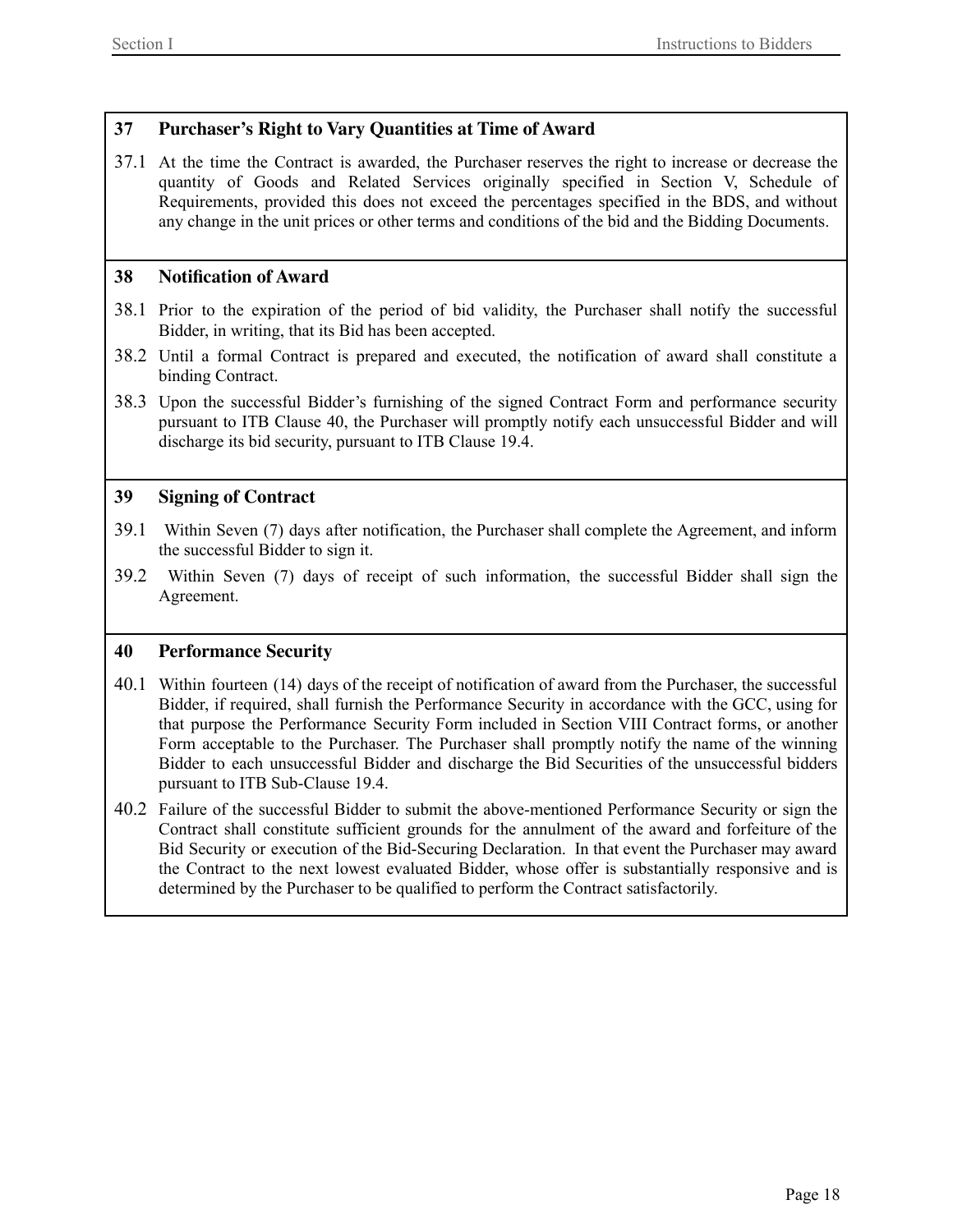## 37 Purchaser's Right to Vary Quantities at Time of Award

37.1 At the time the Contract is awarded, the Purchaser reserves the right to increase or decrease the quantity of Goods and Related Services originally specified in Section V, Schedule of Requirements, provided this does not exceed the percentages specified in the BDS, and without any change in the unit prices or other terms and conditions of the bid and the Bidding Documents.

## 38 Notification of Award

38.1 Prior to the expiration of the period of bid validity, the Purchaser shall notify the successful Bidder, in writing, that its Bid has been accepted.

38.2 Until a formal Contract is prepared and executed, the notification of award shall constitute a binding Contract.

38.3 Upon the successful Bidder's furnishing of the signed Contract Form and performance security pursuant to ITB Clause 40, the Purchaser will promptly notify each unsuccessful Bidder and will discharge its bid security, pursuant to ITB Clause 19.4.

## 39 Signing of Contract

39.1 Within Seven (7) days after notification, the Purchaser shall complete the Agreement, and inform the successful Bidder to sign it.

39.2 Within Seven (7) days of receipt of such information, the successful Bidder shall sign the Agreement.

## 40 Performance Security

40.1 Within fourteen (14) days of the receipt of notification of award from the Purchaser, the successful Bidder, if required, shall furnish the Performance Security in accordance with the GCC, using for that purpose the Performance Security Form included in Section VIII Contract forms, or another Form acceptable to the Purchaser. The Purchaser shall promptly notify the name of the winning Bidder to each unsuccessful Bidder and discharge the Bid Securities of the unsuccessful bidders pursuant to ITB Sub-Clause 19.4.

40.2 Failure of the successful Bidder to submit the above-mentioned Performance Security or sign the Contract shall constitute sufficient grounds for the annulment of the award and forfeiture of the Bid Security or execution of the Bid-Securing Declaration. In that event the Purchaser may award the Contract to the next lowest evaluated Bidder, whose offer is substantially responsive and is determined by the Purchaser to be qualified to perform the Contract satisfactorily.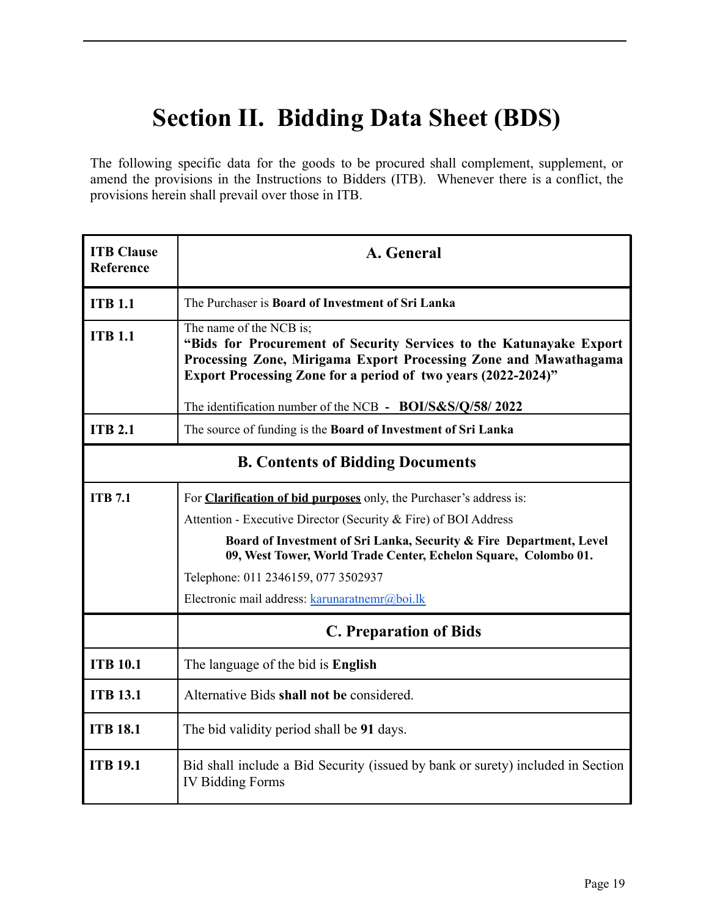# Section II. Bidding Data Sheet (BDS)

The following specific data for the goods to be procured shall complement, supplement, or amend the provisions in the Instructions to Bidders (ITB). Whenever there is a conflict, the provisions herein shall prevail over those in ITB.

| ITB Clause Reference | A. General |
|---|---|
| **ITB 1.1** | The Purchaser is **Board of Investment of Sri Lanka** |
| **ITB 1.1** | The name of the NCB is;<br>**"Bids for Procurement of Security Services to the Katunayake Export Processing Zone, Mirigama Export Processing Zone and Mawathagama Export Processing Zone for a period of two years (2022-2024)"**<br><br>The identification number of the NCB **- BOI/S&S/Q/58/ 2022** |
| **ITB 2.1** | The source of funding is the **Board of Investment of Sri Lanka** |
| | **B. Contents of Bidding Documents** |
| **ITB 7.1** | For **Clarification of bid purposes** only, the Purchaser's address is:<br>Attention - Executive Director (Security & Fire) of BOI Address<br>**Board of Investment of Sri Lanka, Security & Fire Department, Level 09, West Tower, World Trade Center, Echelon Square, Colombo 01.**<br>Telephone: 011 2346159, 077 3502937<br>Electronic mail address: karunaratnemr@boi.lk |
| | **C. Preparation of Bids** |
| **ITB 10.1** | The language of the bid is **English** |
| **ITB 13.1** | Alternative Bids **shall not be** considered. |
| **ITB 18.1** | The bid validity period shall be **91** days. |
| **ITB 19.1** | Bid shall include a Bid Security (issued by bank or surety) included in Section IV Bidding Forms |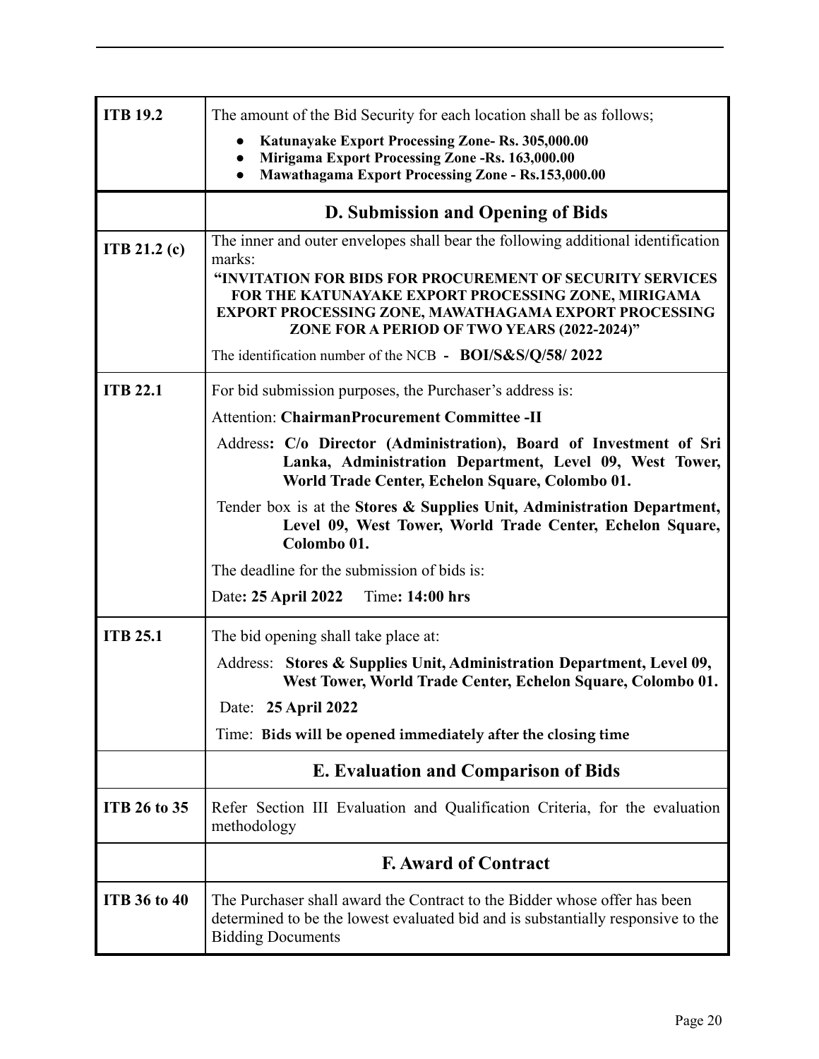| | |
|---|---|
| **ITB 19.2** | The amount of the Bid Security for each location shall be as follows;<br>• **Katunayake Export Processing Zone- Rs. 305,000.00**<br>• **Mirigama Export Processing Zone -Rs. 163,000.00**<br>• **Mawathagama Export Processing Zone - Rs.153,000.00** |
| | **D. Submission and Opening of Bids** |
| **ITB 21.2 (c)** | The inner and outer envelopes shall bear the following additional identification marks:<br>**"INVITATION FOR BIDS FOR PROCUREMENT OF SECURITY SERVICES FOR THE KATUNAYAKE EXPORT PROCESSING ZONE, MIRIGAMA EXPORT PROCESSING ZONE, MAWATHAGAMA EXPORT PROCESSING ZONE FOR A PERIOD OF TWO YEARS (2022-2024)"**<br>The identification number of the NCB **- BOI/S&S/Q/58/ 2022** |
| **ITB 22.1** | For bid submission purposes, the Purchaser's address is:<br>Attention: **ChairmanProcurement Committee -II**<br>Address**: C/o Director (Administration), Board of Investment of Sri Lanka, Administration Department, Level 09, West Tower, World Trade Center, Echelon Square, Colombo 01.**<br>Tender box is at the **Stores & Supplies Unit, Administration Department, Level 09, West Tower, World Trade Center, Echelon Square, Colombo 01.**<br>The deadline for the submission of bids is:<br>Date**: 25 April 2022** Time**: 14:00 hrs** |
| **ITB 25.1** | The bid opening shall take place at:<br>Address: **Stores & Supplies Unit, Administration Department, Level 09, West Tower, World Trade Center, Echelon Square, Colombo 01.**<br>Date: **25 April 2022**<br>Time: **Bids will be opened immediately after the closing time** |
| | **E. Evaluation and Comparison of Bids** |
| **ITB 26 to 35** | Refer Section III Evaluation and Qualification Criteria, for the evaluation methodology |
| | **F. Award of Contract** |
| **ITB 36 to 40** | The Purchaser shall award the Contract to the Bidder whose offer has been determined to be the lowest evaluated bid and is substantially responsive to the Bidding Documents |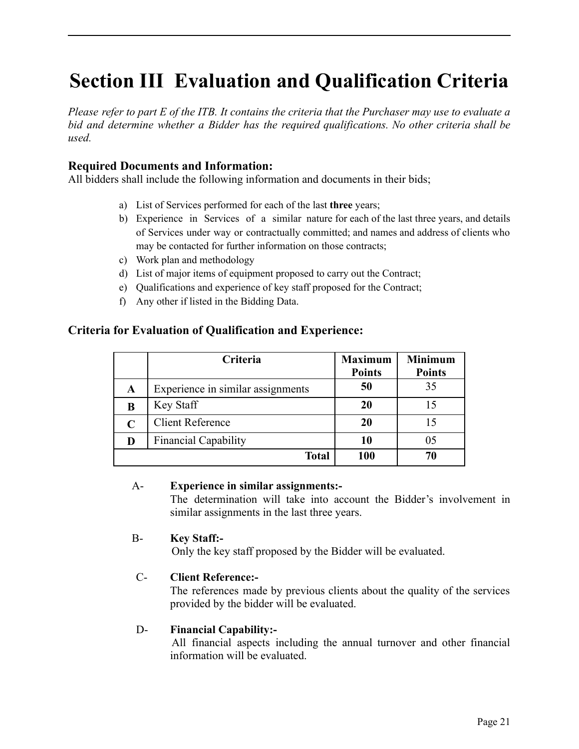# Section III Evaluation and Qualification Criteria

*Please refer to part E of the ITB. It contains the criteria that the Purchaser may use to evaluate a bid and determine whether a Bidder has the required qualifications. No other criteria shall be used.*

### Required Documents and Information:

All bidders shall include the following information and documents in their bids;

a) List of Services performed for each of the last **three** years;
b) Experience in Services of a similar nature for each of the last three years, and details of Services under way or contractually committed; and names and address of clients who may be contacted for further information on those contracts;
c) Work plan and methodology
d) List of major items of equipment proposed to carry out the Contract;
e) Qualifications and experience of key staff proposed for the Contract;
f) Any other if listed in the Bidding Data.

### Criteria for Evaluation of Qualification and Experience:

| | Criteria | Maximum Points | Minimum Points |
|---|---|---|---|
| **A** | Experience in similar assignments | **50** | 35 |
| **B** | Key Staff | **20** | 15 |
| **C** | Client Reference | **20** | 15 |
| **D** | Financial Capability | **10** | 05 |
| | **Total** | **100** | **70** |

A- **Experience in similar assignments:-**
The determination will take into account the Bidder's involvement in similar assignments in the last three years.

B- **Key Staff:-**
Only the key staff proposed by the Bidder will be evaluated.

C- **Client Reference:-**
The references made by previous clients about the quality of the services provided by the bidder will be evaluated.

D- **Financial Capability:-**
All financial aspects including the annual turnover and other financial information will be evaluated.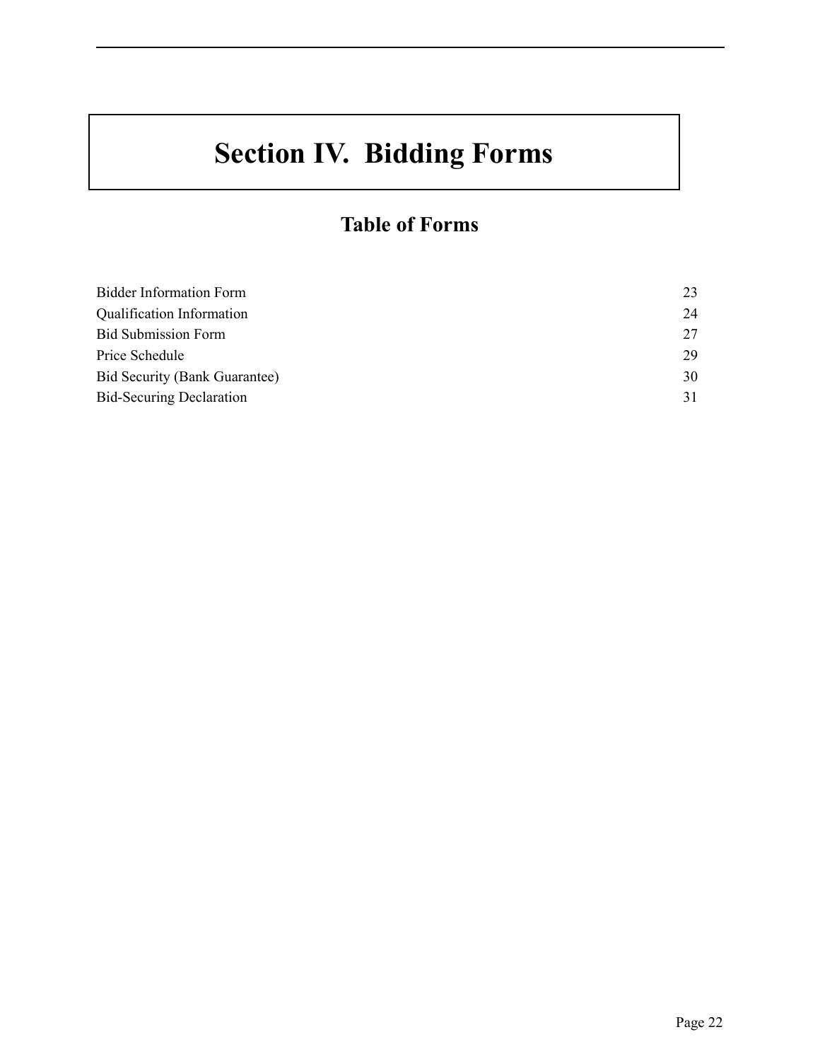# Section IV. Bidding Forms

## Table of Forms

| | |
|---|---|
| Bidder Information Form | 23 |
| Qualification Information | 24 |
| Bid Submission Form | 27 |
| Price Schedule | 29 |
| Bid Security (Bank Guarantee) | 30 |
| Bid-Securing Declaration | 31 |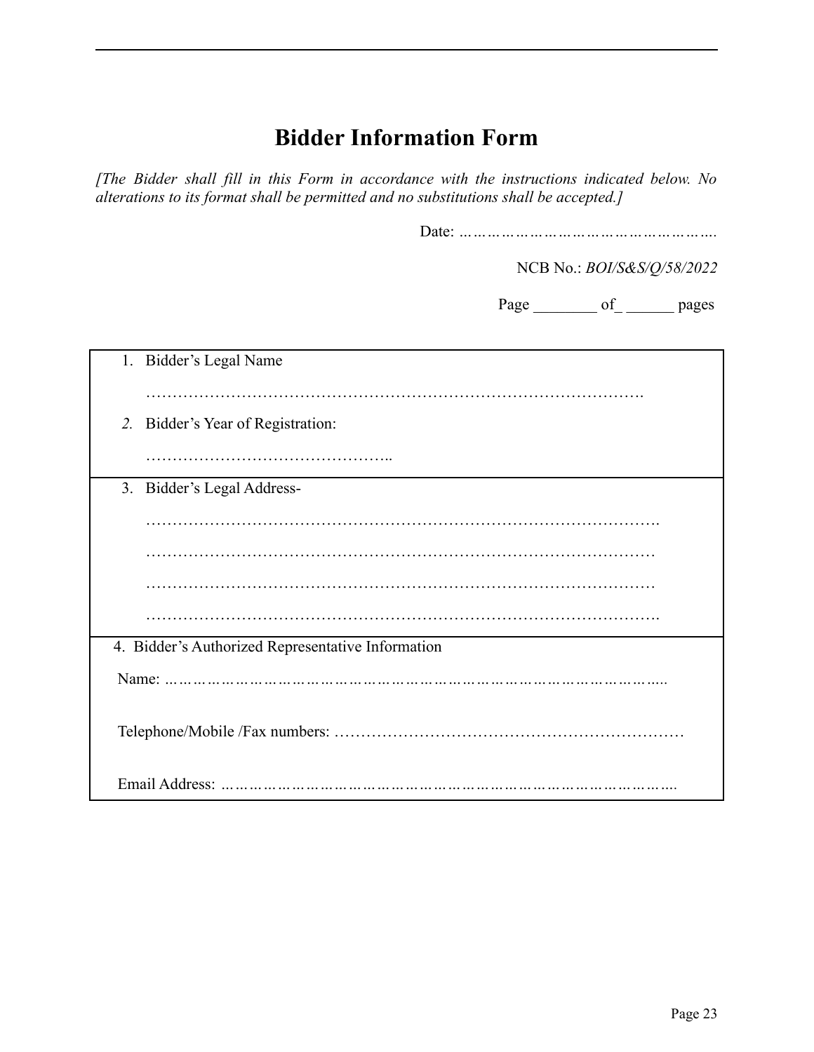# Bidder Information Form

*[The Bidder shall fill in this Form in accordance with the instructions indicated below. No alterations to its format shall be permitted and no substitutions shall be accepted.]*

Date: ……………………………………………..

NCB No.: *BOI/S&S/Q/58/2022*

Page ________ of_ ______ pages

| |
|---|
| 1. Bidder's Legal Name<br><br>……………………………………………………………………………….<br><br>*2.* Bidder's Year of Registration:<br><br>……………………………………….. |
| 3. Bidder's Legal Address-<br><br>……………………………………………………………………………….<br><br>………………………………………………………………………………<br><br>………………………………………………………………………………<br><br>………………………………………………………………………………. |
| 4. Bidder's Authorized Representative Information<br><br>Name: ……………………………………………………………………………………..<br><br>Telephone/Mobile /Fax numbers: ………………………………………………………<br><br>Email Address: ……………………………………………………………………………. |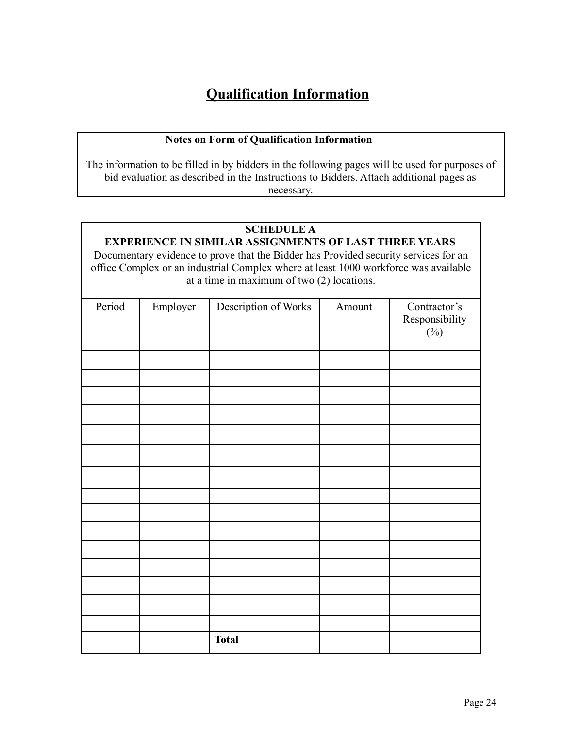# Qualification Information

**Notes on Form of Qualification Information**

The information to be filled in by bidders in the following pages will be used for purposes of bid evaluation as described in the Instructions to Bidders. Attach additional pages as necessary.

**SCHEDULE A**

**EXPERIENCE IN SIMILAR ASSIGNMENTS OF LAST THREE YEARS**

Documentary evidence to prove that the Bidder has Provided security services for an office Complex or an industrial Complex where at least 1000 workforce was available at a time in maximum of two (2) locations.

| Period | Employer | Description of Works | Amount | Contractor's Responsibility (%) |
|---|---|---|---|---|
| | | | | |
| | | | | |
| | | | | |
| | | | | |
| | | | | |
| | | | | |
| | | | | |
| | | | | |
| | | | | |
| | | | | |
| | | | | |
| | | | | |
| | | | | |
| | | | | |
| | | | | |
| | | **Total** | | |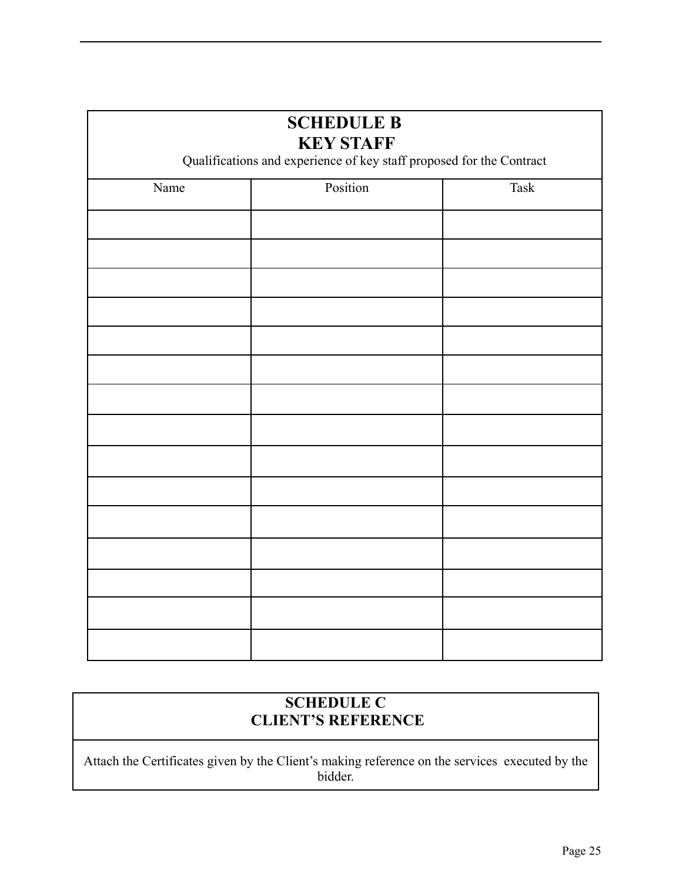## SCHEDULE B
## KEY STAFF

Qualifications and experience of key staff proposed for the Contract

| Name | Position | Task |
|---|---|---|
| | | |
| | | |
| | | |
| | | |
| | | |
| | | |
| | | |
| | | |
| | | |
| | | |
| | | |
| | | |
| | | |
| | | |
| | | |

## SCHEDULE C
## CLIENT'S REFERENCE

Attach the Certificates given by the Client's making reference on the services executed by the bidder.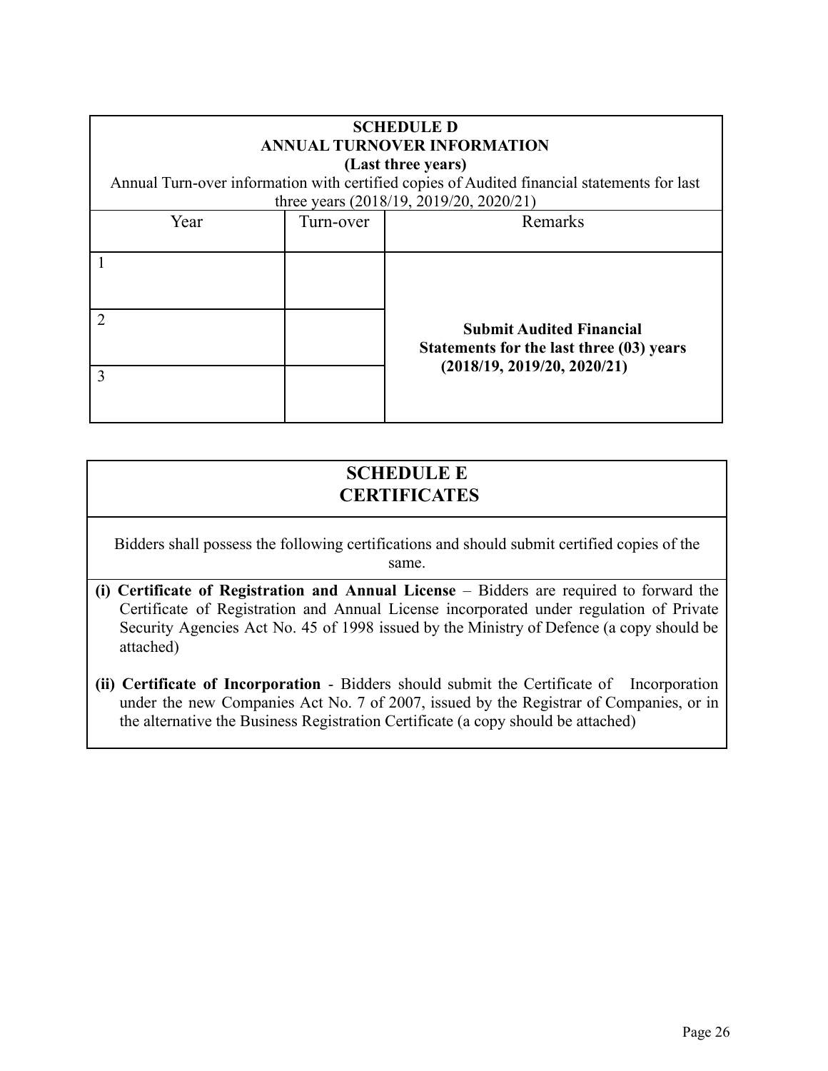## SCHEDULE D
## ANNUAL TURNOVER INFORMATION
**(Last three years)**

Annual Turn-over information with certified copies of Audited financial statements for last three years (2018/19, 2019/20, 2020/21)

| Year | Turn-over | Remarks |
|---|---|---|
| 1 | | **Submit Audited Financial Statements for the last three (03) years (2018/19, 2019/20, 2020/21)** |
| 2 | | |
| 3 | | |

## SCHEDULE E
## CERTIFICATES

Bidders shall possess the following certifications and should submit certified copies of the same.

**(i) Certificate of Registration and Annual License** – Bidders are required to forward the Certificate of Registration and Annual License incorporated under regulation of Private Security Agencies Act No. 45 of 1998 issued by the Ministry of Defence (a copy should be attached)

**(ii) Certificate of Incorporation** - Bidders should submit the Certificate of Incorporation under the new Companies Act No. 7 of 2007, issued by the Registrar of Companies, or in the alternative the Business Registration Certificate (a copy should be attached)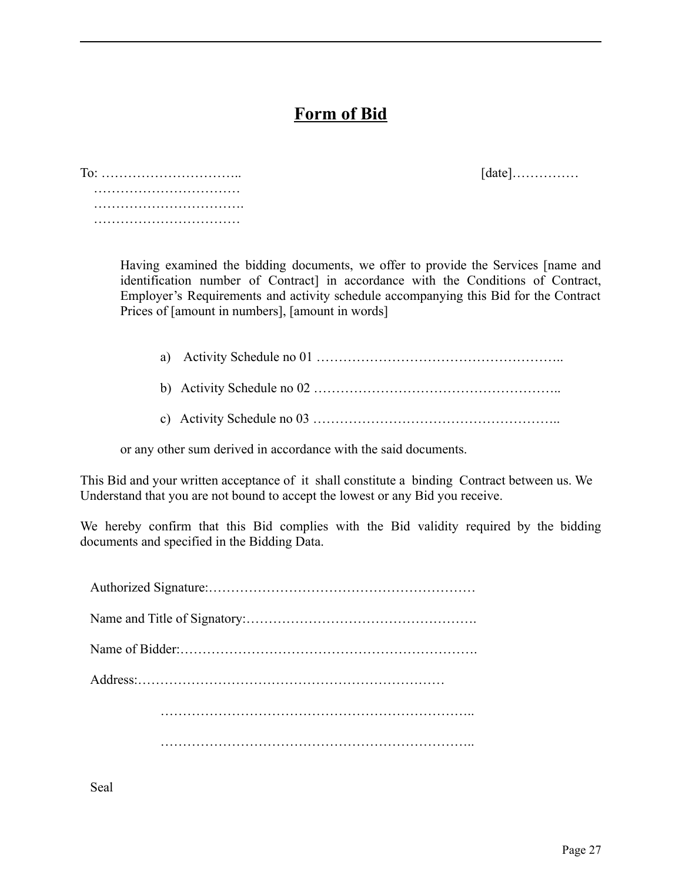# Form of Bid

To: ………………………….. [date]……………

……………………………

…………………………….

……………………………

Having examined the bidding documents, we offer to provide the Services [name and identification number of Contract] in accordance with the Conditions of Contract, Employer's Requirements and activity schedule accompanying this Bid for the Contract Prices of [amount in numbers], [amount in words]

a) Activity Schedule no 01 ………………………………………………..

b) Activity Schedule no 02 ………………………………………………..

c) Activity Schedule no 03 ………………………………………………..

or any other sum derived in accordance with the said documents.

This Bid and your written acceptance of it shall constitute a binding Contract between us. We Understand that you are not bound to accept the lowest or any Bid you receive.

We hereby confirm that this Bid complies with the Bid validity required by the bidding documents and specified in the Bidding Data.

Authorized Signature:……………………………………………………

Name and Title of Signatory:…………………………………………….

Name of Bidder:………………………………………………………….

Address:……………………………………………………………

……………………………………………………………..

……………………………………………………………..

Seal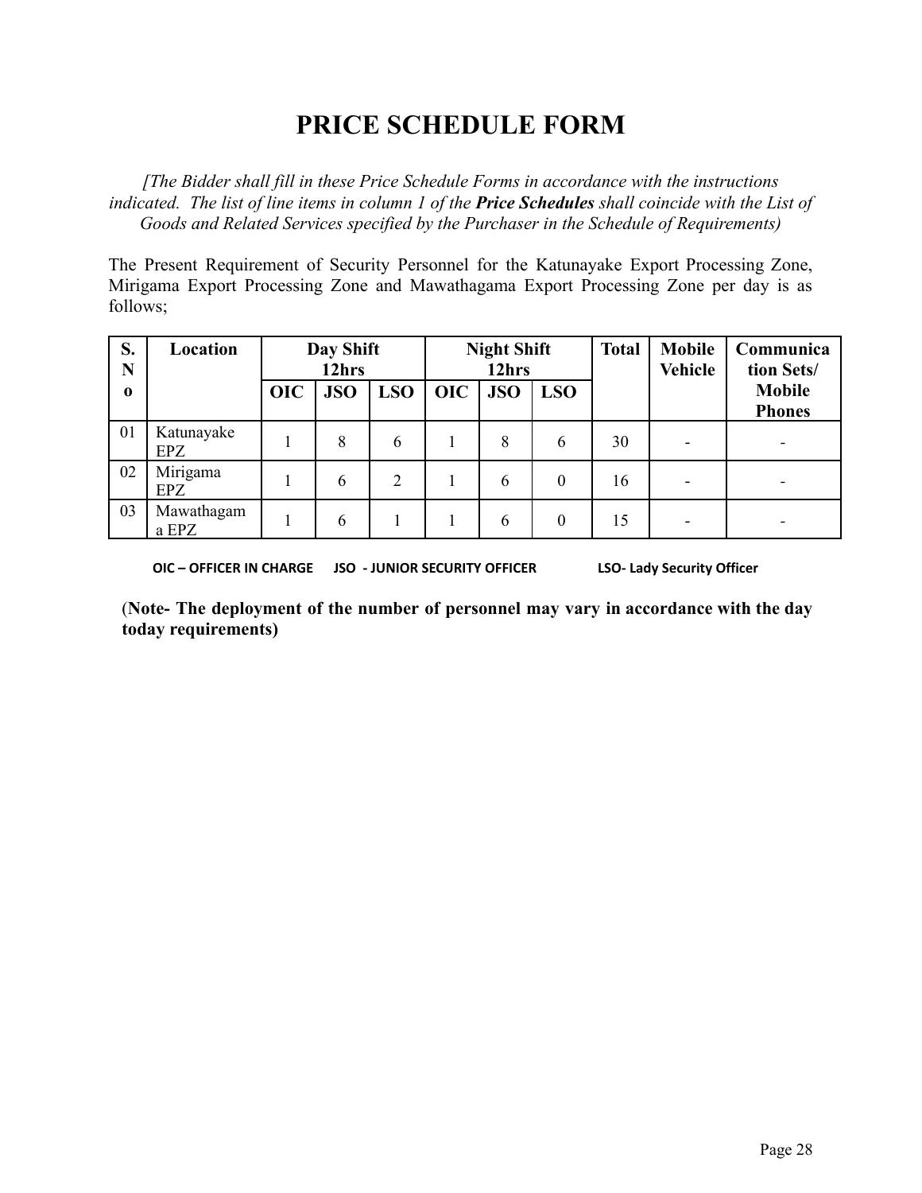# PRICE SCHEDULE FORM

*[The Bidder shall fill in these Price Schedule Forms in accordance with the instructions indicated. The list of line items in column 1 of the **Price Schedules** shall coincide with the List of Goods and Related Services specified by the Purchaser in the Schedule of Requirements)*

The Present Requirement of Security Personnel for the Katunayake Export Processing Zone, Mirigama Export Processing Zone and Mawathagama Export Processing Zone per day is as follows;

| S. No | Location | Day Shift 12hrs | | | Night Shift 12hrs | | | Total | Mobile Vehicle | Communication Sets/ Mobile Phones |
|---|---|---|---|---|---|---|---|---|---|---|
| | | OIC | JSO | LSO | OIC | JSO | LSO | | | |
| 01 | Katunayake EPZ | 1 | 8 | 6 | 1 | 8 | 6 | 30 | - | - |
| 02 | Mirigama EPZ | 1 | 6 | 2 | 1 | 6 | 0 | 16 | - | - |
| 03 | Mawathagama EPZ | 1 | 6 | 1 | 1 | 6 | 0 | 15 | - | - |

**OIC – OFFICER IN CHARGE JSO - JUNIOR SECURITY OFFICER LSO- Lady Security Officer**

(**Note- The deployment of the number of personnel may vary in accordance with the day today requirements)**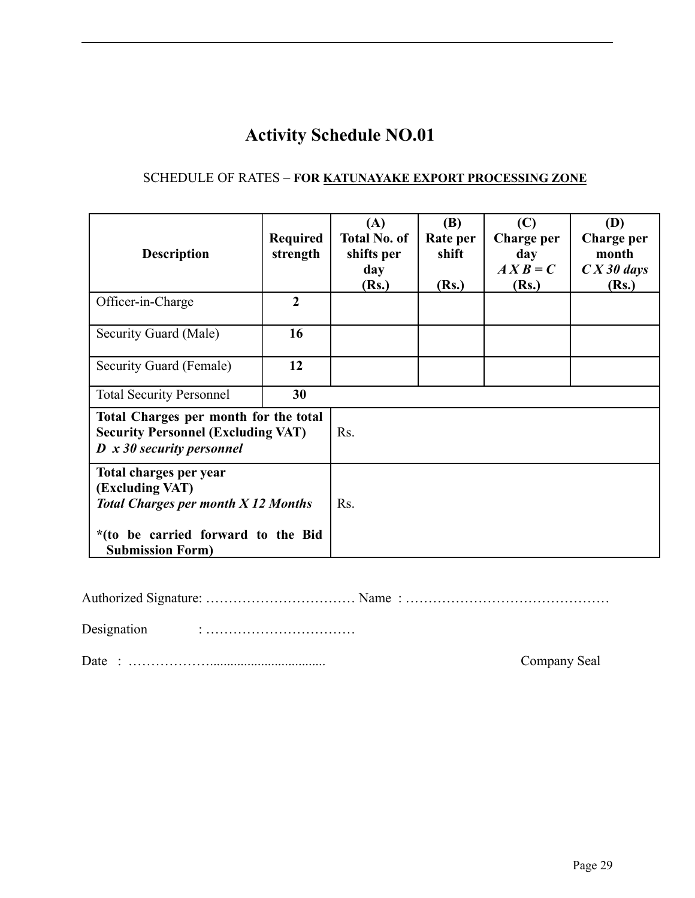# Activity Schedule NO.01

SCHEDULE OF RATES – **FOR KATUNAYAKE EXPORT PROCESSING ZONE**

| Description | Required strength | (A) Total No. of shifts per day (Rs.) | (B) Rate per shift (Rs.) | (C) Charge per day *A X B = C* (Rs.) | (D) Charge per month *C X 30 days* (Rs.) |
|---|---|---|---|---|---|
| Officer-in-Charge | **2** | | | | |
| Security Guard (Male) | **16** | | | | |
| Security Guard (Female) | **12** | | | | |
| Total Security Personnel | **30** | | | | |
| **Total Charges per month for the total Security Personnel (Excluding VAT)** ***D x 30 security personnel*** | | Rs. | | | |
| **Total charges per year (Excluding VAT)** ***Total Charges per month X 12 Months*** **\*(to be carried forward to the Bid Submission Form)** | | Rs. | | | |

Authorized Signature: …………………………… Name : ………………………………………

Designation : ……………………………

Date : ………………..................................

Company Seal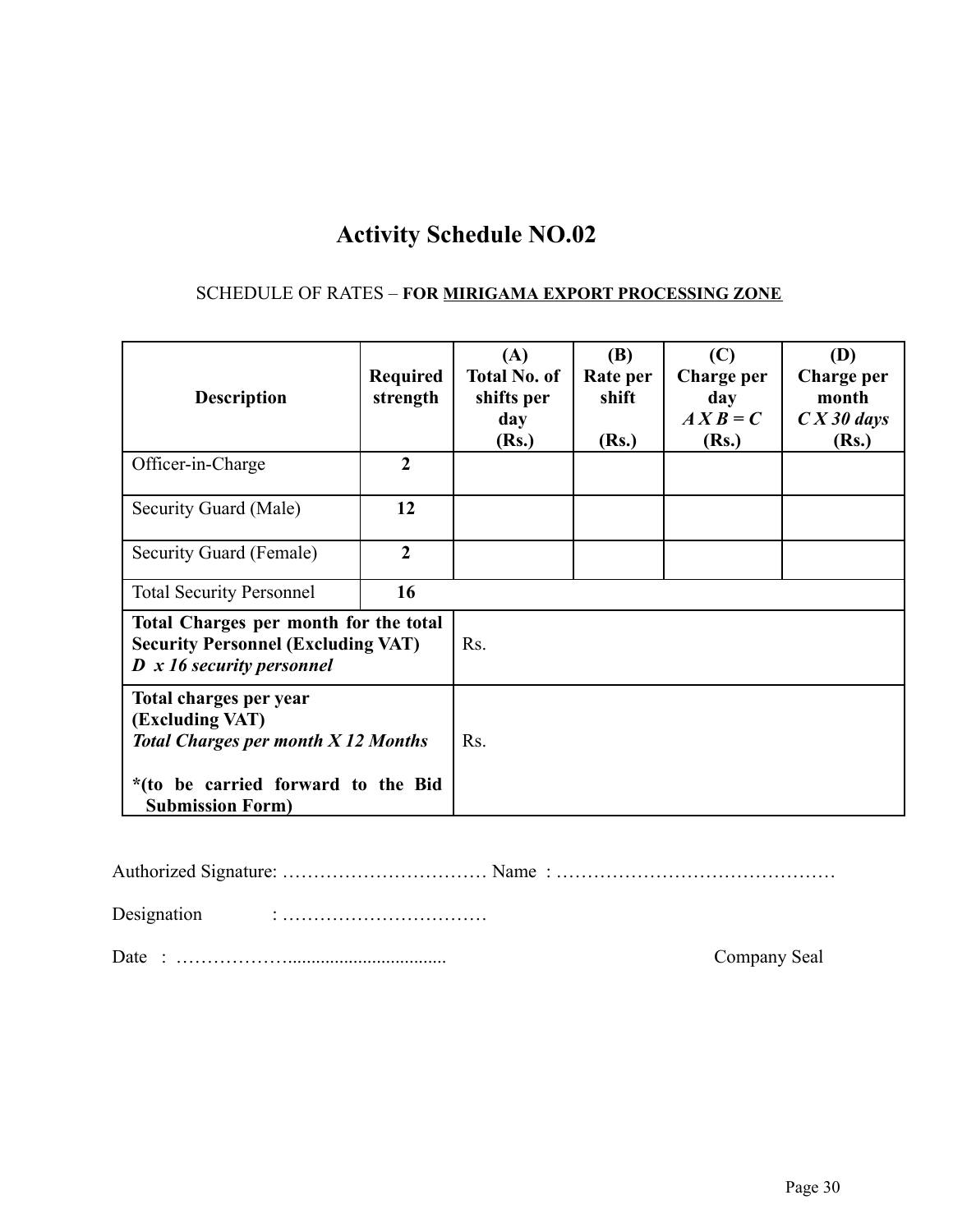# Activity Schedule NO.02

SCHEDULE OF RATES – **FOR MIRIGAMA EXPORT PROCESSING ZONE**

| Description | Required strength | (A) Total No. of shifts per day (Rs.) | (B) Rate per shift (Rs.) | (C) Charge per day *A X B = C* (Rs.) | (D) Charge per month *C X 30 days* (Rs.) |
|---|---|---|---|---|---|
| Officer-in-Charge | **2** | | | | |
| Security Guard (Male) | **12** | | | | |
| Security Guard (Female) | **2** | | | | |
| Total Security Personnel | **16** | | | | |
| **Total Charges per month for the total Security Personnel (Excluding VAT)** ***D x 16 security personnel*** | | Rs. | | | |
| **Total charges per year (Excluding VAT)** ***Total Charges per month X 12 Months*** **\*(to be carried forward to the Bid Submission Form)** | | Rs. | | | |

Authorized Signature: …………………………… Name : ………………………………………

Designation : ……………………………

Date : ……………….................................. Company Seal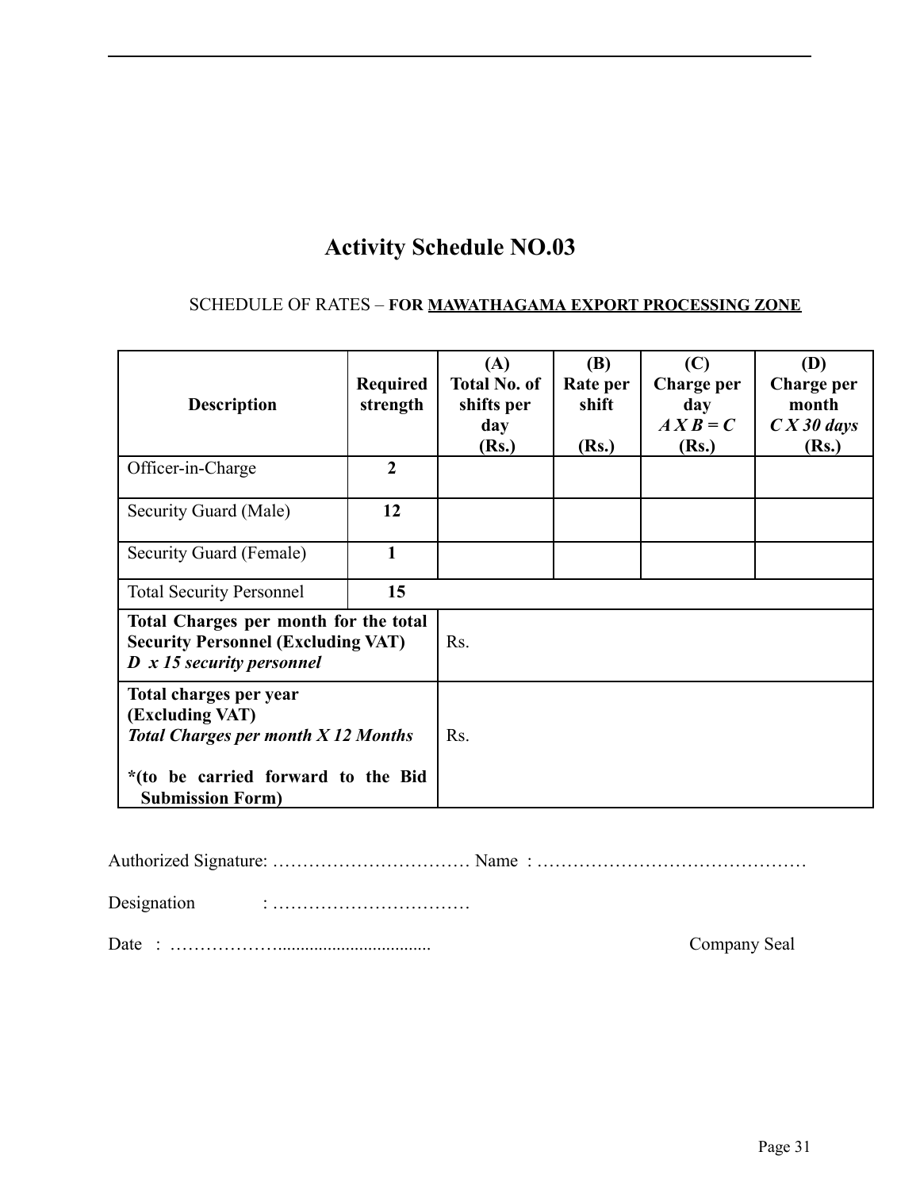# Activity Schedule NO.03

SCHEDULE OF RATES – **FOR MAWATHAGAMA EXPORT PROCESSING ZONE**

| Description | Required strength | (A) Total No. of shifts per day (Rs.) | (B) Rate per shift (Rs.) | (C) Charge per day *A X B = C* (Rs.) | (D) Charge per month *C X 30 days* (Rs.) |
|---|---|---|---|---|---|
| Officer-in-Charge | **2** | | | | |
| Security Guard (Male) | **12** | | | | |
| Security Guard (Female) | **1** | | | | |
| Total Security Personnel | **15** | | | | |
| **Total Charges per month for the total Security Personnel (Excluding VAT)** ***D x 15 security personnel*** | | Rs. | | | |
| **Total charges per year (Excluding VAT)** ***Total Charges per month X 12 Months*** **\*(to be carried forward to the Bid Submission Form)** | | Rs. | | | |

Authorized Signature: …………………………… Name : ………………………………………

Designation : ……………………………

Date : ………………….................................. Company Seal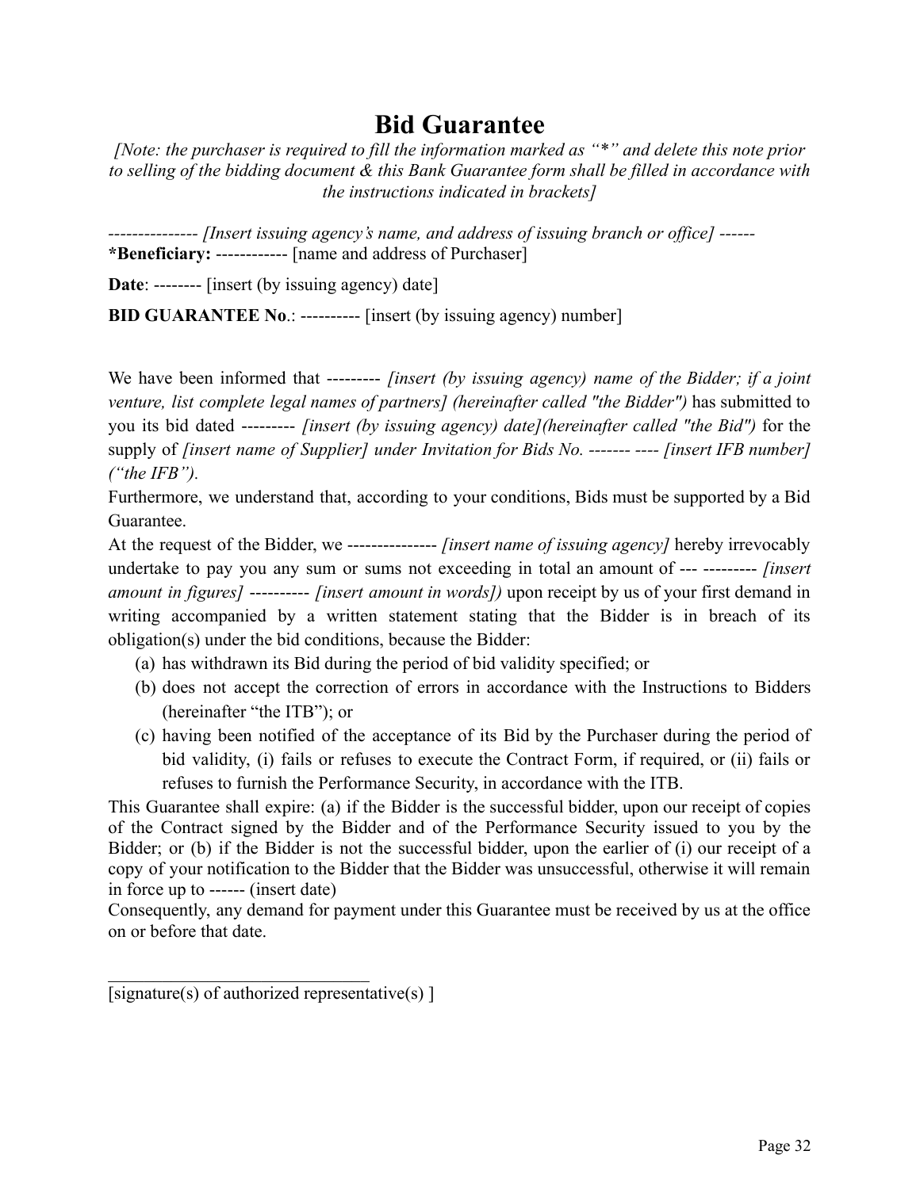# Bid Guarantee

*[Note: the purchaser is required to fill the information marked as "*" and delete this note prior to selling of the bidding document & this Bank Guarantee form shall be filled in accordance with the instructions indicated in brackets]*

*--------------- [Insert issuing agency's name, and address of issuing branch or office] ------*

***Beneficiary:** ------------ [name and address of Purchaser]

**Date**: -------- [insert (by issuing agency) date]

**BID GUARANTEE No**.: ---------- [insert (by issuing agency) number]

We have been informed that --------- *[insert (by issuing agency) name of the Bidder; if a joint venture, list complete legal names of partners] (hereinafter called "the Bidder")* has submitted to you its bid dated --------- *[insert (by issuing agency) date](hereinafter called "the Bid")* for the supply of *[insert name of Supplier] under Invitation for Bids No. ------- ---- [insert IFB number] ("the IFB").*

Furthermore, we understand that, according to your conditions, Bids must be supported by a Bid Guarantee.

At the request of the Bidder, we --------------- *[insert name of issuing agency]* hereby irrevocably undertake to pay you any sum or sums not exceeding in total an amount of --- --------- *[insert amount in figures]* ---------- *[insert amount in words])* upon receipt by us of your first demand in writing accompanied by a written statement stating that the Bidder is in breach of its obligation(s) under the bid conditions, because the Bidder:

(a) has withdrawn its Bid during the period of bid validity specified; or

(b) does not accept the correction of errors in accordance with the Instructions to Bidders (hereinafter "the ITB"); or

(c) having been notified of the acceptance of its Bid by the Purchaser during the period of bid validity, (i) fails or refuses to execute the Contract Form, if required, or (ii) fails or refuses to furnish the Performance Security, in accordance with the ITB.

This Guarantee shall expire: (a) if the Bidder is the successful bidder, upon our receipt of copies of the Contract signed by the Bidder and of the Performance Security issued to you by the Bidder; or (b) if the Bidder is not the successful bidder, upon the earlier of (i) our receipt of a copy of your notification to the Bidder that the Bidder was unsuccessful, otherwise it will remain in force up to ------ (insert date)

Consequently, any demand for payment under this Guarantee must be received by us at the office on or before that date.

_______________________________

[signature(s) of authorized representative(s) ]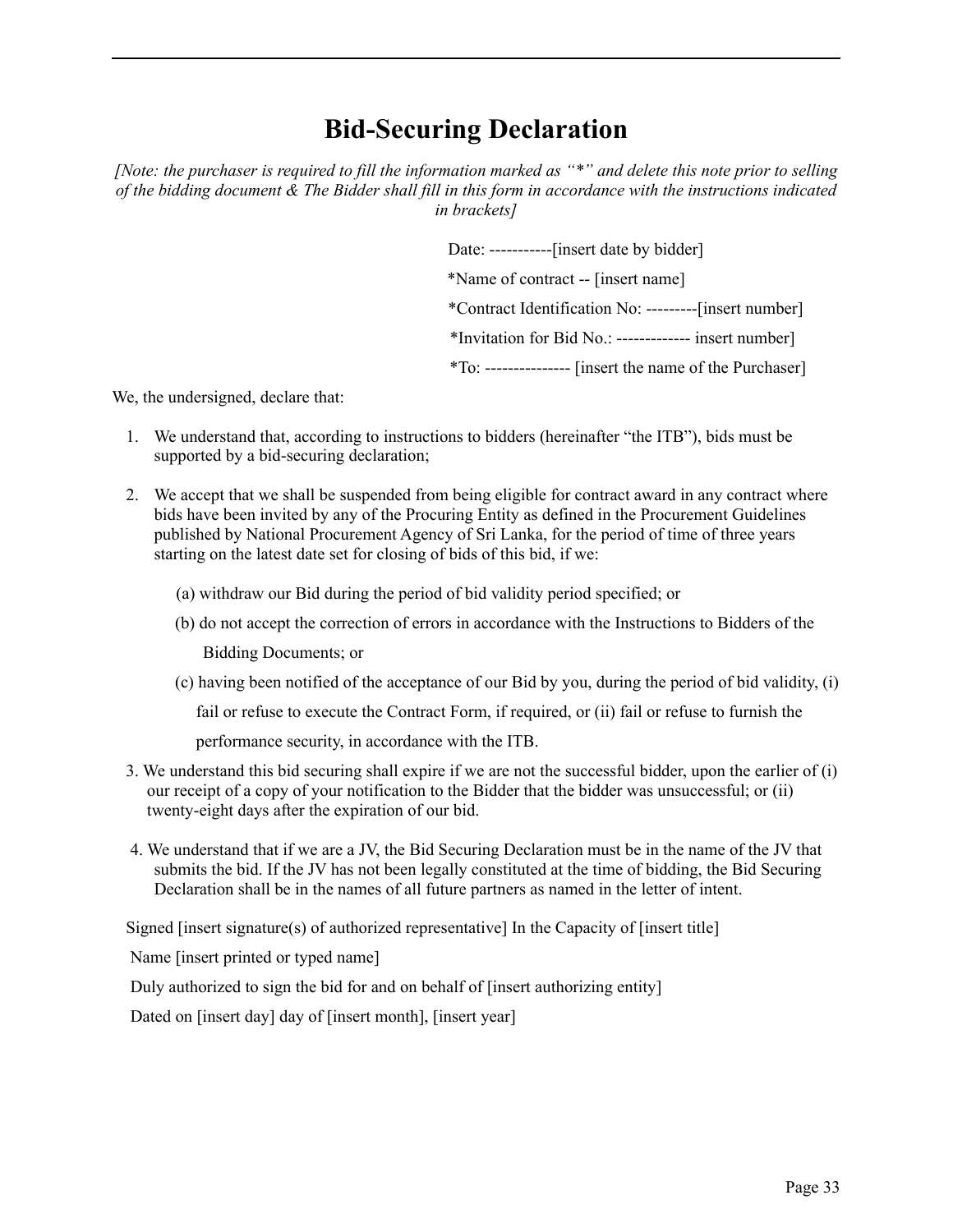# Bid-Securing Declaration

*[Note: the purchaser is required to fill the information marked as "*" and delete this note prior to selling of the bidding document & The Bidder shall fill in this form in accordance with the instructions indicated in brackets]*

Date: -----------[insert date by bidder]

*Name of contract -- [insert name]

*Contract Identification No: ---------[insert number]

*Invitation for Bid No.: ------------- insert number]

*To: --------------- [insert the name of the Purchaser]

We, the undersigned, declare that:

1. We understand that, according to instructions to bidders (hereinafter "the ITB"), bids must be supported by a bid-securing declaration;

2. We accept that we shall be suspended from being eligible for contract award in any contract where bids have been invited by any of the Procuring Entity as defined in the Procurement Guidelines published by National Procurement Agency of Sri Lanka, for the period of time of three years starting on the latest date set for closing of bids of this bid, if we:

   (a) withdraw our Bid during the period of bid validity period specified; or

   (b) do not accept the correction of errors in accordance with the Instructions to Bidders of the Bidding Documents; or

   (c) having been notified of the acceptance of our Bid by you, during the period of bid validity, (i) fail or refuse to execute the Contract Form, if required, or (ii) fail or refuse to furnish the performance security, in accordance with the ITB.

3. We understand this bid securing shall expire if we are not the successful bidder, upon the earlier of (i) our receipt of a copy of your notification to the Bidder that the bidder was unsuccessful; or (ii) twenty-eight days after the expiration of our bid.

4. We understand that if we are a JV, the Bid Securing Declaration must be in the name of the JV that submits the bid. If the JV has not been legally constituted at the time of bidding, the Bid Securing Declaration shall be in the names of all future partners as named in the letter of intent.

Signed [insert signature(s) of authorized representative] In the Capacity of [insert title]

Name [insert printed or typed name]

Duly authorized to sign the bid for and on behalf of [insert authorizing entity]

Dated on [insert day] day of [insert month], [insert year]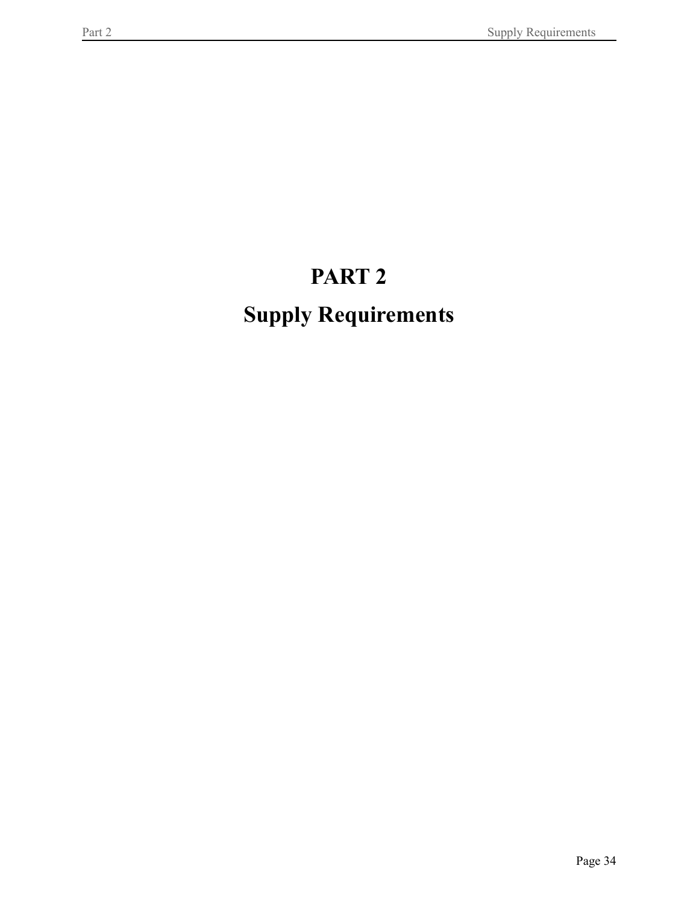# PART 2

# Supply Requirements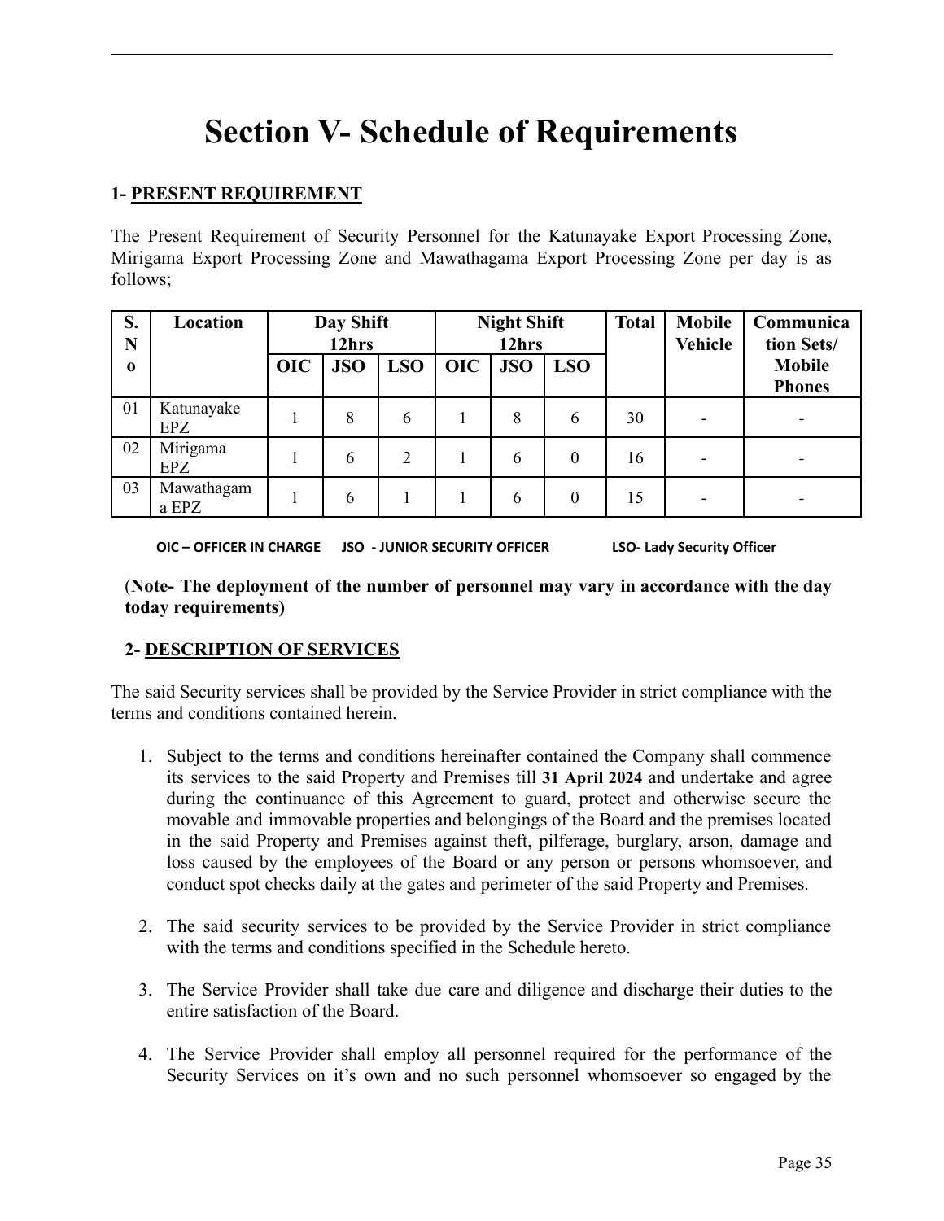# Section V- Schedule of Requirements

**1- PRESENT REQUIREMENT**

The Present Requirement of Security Personnel for the Katunayake Export Processing Zone, Mirigama Export Processing Zone and Mawathagama Export Processing Zone per day is as follows;

| S. No | Location | Day Shift 12hrs | | | Night Shift 12hrs | | | Total | Mobile Vehicle | Communication Sets/ Mobile Phones |
|---|---|---|---|---|---|---|---|---|---|---|
| | | OIC | JSO | LSO | OIC | JSO | LSO | | | |
| 01 | Katunayake EPZ | 1 | 8 | 6 | 1 | 8 | 6 | 30 | - | - |
| 02 | Mirigama EPZ | 1 | 6 | 2 | 1 | 6 | 0 | 16 | - | - |
| 03 | Mawathagama EPZ | 1 | 6 | 1 | 1 | 6 | 0 | 15 | - | - |

**OIC – OFFICER IN CHARGE JSO - JUNIOR SECURITY OFFICER LSO- Lady Security Officer**

(**Note- The deployment of the number of personnel may vary in accordance with the day today requirements)**

**2- DESCRIPTION OF SERVICES**

The said Security services shall be provided by the Service Provider in strict compliance with the terms and conditions contained herein.

1. Subject to the terms and conditions hereinafter contained the Company shall commence its services to the said Property and Premises till **31 April 2024** and undertake and agree during the continuance of this Agreement to guard, protect and otherwise secure the movable and immovable properties and belongings of the Board and the premises located in the said Property and Premises against theft, pilferage, burglary, arson, damage and loss caused by the employees of the Board or any person or persons whomsoever, and conduct spot checks daily at the gates and perimeter of the said Property and Premises.

2. The said security services to be provided by the Service Provider in strict compliance with the terms and conditions specified in the Schedule hereto.

3. The Service Provider shall take due care and diligence and discharge their duties to the entire satisfaction of the Board.

4. The Service Provider shall employ all personnel required for the performance of the Security Services on it's own and no such personnel whomsoever so engaged by the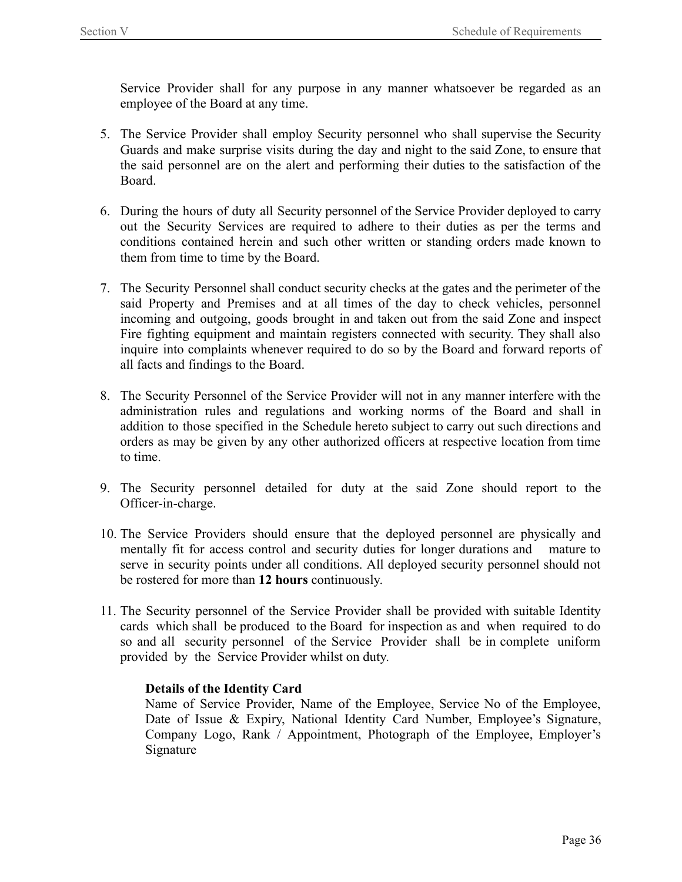Service Provider shall for any purpose in any manner whatsoever be regarded as an employee of the Board at any time.

5. The Service Provider shall employ Security personnel who shall supervise the Security Guards and make surprise visits during the day and night to the said Zone, to ensure that the said personnel are on the alert and performing their duties to the satisfaction of the Board.

6. During the hours of duty all Security personnel of the Service Provider deployed to carry out the Security Services are required to adhere to their duties as per the terms and conditions contained herein and such other written or standing orders made known to them from time to time by the Board.

7. The Security Personnel shall conduct security checks at the gates and the perimeter of the said Property and Premises and at all times of the day to check vehicles, personnel incoming and outgoing, goods brought in and taken out from the said Zone and inspect Fire fighting equipment and maintain registers connected with security. They shall also inquire into complaints whenever required to do so by the Board and forward reports of all facts and findings to the Board.

8. The Security Personnel of the Service Provider will not in any manner interfere with the administration rules and regulations and working norms of the Board and shall in addition to those specified in the Schedule hereto subject to carry out such directions and orders as may be given by any other authorized officers at respective location from time to time.

9. The Security personnel detailed for duty at the said Zone should report to the Officer-in-charge.

10. The Service Providers should ensure that the deployed personnel are physically and mentally fit for access control and security duties for longer durations and mature to serve in security points under all conditions. All deployed security personnel should not be rostered for more than **12 hours** continuously.

11. The Security personnel of the Service Provider shall be provided with suitable Identity cards which shall be produced to the Board for inspection as and when required to do so and all security personnel of the Service Provider shall be in complete uniform provided by the Service Provider whilst on duty.

    **Details of the Identity Card**
    Name of Service Provider, Name of the Employee, Service No of the Employee, Date of Issue & Expiry, National Identity Card Number, Employee's Signature, Company Logo, Rank / Appointment, Photograph of the Employee, Employer's Signature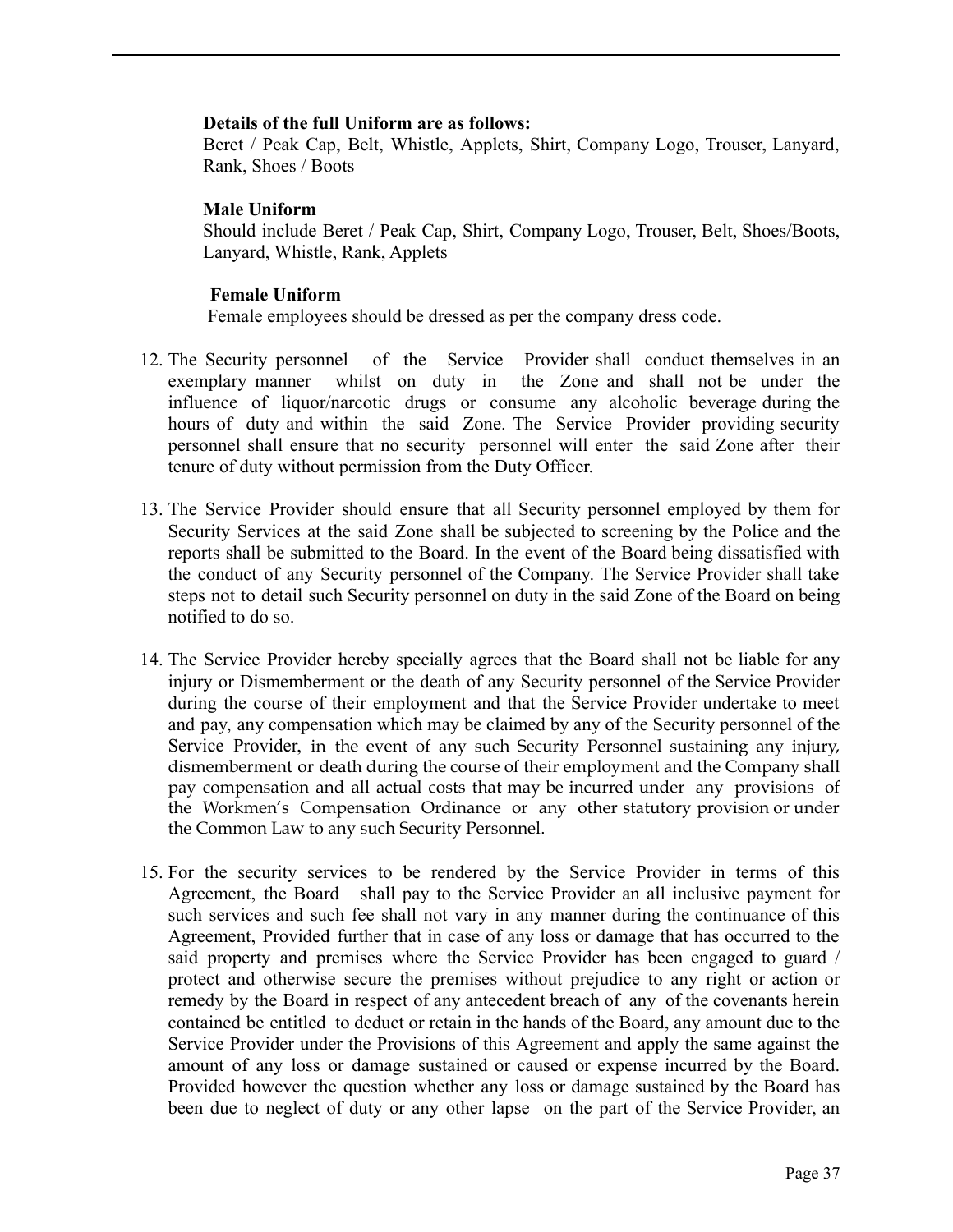**Details of the full Uniform are as follows:**
Beret / Peak Cap, Belt, Whistle, Applets, Shirt, Company Logo, Trouser, Lanyard, Rank, Shoes / Boots

**Male Uniform**
Should include Beret / Peak Cap, Shirt, Company Logo, Trouser, Belt, Shoes/Boots, Lanyard, Whistle, Rank, Applets

**Female Uniform**
Female employees should be dressed as per the company dress code.

12. The Security personnel of the Service Provider shall conduct themselves in an exemplary manner whilst on duty in the Zone and shall not be under the influence of liquor/narcotic drugs or consume any alcoholic beverage during the hours of duty and within the said Zone. The Service Provider providing security personnel shall ensure that no security personnel will enter the said Zone after their tenure of duty without permission from the Duty Officer.

13. The Service Provider should ensure that all Security personnel employed by them for Security Services at the said Zone shall be subjected to screening by the Police and the reports shall be submitted to the Board. In the event of the Board being dissatisfied with the conduct of any Security personnel of the Company. The Service Provider shall take steps not to detail such Security personnel on duty in the said Zone of the Board on being notified to do so.

14. The Service Provider hereby specially agrees that the Board shall not be liable for any injury or Dismemberment or the death of any Security personnel of the Service Provider during the course of their employment and that the Service Provider undertake to meet and pay, any compensation which may be claimed by any of the Security personnel of the Service Provider, in the event of any such Security Personnel sustaining any injury, dismemberment or death during the course of their employment and the Company shall pay compensation and all actual costs that may be incurred under any provisions of the Workmen's Compensation Ordinance or any other statutory provision or under the Common Law to any such Security Personnel.

15. For the security services to be rendered by the Service Provider in terms of this Agreement, the Board shall pay to the Service Provider an all inclusive payment for such services and such fee shall not vary in any manner during the continuance of this Agreement, Provided further that in case of any loss or damage that has occurred to the said property and premises where the Service Provider has been engaged to guard / protect and otherwise secure the premises without prejudice to any right or action or remedy by the Board in respect of any antecedent breach of any of the covenants herein contained be entitled to deduct or retain in the hands of the Board, any amount due to the Service Provider under the Provisions of this Agreement and apply the same against the amount of any loss or damage sustained or caused or expense incurred by the Board. Provided however the question whether any loss or damage sustained by the Board has been due to neglect of duty or any other lapse on the part of the Service Provider, an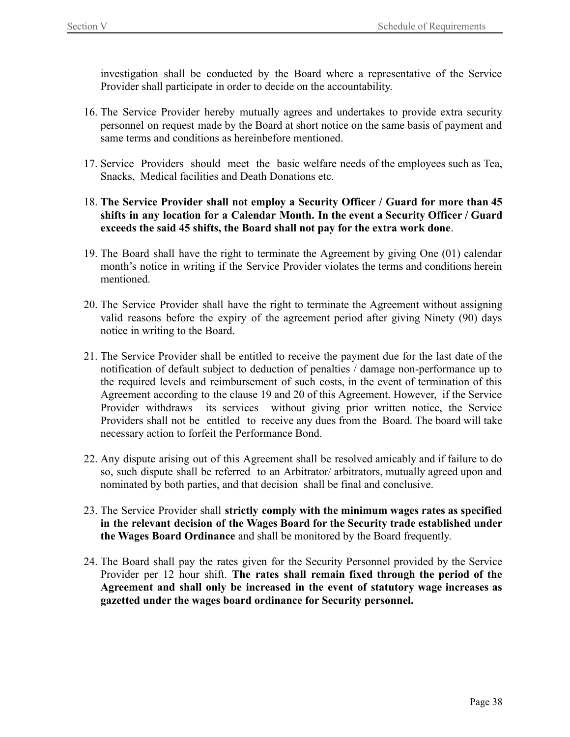investigation shall be conducted by the Board where a representative of the Service Provider shall participate in order to decide on the accountability.

16. The Service Provider hereby mutually agrees and undertakes to provide extra security personnel on request made by the Board at short notice on the same basis of payment and same terms and conditions as hereinbefore mentioned.

17. Service Providers should meet the basic welfare needs of the employees such as Tea, Snacks, Medical facilities and Death Donations etc.

18. **The Service Provider shall not employ a Security Officer / Guard for more than 45 shifts in any location for a Calendar Month. In the event a Security Officer / Guard exceeds the said 45 shifts, the Board shall not pay for the extra work done**.

19. The Board shall have the right to terminate the Agreement by giving One (01) calendar month's notice in writing if the Service Provider violates the terms and conditions herein mentioned.

20. The Service Provider shall have the right to terminate the Agreement without assigning valid reasons before the expiry of the agreement period after giving Ninety (90) days notice in writing to the Board.

21. The Service Provider shall be entitled to receive the payment due for the last date of the notification of default subject to deduction of penalties / damage non-performance up to the required levels and reimbursement of such costs, in the event of termination of this Agreement according to the clause 19 and 20 of this Agreement. However, if the Service Provider withdraws its services without giving prior written notice, the Service Providers shall not be entitled to receive any dues from the Board. The board will take necessary action to forfeit the Performance Bond.

22. Any dispute arising out of this Agreement shall be resolved amicably and if failure to do so, such dispute shall be referred to an Arbitrator/ arbitrators, mutually agreed upon and nominated by both parties, and that decision shall be final and conclusive.

23. The Service Provider shall **strictly comply with the minimum wages rates as specified in the relevant decision of the Wages Board for the Security trade established under the Wages Board Ordinance** and shall be monitored by the Board frequently.

24. The Board shall pay the rates given for the Security Personnel provided by the Service Provider per 12 hour shift. **The rates shall remain fixed through the period of the Agreement and shall only be increased in the event of statutory wage increases as gazetted under the wages board ordinance for Security personnel.**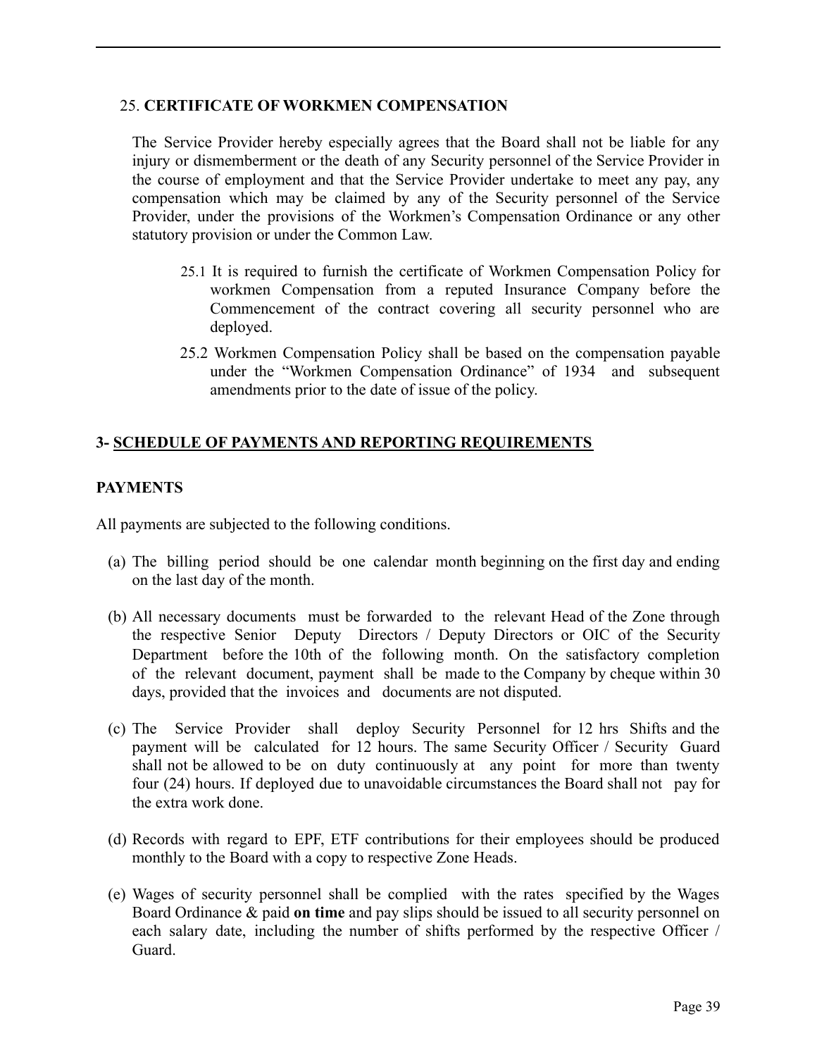25. **CERTIFICATE OF WORKMEN COMPENSATION**

The Service Provider hereby especially agrees that the Board shall not be liable for any injury or dismemberment or the death of any Security personnel of the Service Provider in the course of employment and that the Service Provider undertake to meet any pay, any compensation which may be claimed by any of the Security personnel of the Service Provider, under the provisions of the Workmen's Compensation Ordinance or any other statutory provision or under the Common Law.

25.1 It is required to furnish the certificate of Workmen Compensation Policy for workmen Compensation from a reputed Insurance Company before the Commencement of the contract covering all security personnel who are deployed.

25.2 Workmen Compensation Policy shall be based on the compensation payable under the "Workmen Compensation Ordinance" of 1934 and subsequent amendments prior to the date of issue of the policy.

## 3- SCHEDULE OF PAYMENTS AND REPORTING REQUIREMENTS

**PAYMENTS**

All payments are subjected to the following conditions.

(a) The billing period should be one calendar month beginning on the first day and ending on the last day of the month.

(b) All necessary documents must be forwarded to the relevant Head of the Zone through the respective Senior Deputy Directors / Deputy Directors or OIC of the Security Department before the 10th of the following month. On the satisfactory completion of the relevant document, payment shall be made to the Company by cheque within 30 days, provided that the invoices and documents are not disputed.

(c) The Service Provider shall deploy Security Personnel for 12 hrs Shifts and the payment will be calculated for 12 hours. The same Security Officer / Security Guard shall not be allowed to be on duty continuously at any point for more than twenty four (24) hours. If deployed due to unavoidable circumstances the Board shall not pay for the extra work done.

(d) Records with regard to EPF, ETF contributions for their employees should be produced monthly to the Board with a copy to respective Zone Heads.

(e) Wages of security personnel shall be complied with the rates specified by the Wages Board Ordinance & paid **on time** and pay slips should be issued to all security personnel on each salary date, including the number of shifts performed by the respective Officer / Guard.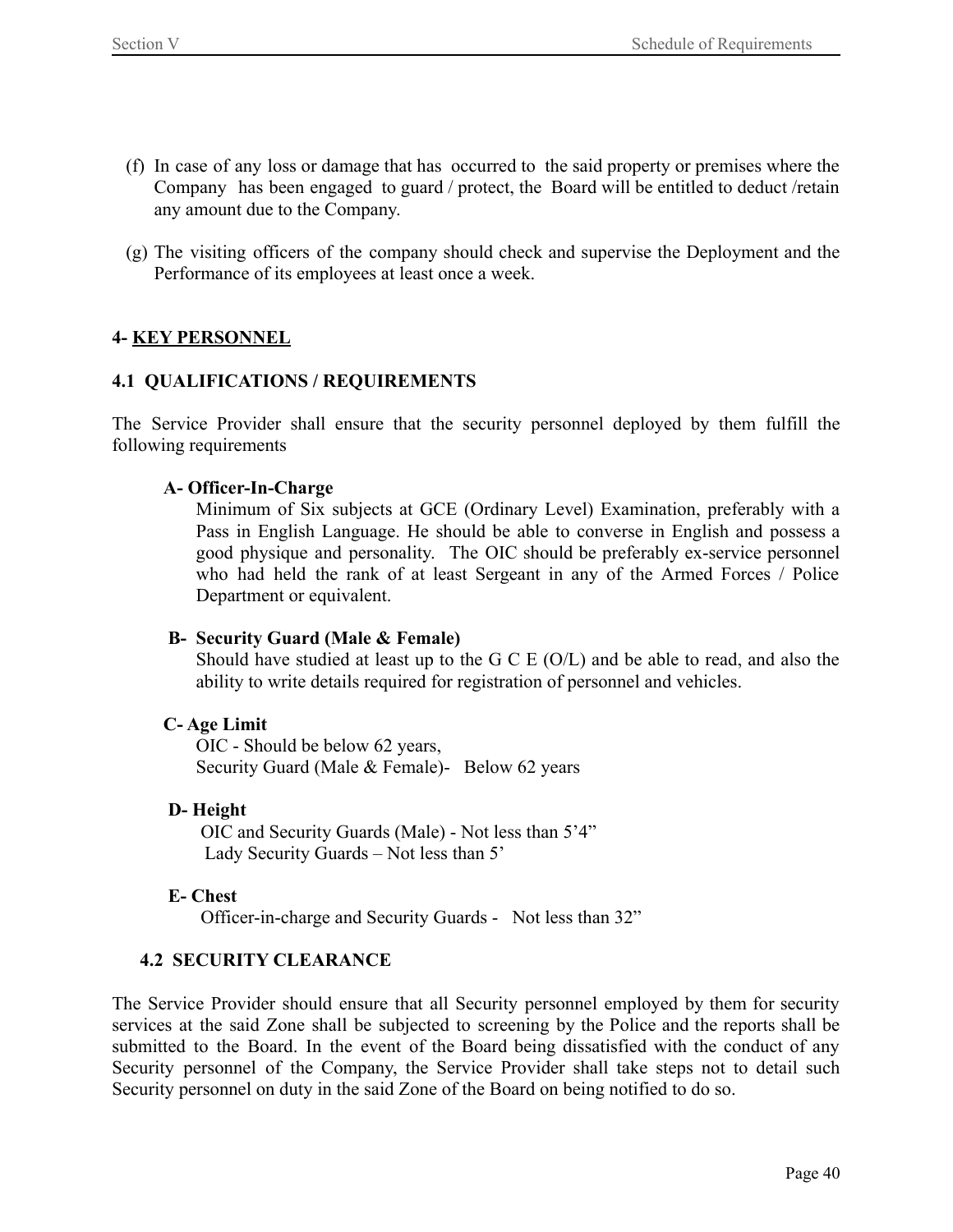(f) In case of any loss or damage that has occurred to the said property or premises where the Company has been engaged to guard / protect, the Board will be entitled to deduct /retain any amount due to the Company.

(g) The visiting officers of the company should check and supervise the Deployment and the Performance of its employees at least once a week.

## 4- <u>KEY PERSONNEL</u>

### 4.1 QUALIFICATIONS / REQUIREMENTS

The Service Provider shall ensure that the security personnel deployed by them fulfill the following requirements

**A- Officer-In-Charge**

Minimum of Six subjects at GCE (Ordinary Level) Examination, preferably with a Pass in English Language. He should be able to converse in English and possess a good physique and personality. The OIC should be preferably ex-service personnel who had held the rank of at least Sergeant in any of the Armed Forces / Police Department or equivalent.

**B- Security Guard (Male & Female)**

Should have studied at least up to the G C E (O/L) and be able to read, and also the ability to write details required for registration of personnel and vehicles.

**C- Age Limit**

OIC - Should be below 62 years,
Security Guard (Male & Female)- Below 62 years

**D- Height**

OIC and Security Guards (Male) - Not less than 5'4"
Lady Security Guards – Not less than 5'

**E- Chest**

Officer-in-charge and Security Guards - Not less than 32"

### 4.2 SECURITY CLEARANCE

The Service Provider should ensure that all Security personnel employed by them for security services at the said Zone shall be subjected to screening by the Police and the reports shall be submitted to the Board. In the event of the Board being dissatisfied with the conduct of any Security personnel of the Company, the Service Provider shall take steps not to detail such Security personnel on duty in the said Zone of the Board on being notified to do so.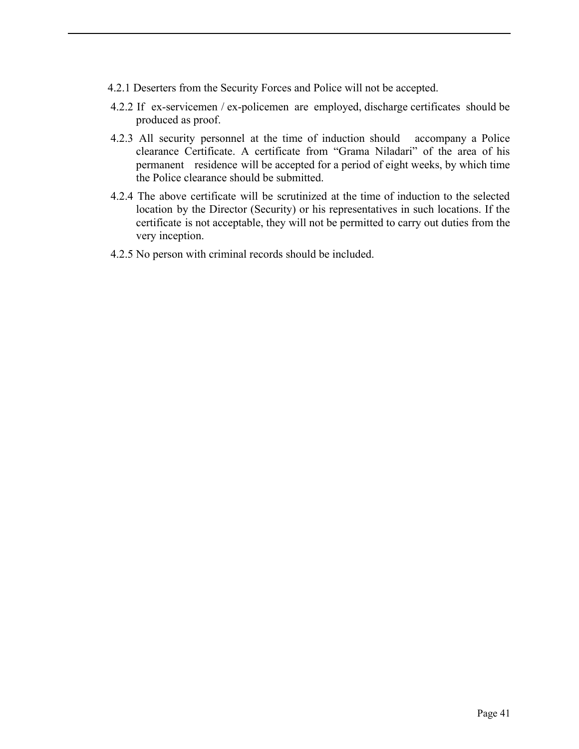4.2.1 Deserters from the Security Forces and Police will not be accepted.

4.2.2 If ex-servicemen / ex-policemen are employed, discharge certificates should be produced as proof.

4.2.3 All security personnel at the time of induction should accompany a Police clearance Certificate. A certificate from "Grama Niladari" of the area of his permanent residence will be accepted for a period of eight weeks, by which time the Police clearance should be submitted.

4.2.4 The above certificate will be scrutinized at the time of induction to the selected location by the Director (Security) or his representatives in such locations. If the certificate is not acceptable, they will not be permitted to carry out duties from the very inception.

4.2.5 No person with criminal records should be included.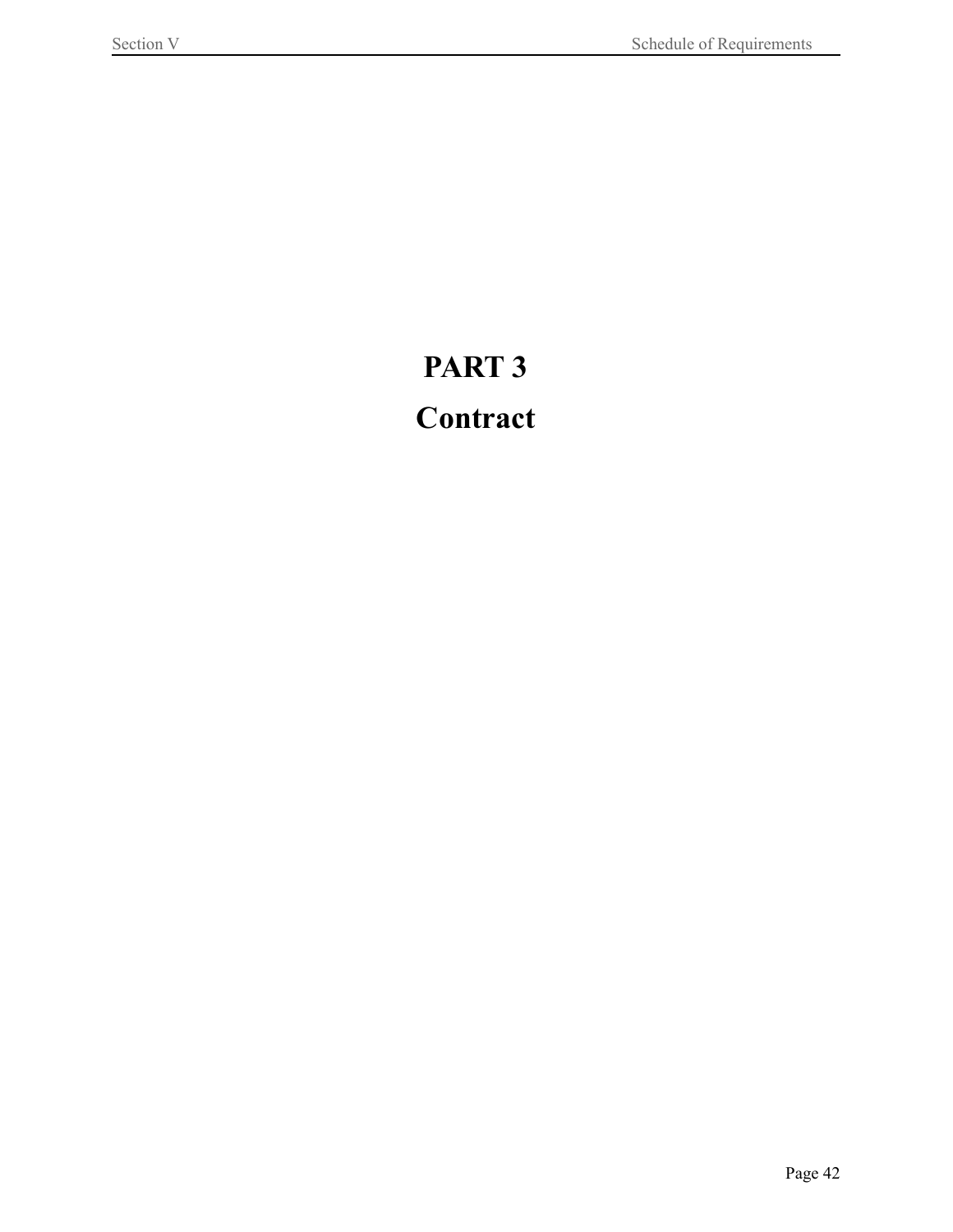# PART 3

# Contract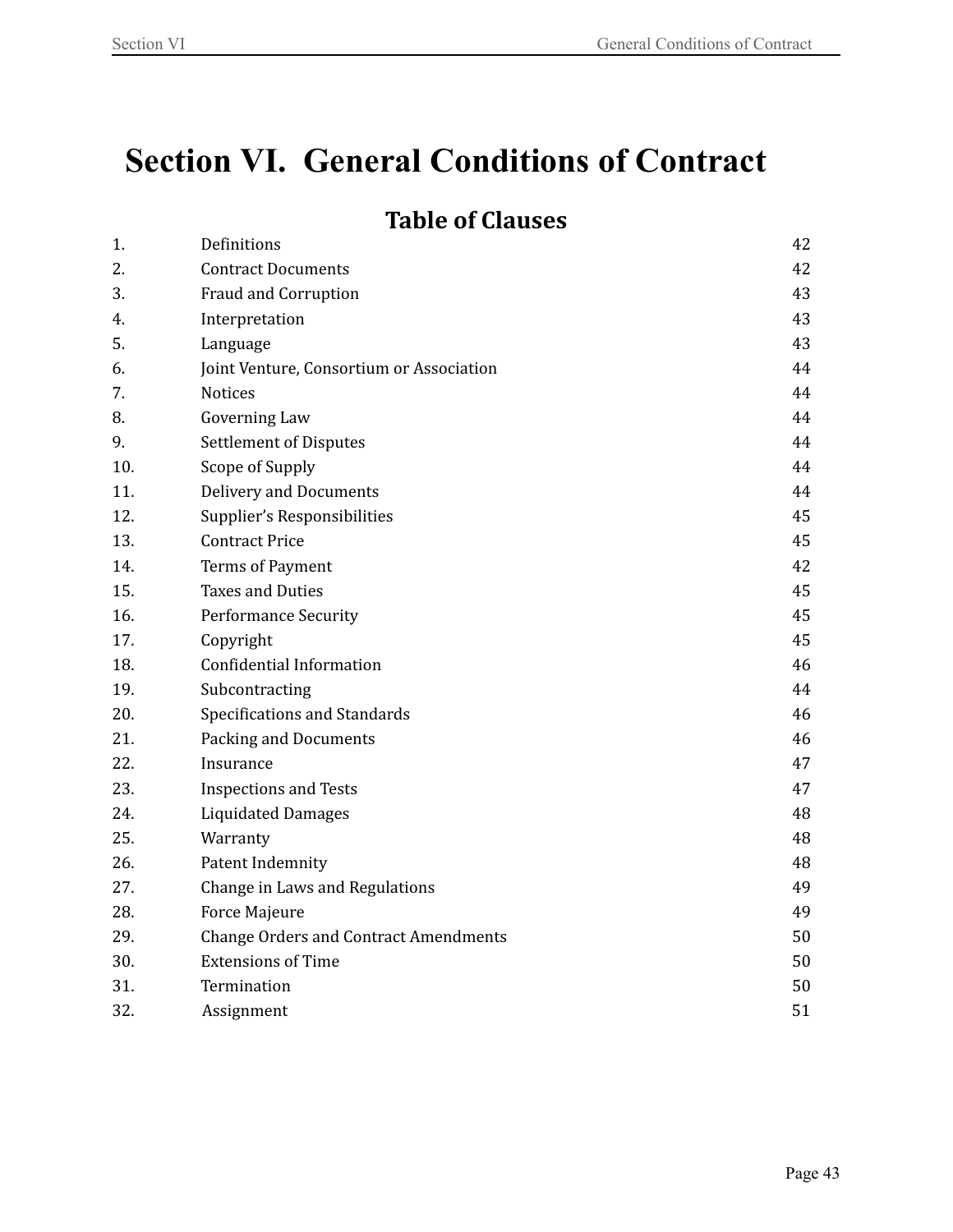# Section VI. General Conditions of Contract

## Table of Clauses

| | | |
|---|---|---|
| 1. | Definitions | 42 |
| 2. | Contract Documents | 42 |
| 3. | Fraud and Corruption | 43 |
| 4. | Interpretation | 43 |
| 5. | Language | 43 |
| 6. | Joint Venture, Consortium or Association | 44 |
| 7. | Notices | 44 |
| 8. | Governing Law | 44 |
| 9. | Settlement of Disputes | 44 |
| 10. | Scope of Supply | 44 |
| 11. | Delivery and Documents | 44 |
| 12. | Supplier's Responsibilities | 45 |
| 13. | Contract Price | 45 |
| 14. | Terms of Payment | 42 |
| 15. | Taxes and Duties | 45 |
| 16. | Performance Security | 45 |
| 17. | Copyright | 45 |
| 18. | Confidential Information | 46 |
| 19. | Subcontracting | 44 |
| 20. | Specifications and Standards | 46 |
| 21. | Packing and Documents | 46 |
| 22. | Insurance | 47 |
| 23. | Inspections and Tests | 47 |
| 24. | Liquidated Damages | 48 |
| 25. | Warranty | 48 |
| 26. | Patent Indemnity | 48 |
| 27. | Change in Laws and Regulations | 49 |
| 28. | Force Majeure | 49 |
| 29. | Change Orders and Contract Amendments | 50 |
| 30. | Extensions of Time | 50 |
| 31. | Termination | 50 |
| 32. | Assignment | 51 |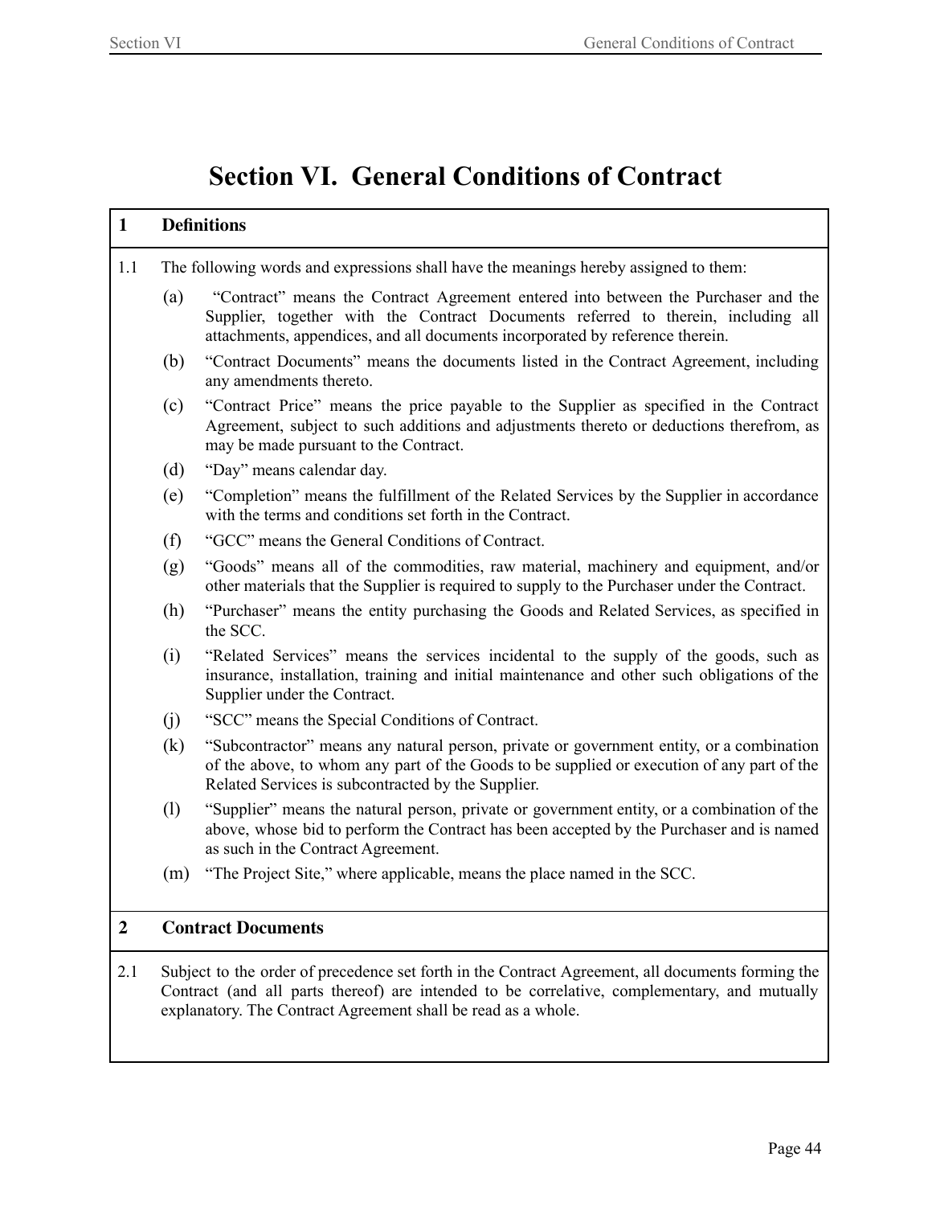# Section VI. General Conditions of Contract

## 1 Definitions

1.1 The following words and expressions shall have the meanings hereby assigned to them:

(a) "Contract" means the Contract Agreement entered into between the Purchaser and the Supplier, together with the Contract Documents referred to therein, including all attachments, appendices, and all documents incorporated by reference therein.

(b) "Contract Documents" means the documents listed in the Contract Agreement, including any amendments thereto.

(c) "Contract Price" means the price payable to the Supplier as specified in the Contract Agreement, subject to such additions and adjustments thereto or deductions therefrom, as may be made pursuant to the Contract.

(d) "Day" means calendar day.

(e) "Completion" means the fulfillment of the Related Services by the Supplier in accordance with the terms and conditions set forth in the Contract.

(f) "GCC" means the General Conditions of Contract.

(g) "Goods" means all of the commodities, raw material, machinery and equipment, and/or other materials that the Supplier is required to supply to the Purchaser under the Contract.

(h) "Purchaser" means the entity purchasing the Goods and Related Services, as specified in the SCC.

(i) "Related Services" means the services incidental to the supply of the goods, such as insurance, installation, training and initial maintenance and other such obligations of the Supplier under the Contract.

(j) "SCC" means the Special Conditions of Contract.

(k) "Subcontractor" means any natural person, private or government entity, or a combination of the above, to whom any part of the Goods to be supplied or execution of any part of the Related Services is subcontracted by the Supplier.

(l) "Supplier" means the natural person, private or government entity, or a combination of the above, whose bid to perform the Contract has been accepted by the Purchaser and is named as such in the Contract Agreement.

(m) "The Project Site," where applicable, means the place named in the SCC.

## 2 Contract Documents

2.1 Subject to the order of precedence set forth in the Contract Agreement, all documents forming the Contract (and all parts thereof) are intended to be correlative, complementary, and mutually explanatory. The Contract Agreement shall be read as a whole.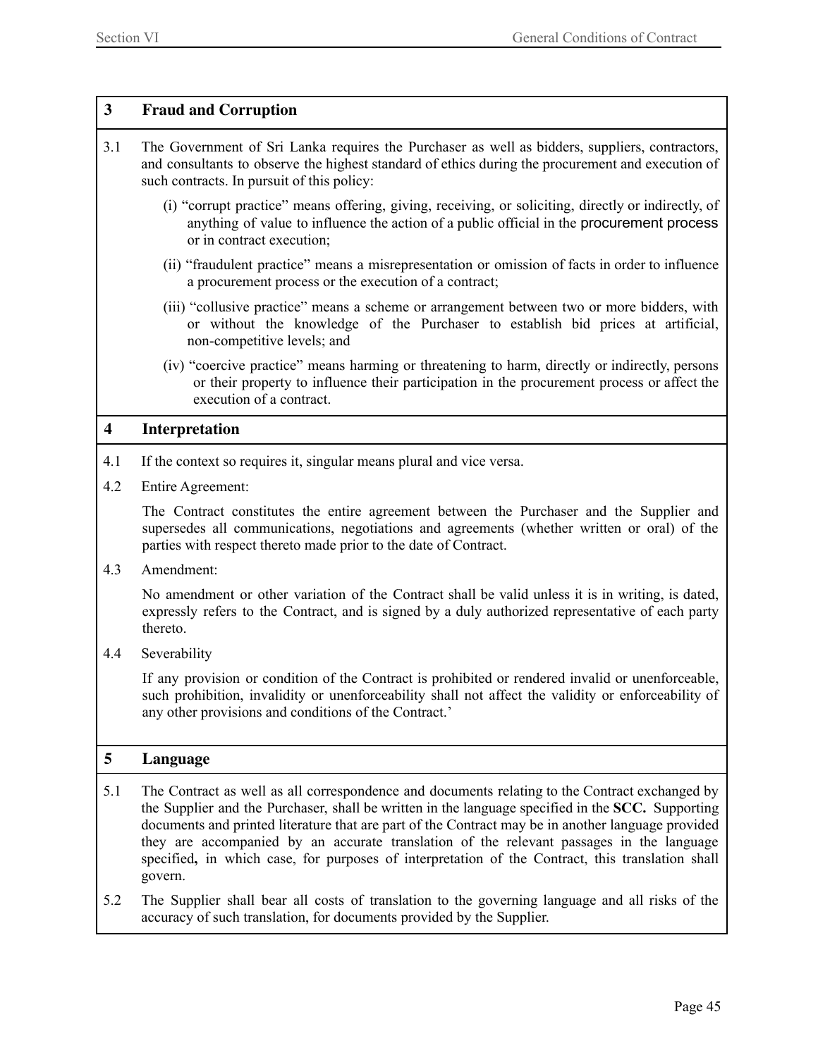## 3 Fraud and Corruption

3.1 The Government of Sri Lanka requires the Purchaser as well as bidders, suppliers, contractors, and consultants to observe the highest standard of ethics during the procurement and execution of such contracts. In pursuit of this policy:

(i) "corrupt practice" means offering, giving, receiving, or soliciting, directly or indirectly, of anything of value to influence the action of a public official in the procurement process or in contract execution;

(ii) "fraudulent practice" means a misrepresentation or omission of facts in order to influence a procurement process or the execution of a contract;

(iii) "collusive practice" means a scheme or arrangement between two or more bidders, with or without the knowledge of the Purchaser to establish bid prices at artificial, non-competitive levels; and

(iv) "coercive practice" means harming or threatening to harm, directly or indirectly, persons or their property to influence their participation in the procurement process or affect the execution of a contract.

## 4 Interpretation

4.1 If the context so requires it, singular means plural and vice versa.

4.2 Entire Agreement:

The Contract constitutes the entire agreement between the Purchaser and the Supplier and supersedes all communications, negotiations and agreements (whether written or oral) of the parties with respect thereto made prior to the date of Contract.

4.3 Amendment:

No amendment or other variation of the Contract shall be valid unless it is in writing, is dated, expressly refers to the Contract, and is signed by a duly authorized representative of each party thereto.

4.4 Severability

If any provision or condition of the Contract is prohibited or rendered invalid or unenforceable, such prohibition, invalidity or unenforceability shall not affect the validity or enforceability of any other provisions and conditions of the Contract.'

## 5 Language

5.1 The Contract as well as all correspondence and documents relating to the Contract exchanged by the Supplier and the Purchaser, shall be written in the language specified in the **SCC.** Supporting documents and printed literature that are part of the Contract may be in another language provided they are accompanied by an accurate translation of the relevant passages in the language specified**,** in which case, for purposes of interpretation of the Contract, this translation shall govern.

5.2 The Supplier shall bear all costs of translation to the governing language and all risks of the accuracy of such translation, for documents provided by the Supplier.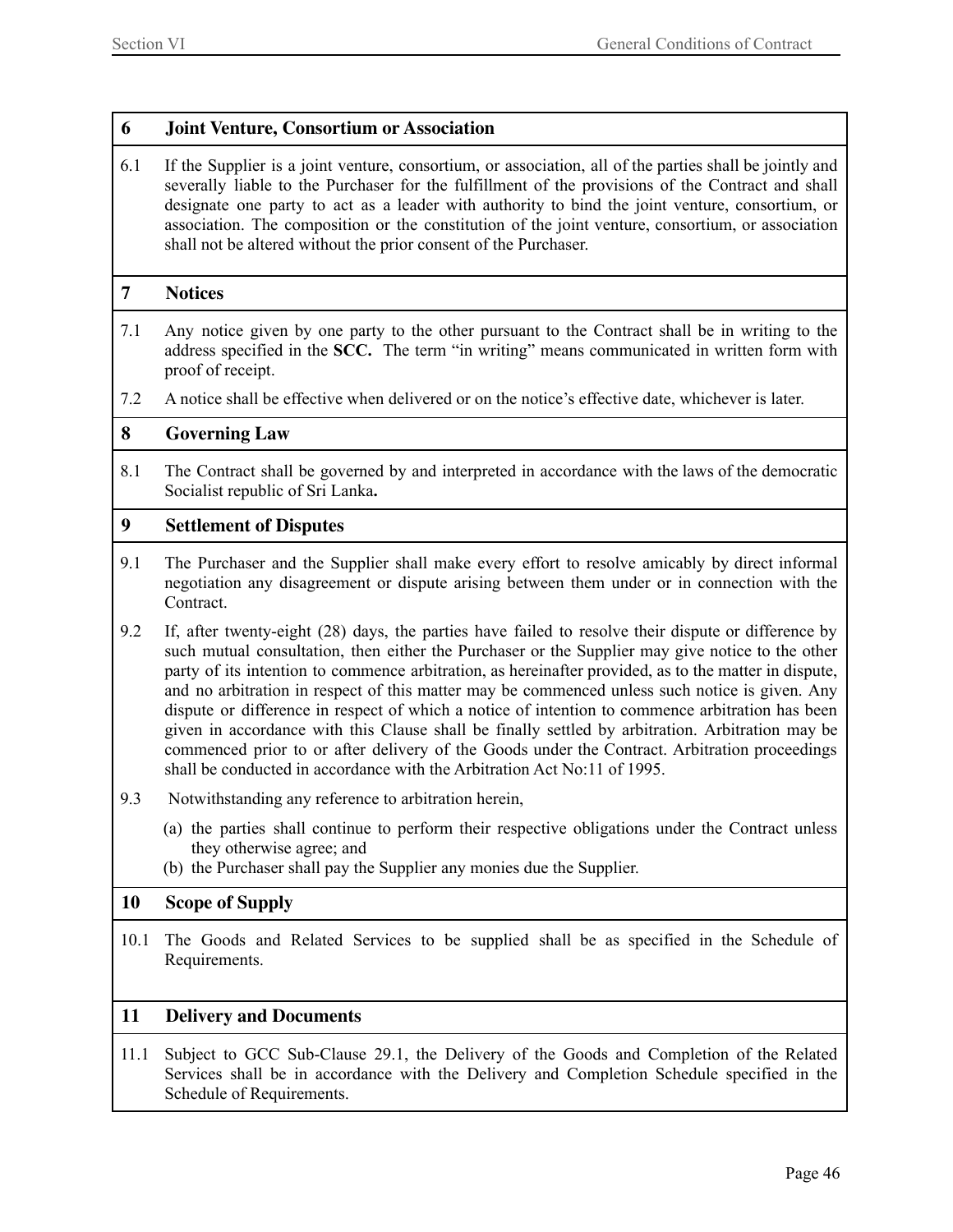## 6 Joint Venture, Consortium or Association

6.1 If the Supplier is a joint venture, consortium, or association, all of the parties shall be jointly and severally liable to the Purchaser for the fulfillment of the provisions of the Contract and shall designate one party to act as a leader with authority to bind the joint venture, consortium, or association. The composition or the constitution of the joint venture, consortium, or association shall not be altered without the prior consent of the Purchaser.

## 7 Notices

7.1 Any notice given by one party to the other pursuant to the Contract shall be in writing to the address specified in the **SCC.** The term "in writing" means communicated in written form with proof of receipt.

7.2 A notice shall be effective when delivered or on the notice's effective date, whichever is later.

## 8 Governing Law

8.1 The Contract shall be governed by and interpreted in accordance with the laws of the democratic Socialist republic of Sri Lanka**.**

## 9 Settlement of Disputes

9.1 The Purchaser and the Supplier shall make every effort to resolve amicably by direct informal negotiation any disagreement or dispute arising between them under or in connection with the Contract.

9.2 If, after twenty-eight (28) days, the parties have failed to resolve their dispute or difference by such mutual consultation, then either the Purchaser or the Supplier may give notice to the other party of its intention to commence arbitration, as hereinafter provided, as to the matter in dispute, and no arbitration in respect of this matter may be commenced unless such notice is given. Any dispute or difference in respect of which a notice of intention to commence arbitration has been given in accordance with this Clause shall be finally settled by arbitration. Arbitration may be commenced prior to or after delivery of the Goods under the Contract. Arbitration proceedings shall be conducted in accordance with the Arbitration Act No:11 of 1995.

9.3 Notwithstanding any reference to arbitration herein,

(a) the parties shall continue to perform their respective obligations under the Contract unless they otherwise agree; and
(b) the Purchaser shall pay the Supplier any monies due the Supplier.

## 10 Scope of Supply

10.1 The Goods and Related Services to be supplied shall be as specified in the Schedule of Requirements.

## 11 Delivery and Documents

11.1 Subject to GCC Sub-Clause 29.1, the Delivery of the Goods and Completion of the Related Services shall be in accordance with the Delivery and Completion Schedule specified in the Schedule of Requirements.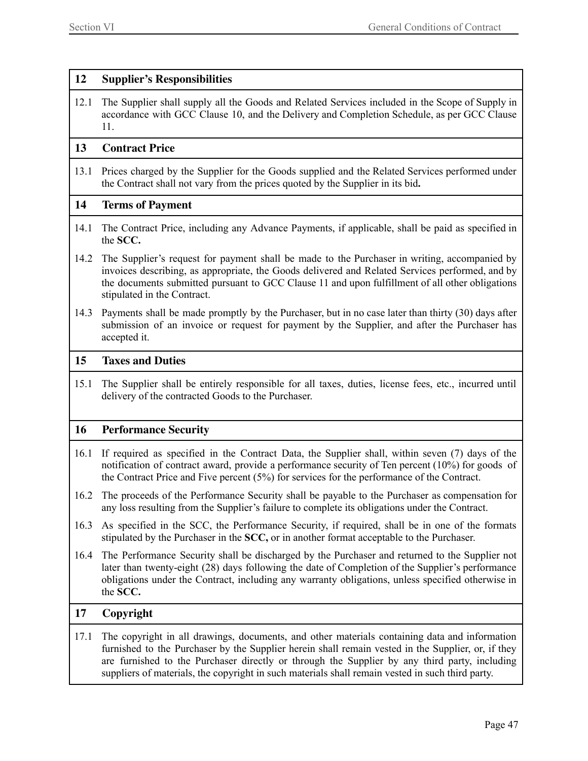## 12 Supplier's Responsibilities

12.1 The Supplier shall supply all the Goods and Related Services included in the Scope of Supply in accordance with GCC Clause 10, and the Delivery and Completion Schedule, as per GCC Clause 11.

## 13 Contract Price

13.1 Prices charged by the Supplier for the Goods supplied and the Related Services performed under the Contract shall not vary from the prices quoted by the Supplier in its bid**.**

## 14 Terms of Payment

14.1 The Contract Price, including any Advance Payments, if applicable, shall be paid as specified in the **SCC.**

14.2 The Supplier's request for payment shall be made to the Purchaser in writing, accompanied by invoices describing, as appropriate, the Goods delivered and Related Services performed, and by the documents submitted pursuant to GCC Clause 11 and upon fulfillment of all other obligations stipulated in the Contract.

14.3 Payments shall be made promptly by the Purchaser, but in no case later than thirty (30) days after submission of an invoice or request for payment by the Supplier, and after the Purchaser has accepted it.

## 15 Taxes and Duties

15.1 The Supplier shall be entirely responsible for all taxes, duties, license fees, etc., incurred until delivery of the contracted Goods to the Purchaser.

## 16 Performance Security

16.1 If required as specified in the Contract Data, the Supplier shall, within seven (7) days of the notification of contract award, provide a performance security of Ten percent (10%) for goods of the Contract Price and Five percent (5%) for services for the performance of the Contract.

16.2 The proceeds of the Performance Security shall be payable to the Purchaser as compensation for any loss resulting from the Supplier's failure to complete its obligations under the Contract.

16.3 As specified in the SCC, the Performance Security, if required, shall be in one of the formats stipulated by the Purchaser in the **SCC,** or in another format acceptable to the Purchaser.

16.4 The Performance Security shall be discharged by the Purchaser and returned to the Supplier not later than twenty-eight (28) days following the date of Completion of the Supplier's performance obligations under the Contract, including any warranty obligations, unless specified otherwise in the **SCC.**

## 17 Copyright

17.1 The copyright in all drawings, documents, and other materials containing data and information furnished to the Purchaser by the Supplier herein shall remain vested in the Supplier, or, if they are furnished to the Purchaser directly or through the Supplier by any third party, including suppliers of materials, the copyright in such materials shall remain vested in such third party.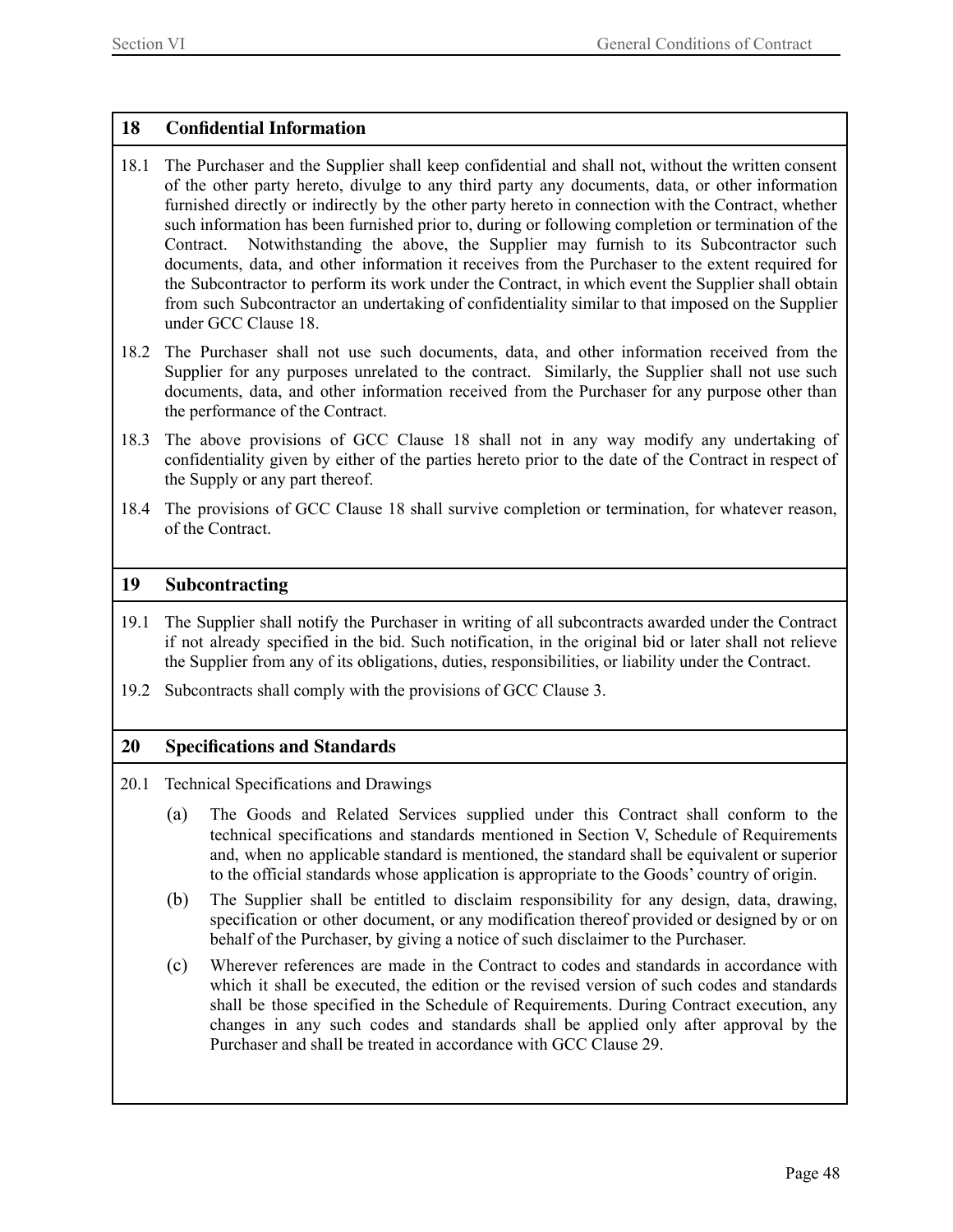## 18 Confidential Information

18.1 The Purchaser and the Supplier shall keep confidential and shall not, without the written consent of the other party hereto, divulge to any third party any documents, data, or other information furnished directly or indirectly by the other party hereto in connection with the Contract, whether such information has been furnished prior to, during or following completion or termination of the Contract. Notwithstanding the above, the Supplier may furnish to its Subcontractor such documents, data, and other information it receives from the Purchaser to the extent required for the Subcontractor to perform its work under the Contract, in which event the Supplier shall obtain from such Subcontractor an undertaking of confidentiality similar to that imposed on the Supplier under GCC Clause 18.

18.2 The Purchaser shall not use such documents, data, and other information received from the Supplier for any purposes unrelated to the contract. Similarly, the Supplier shall not use such documents, data, and other information received from the Purchaser for any purpose other than the performance of the Contract.

18.3 The above provisions of GCC Clause 18 shall not in any way modify any undertaking of confidentiality given by either of the parties hereto prior to the date of the Contract in respect of the Supply or any part thereof.

18.4 The provisions of GCC Clause 18 shall survive completion or termination, for whatever reason, of the Contract.

## 19 Subcontracting

19.1 The Supplier shall notify the Purchaser in writing of all subcontracts awarded under the Contract if not already specified in the bid. Such notification, in the original bid or later shall not relieve the Supplier from any of its obligations, duties, responsibilities, or liability under the Contract.

19.2 Subcontracts shall comply with the provisions of GCC Clause 3.

## 20 Specifications and Standards

20.1 Technical Specifications and Drawings

(a) The Goods and Related Services supplied under this Contract shall conform to the technical specifications and standards mentioned in Section V, Schedule of Requirements and, when no applicable standard is mentioned, the standard shall be equivalent or superior to the official standards whose application is appropriate to the Goods' country of origin.

(b) The Supplier shall be entitled to disclaim responsibility for any design, data, drawing, specification or other document, or any modification thereof provided or designed by or on behalf of the Purchaser, by giving a notice of such disclaimer to the Purchaser.

(c) Wherever references are made in the Contract to codes and standards in accordance with which it shall be executed, the edition or the revised version of such codes and standards shall be those specified in the Schedule of Requirements. During Contract execution, any changes in any such codes and standards shall be applied only after approval by the Purchaser and shall be treated in accordance with GCC Clause 29.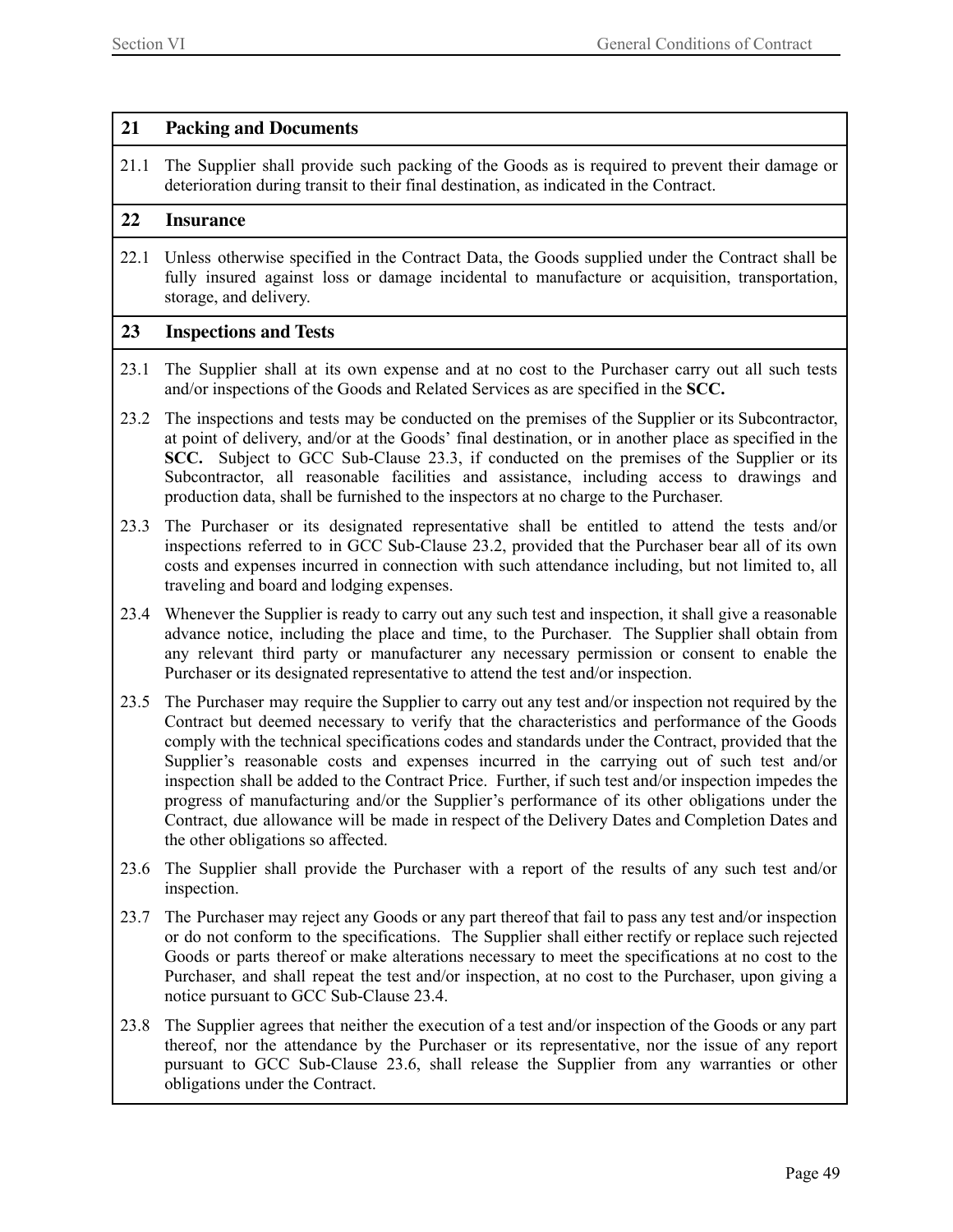## 21 Packing and Documents

21.1 The Supplier shall provide such packing of the Goods as is required to prevent their damage or deterioration during transit to their final destination, as indicated in the Contract.

## 22 Insurance

22.1 Unless otherwise specified in the Contract Data, the Goods supplied under the Contract shall be fully insured against loss or damage incidental to manufacture or acquisition, transportation, storage, and delivery.

## 23 Inspections and Tests

23.1 The Supplier shall at its own expense and at no cost to the Purchaser carry out all such tests and/or inspections of the Goods and Related Services as are specified in the **SCC.**

23.2 The inspections and tests may be conducted on the premises of the Supplier or its Subcontractor, at point of delivery, and/or at the Goods' final destination, or in another place as specified in the **SCC.** Subject to GCC Sub-Clause 23.3, if conducted on the premises of the Supplier or its Subcontractor, all reasonable facilities and assistance, including access to drawings and production data, shall be furnished to the inspectors at no charge to the Purchaser.

23.3 The Purchaser or its designated representative shall be entitled to attend the tests and/or inspections referred to in GCC Sub-Clause 23.2, provided that the Purchaser bear all of its own costs and expenses incurred in connection with such attendance including, but not limited to, all traveling and board and lodging expenses.

23.4 Whenever the Supplier is ready to carry out any such test and inspection, it shall give a reasonable advance notice, including the place and time, to the Purchaser. The Supplier shall obtain from any relevant third party or manufacturer any necessary permission or consent to enable the Purchaser or its designated representative to attend the test and/or inspection.

23.5 The Purchaser may require the Supplier to carry out any test and/or inspection not required by the Contract but deemed necessary to verify that the characteristics and performance of the Goods comply with the technical specifications codes and standards under the Contract, provided that the Supplier's reasonable costs and expenses incurred in the carrying out of such test and/or inspection shall be added to the Contract Price. Further, if such test and/or inspection impedes the progress of manufacturing and/or the Supplier's performance of its other obligations under the Contract, due allowance will be made in respect of the Delivery Dates and Completion Dates and the other obligations so affected.

23.6 The Supplier shall provide the Purchaser with a report of the results of any such test and/or inspection.

23.7 The Purchaser may reject any Goods or any part thereof that fail to pass any test and/or inspection or do not conform to the specifications. The Supplier shall either rectify or replace such rejected Goods or parts thereof or make alterations necessary to meet the specifications at no cost to the Purchaser, and shall repeat the test and/or inspection, at no cost to the Purchaser, upon giving a notice pursuant to GCC Sub-Clause 23.4.

23.8 The Supplier agrees that neither the execution of a test and/or inspection of the Goods or any part thereof, nor the attendance by the Purchaser or its representative, nor the issue of any report pursuant to GCC Sub-Clause 23.6, shall release the Supplier from any warranties or other obligations under the Contract.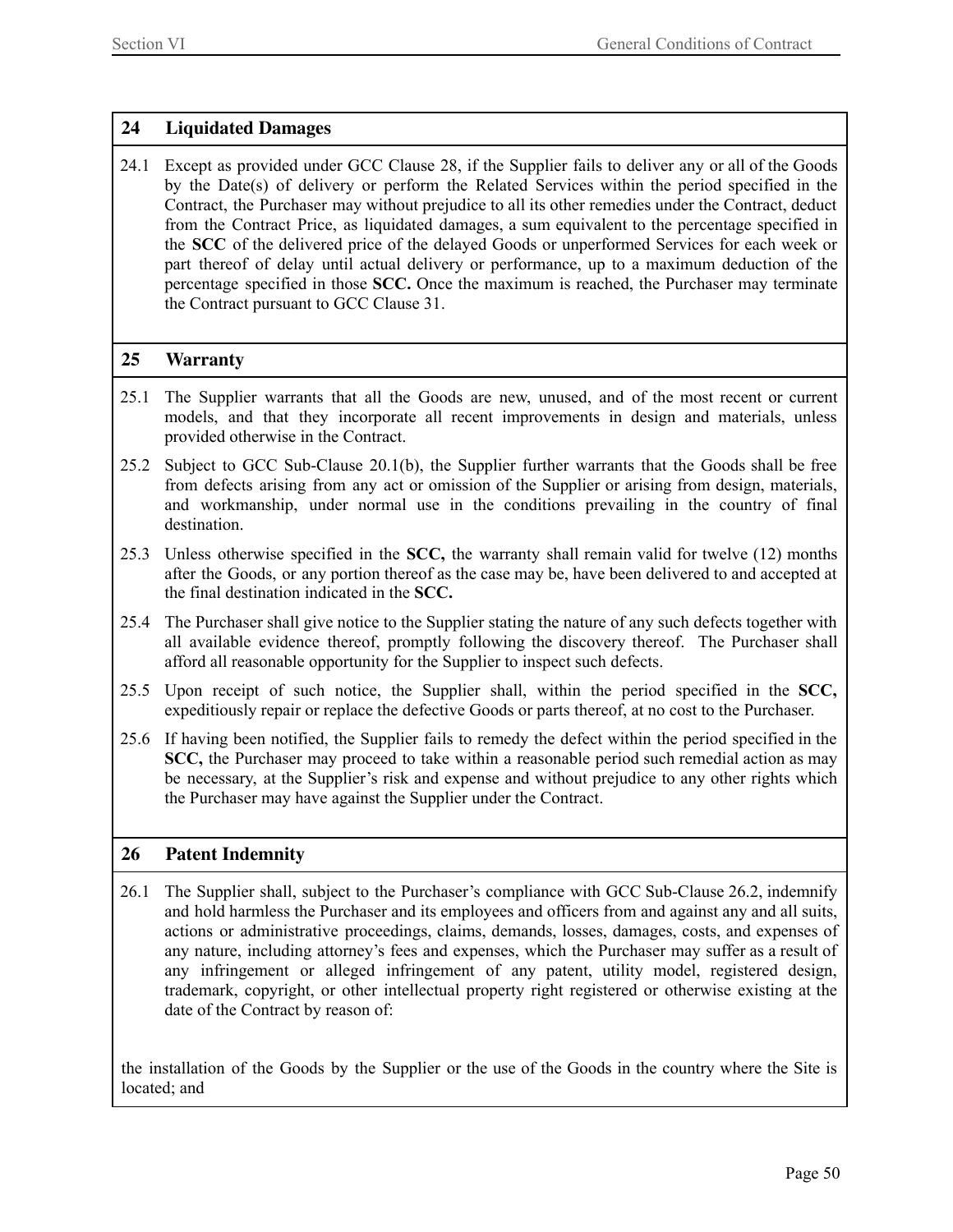## 24 Liquidated Damages

24.1 Except as provided under GCC Clause 28, if the Supplier fails to deliver any or all of the Goods by the Date(s) of delivery or perform the Related Services within the period specified in the Contract, the Purchaser may without prejudice to all its other remedies under the Contract, deduct from the Contract Price, as liquidated damages, a sum equivalent to the percentage specified in the **SCC** of the delivered price of the delayed Goods or unperformed Services for each week or part thereof of delay until actual delivery or performance, up to a maximum deduction of the percentage specified in those **SCC.** Once the maximum is reached, the Purchaser may terminate the Contract pursuant to GCC Clause 31.

## 25 Warranty

25.1 The Supplier warrants that all the Goods are new, unused, and of the most recent or current models, and that they incorporate all recent improvements in design and materials, unless provided otherwise in the Contract.

25.2 Subject to GCC Sub-Clause 20.1(b), the Supplier further warrants that the Goods shall be free from defects arising from any act or omission of the Supplier or arising from design, materials, and workmanship, under normal use in the conditions prevailing in the country of final destination.

25.3 Unless otherwise specified in the **SCC,** the warranty shall remain valid for twelve (12) months after the Goods, or any portion thereof as the case may be, have been delivered to and accepted at the final destination indicated in the **SCC.**

25.4 The Purchaser shall give notice to the Supplier stating the nature of any such defects together with all available evidence thereof, promptly following the discovery thereof. The Purchaser shall afford all reasonable opportunity for the Supplier to inspect such defects.

25.5 Upon receipt of such notice, the Supplier shall, within the period specified in the **SCC,** expeditiously repair or replace the defective Goods or parts thereof, at no cost to the Purchaser.

25.6 If having been notified, the Supplier fails to remedy the defect within the period specified in the **SCC,** the Purchaser may proceed to take within a reasonable period such remedial action as may be necessary, at the Supplier's risk and expense and without prejudice to any other rights which the Purchaser may have against the Supplier under the Contract.

## 26 Patent Indemnity

26.1 The Supplier shall, subject to the Purchaser's compliance with GCC Sub-Clause 26.2, indemnify and hold harmless the Purchaser and its employees and officers from and against any and all suits, actions or administrative proceedings, claims, demands, losses, damages, costs, and expenses of any nature, including attorney's fees and expenses, which the Purchaser may suffer as a result of any infringement or alleged infringement of any patent, utility model, registered design, trademark, copyright, or other intellectual property right registered or otherwise existing at the date of the Contract by reason of:

the installation of the Goods by the Supplier or the use of the Goods in the country where the Site is located; and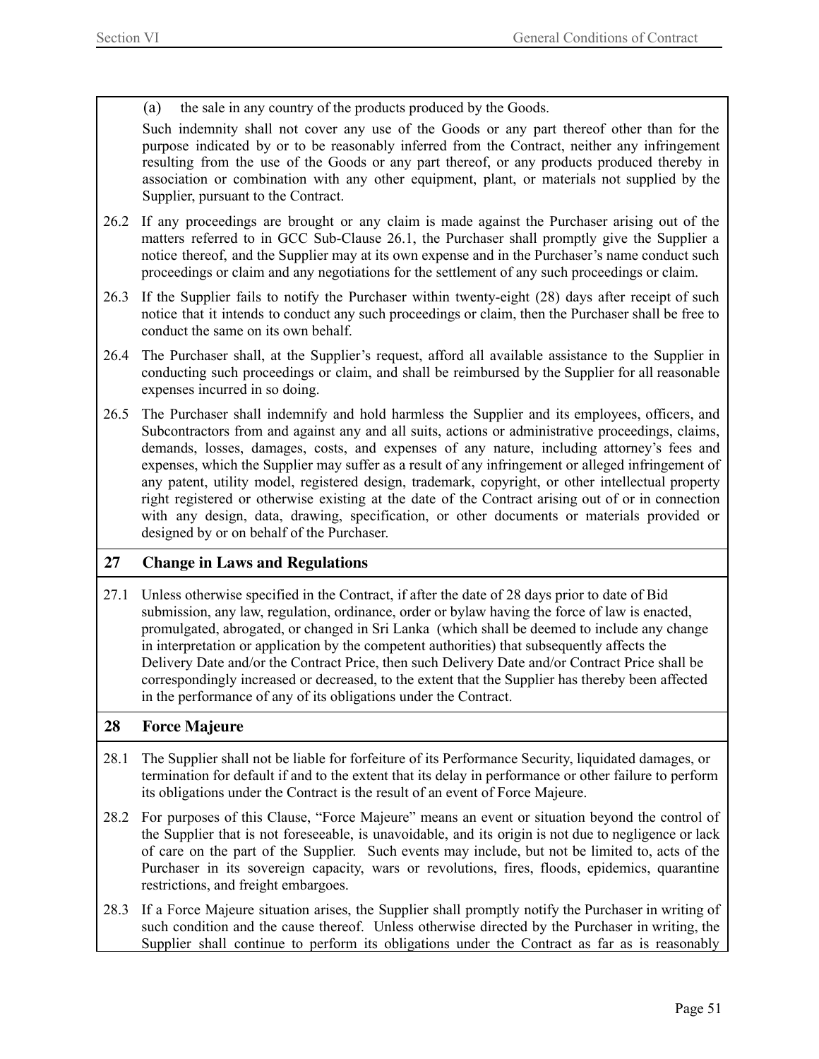(a) the sale in any country of the products produced by the Goods.

Such indemnity shall not cover any use of the Goods or any part thereof other than for the purpose indicated by or to be reasonably inferred from the Contract, neither any infringement resulting from the use of the Goods or any part thereof, or any products produced thereby in association or combination with any other equipment, plant, or materials not supplied by the Supplier, pursuant to the Contract.

26.2 If any proceedings are brought or any claim is made against the Purchaser arising out of the matters referred to in GCC Sub-Clause 26.1, the Purchaser shall promptly give the Supplier a notice thereof, and the Supplier may at its own expense and in the Purchaser's name conduct such proceedings or claim and any negotiations for the settlement of any such proceedings or claim.

26.3 If the Supplier fails to notify the Purchaser within twenty-eight (28) days after receipt of such notice that it intends to conduct any such proceedings or claim, then the Purchaser shall be free to conduct the same on its own behalf.

26.4 The Purchaser shall, at the Supplier's request, afford all available assistance to the Supplier in conducting such proceedings or claim, and shall be reimbursed by the Supplier for all reasonable expenses incurred in so doing.

26.5 The Purchaser shall indemnify and hold harmless the Supplier and its employees, officers, and Subcontractors from and against any and all suits, actions or administrative proceedings, claims, demands, losses, damages, costs, and expenses of any nature, including attorney's fees and expenses, which the Supplier may suffer as a result of any infringement or alleged infringement of any patent, utility model, registered design, trademark, copyright, or other intellectual property right registered or otherwise existing at the date of the Contract arising out of or in connection with any design, data, drawing, specification, or other documents or materials provided or designed by or on behalf of the Purchaser.

## 27 Change in Laws and Regulations

27.1 Unless otherwise specified in the Contract, if after the date of 28 days prior to date of Bid submission, any law, regulation, ordinance, order or bylaw having the force of law is enacted, promulgated, abrogated, or changed in Sri Lanka (which shall be deemed to include any change in interpretation or application by the competent authorities) that subsequently affects the Delivery Date and/or the Contract Price, then such Delivery Date and/or Contract Price shall be correspondingly increased or decreased, to the extent that the Supplier has thereby been affected in the performance of any of its obligations under the Contract.

## 28 Force Majeure

28.1 The Supplier shall not be liable for forfeiture of its Performance Security, liquidated damages, or termination for default if and to the extent that its delay in performance or other failure to perform its obligations under the Contract is the result of an event of Force Majeure.

28.2 For purposes of this Clause, "Force Majeure" means an event or situation beyond the control of the Supplier that is not foreseeable, is unavoidable, and its origin is not due to negligence or lack of care on the part of the Supplier. Such events may include, but not be limited to, acts of the Purchaser in its sovereign capacity, wars or revolutions, fires, floods, epidemics, quarantine restrictions, and freight embargoes.

28.3 If a Force Majeure situation arises, the Supplier shall promptly notify the Purchaser in writing of such condition and the cause thereof. Unless otherwise directed by the Purchaser in writing, the Supplier shall continue to perform its obligations under the Contract as far as is reasonably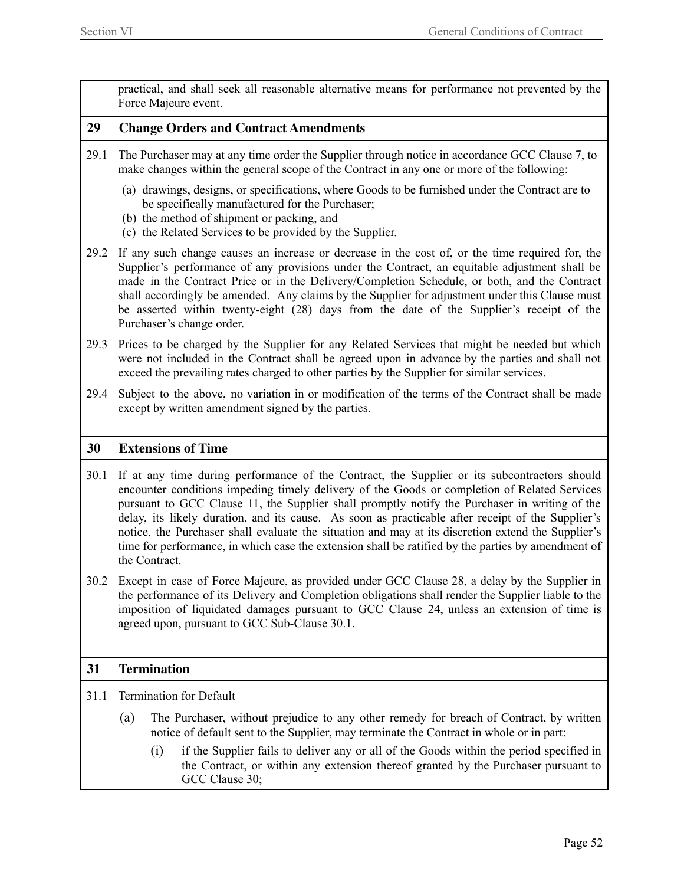practical, and shall seek all reasonable alternative means for performance not prevented by the Force Majeure event.

## 29 Change Orders and Contract Amendments

29.1 The Purchaser may at any time order the Supplier through notice in accordance GCC Clause 7, to make changes within the general scope of the Contract in any one or more of the following:

(a) drawings, designs, or specifications, where Goods to be furnished under the Contract are to be specifically manufactured for the Purchaser;
(b) the method of shipment or packing, and
(c) the Related Services to be provided by the Supplier.

29.2 If any such change causes an increase or decrease in the cost of, or the time required for, the Supplier's performance of any provisions under the Contract, an equitable adjustment shall be made in the Contract Price or in the Delivery/Completion Schedule, or both, and the Contract shall accordingly be amended. Any claims by the Supplier for adjustment under this Clause must be asserted within twenty-eight (28) days from the date of the Supplier's receipt of the Purchaser's change order.

29.3 Prices to be charged by the Supplier for any Related Services that might be needed but which were not included in the Contract shall be agreed upon in advance by the parties and shall not exceed the prevailing rates charged to other parties by the Supplier for similar services.

29.4 Subject to the above, no variation in or modification of the terms of the Contract shall be made except by written amendment signed by the parties.

## 30 Extensions of Time

30.1 If at any time during performance of the Contract, the Supplier or its subcontractors should encounter conditions impeding timely delivery of the Goods or completion of Related Services pursuant to GCC Clause 11, the Supplier shall promptly notify the Purchaser in writing of the delay, its likely duration, and its cause. As soon as practicable after receipt of the Supplier's notice, the Purchaser shall evaluate the situation and may at its discretion extend the Supplier's time for performance, in which case the extension shall be ratified by the parties by amendment of the Contract.

30.2 Except in case of Force Majeure, as provided under GCC Clause 28, a delay by the Supplier in the performance of its Delivery and Completion obligations shall render the Supplier liable to the imposition of liquidated damages pursuant to GCC Clause 24, unless an extension of time is agreed upon, pursuant to GCC Sub-Clause 30.1.

## 31 Termination

31.1 Termination for Default

(a) The Purchaser, without prejudice to any other remedy for breach of Contract, by written notice of default sent to the Supplier, may terminate the Contract in whole or in part:

(i) if the Supplier fails to deliver any or all of the Goods within the period specified in the Contract, or within any extension thereof granted by the Purchaser pursuant to GCC Clause 30;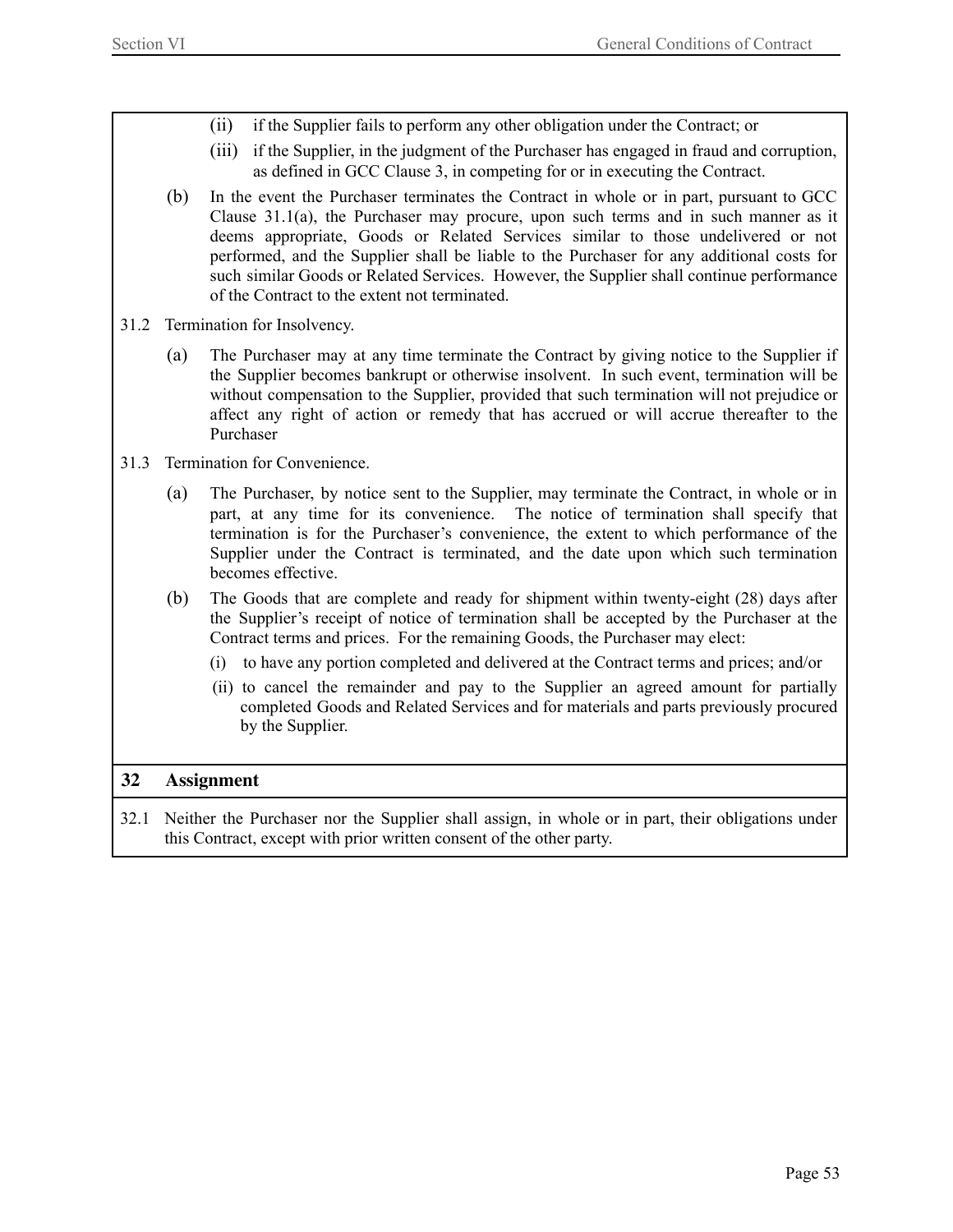(ii) if the Supplier fails to perform any other obligation under the Contract; or

(iii) if the Supplier, in the judgment of the Purchaser has engaged in fraud and corruption, as defined in GCC Clause 3, in competing for or in executing the Contract.

(b) In the event the Purchaser terminates the Contract in whole or in part, pursuant to GCC Clause 31.1(a), the Purchaser may procure, upon such terms and in such manner as it deems appropriate, Goods or Related Services similar to those undelivered or not performed, and the Supplier shall be liable to the Purchaser for any additional costs for such similar Goods or Related Services. However, the Supplier shall continue performance of the Contract to the extent not terminated.

31.2 Termination for Insolvency.

(a) The Purchaser may at any time terminate the Contract by giving notice to the Supplier if the Supplier becomes bankrupt or otherwise insolvent. In such event, termination will be without compensation to the Supplier, provided that such termination will not prejudice or affect any right of action or remedy that has accrued or will accrue thereafter to the Purchaser

31.3 Termination for Convenience.

(a) The Purchaser, by notice sent to the Supplier, may terminate the Contract, in whole or in part, at any time for its convenience. The notice of termination shall specify that termination is for the Purchaser's convenience, the extent to which performance of the Supplier under the Contract is terminated, and the date upon which such termination becomes effective.

(b) The Goods that are complete and ready for shipment within twenty-eight (28) days after the Supplier's receipt of notice of termination shall be accepted by the Purchaser at the Contract terms and prices. For the remaining Goods, the Purchaser may elect:

(i) to have any portion completed and delivered at the Contract terms and prices; and/or

(ii) to cancel the remainder and pay to the Supplier an agreed amount for partially completed Goods and Related Services and for materials and parts previously procured by the Supplier.

## 32 Assignment

32.1 Neither the Purchaser nor the Supplier shall assign, in whole or in part, their obligations under this Contract, except with prior written consent of the other party.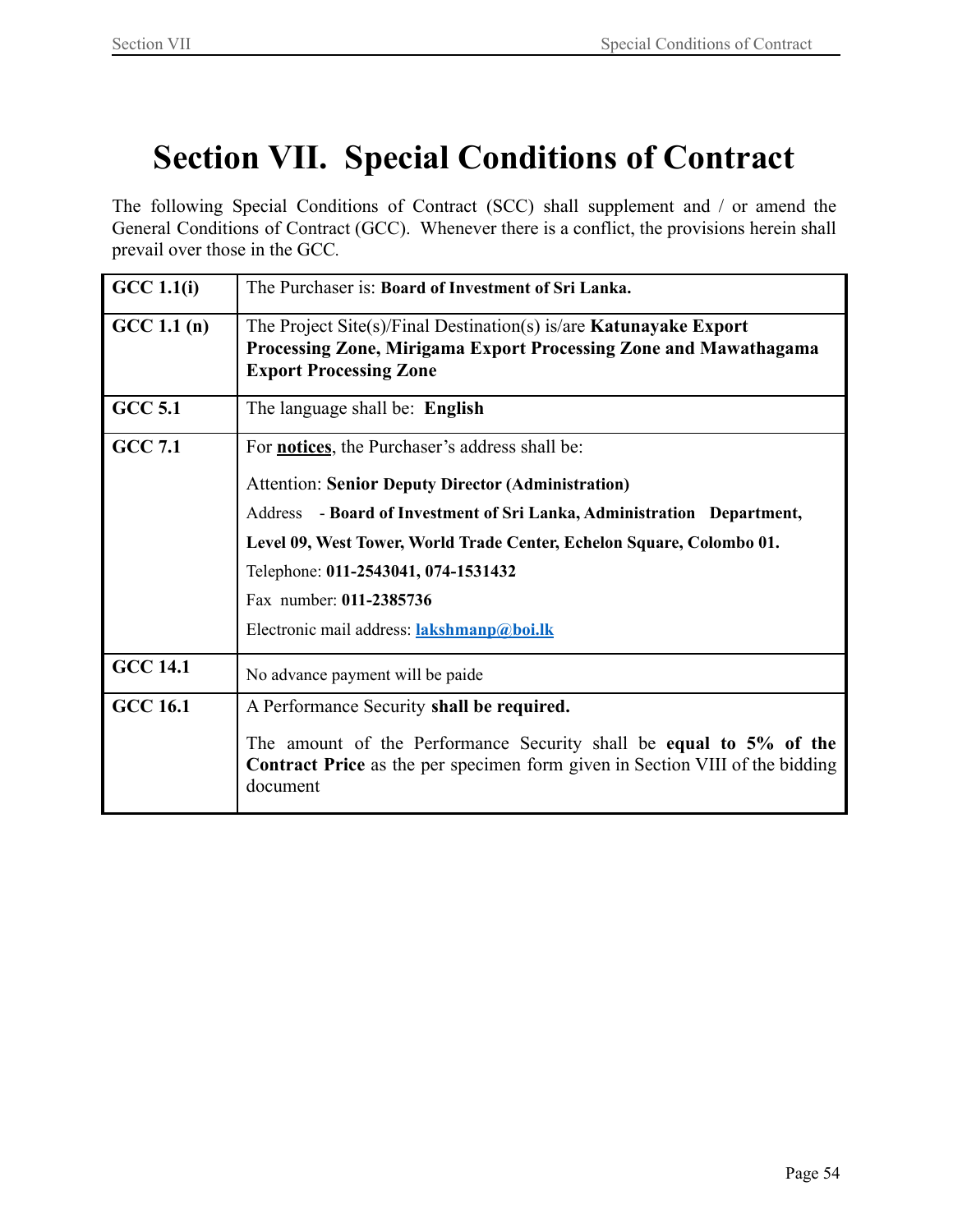# Section VII. Special Conditions of Contract

The following Special Conditions of Contract (SCC) shall supplement and / or amend the General Conditions of Contract (GCC). Whenever there is a conflict, the provisions herein shall prevail over those in the GCC.

| | |
|---|---|
| **GCC 1.1(i)** | The Purchaser is: **Board of Investment of Sri Lanka.** |
| **GCC 1.1 (n)** | The Project Site(s)/Final Destination(s) is/are **Katunayake Export Processing Zone, Mirigama Export Processing Zone and Mawathagama Export Processing Zone** |
| **GCC 5.1** | The language shall be: **English** |
| **GCC 7.1** | For **notices**, the Purchaser's address shall be:<br><br>Attention: **Senior Deputy Director (Administration)**<br><br>Address - **Board of Investment of Sri Lanka, Administration Department, Level 09, West Tower, World Trade Center, Echelon Square, Colombo 01.**<br><br>Telephone: **011-2543041, 074-1531432**<br><br>Fax number: **011-2385736**<br><br>Electronic mail address: **lakshmanp@boi.lk** |
| **GCC 14.1** | No advance payment will be paide |
| **GCC 16.1** | A Performance Security **shall be required.**<br><br>The amount of the Performance Security shall be **equal to 5% of the Contract Price** as the per specimen form given in Section VIII of the bidding document |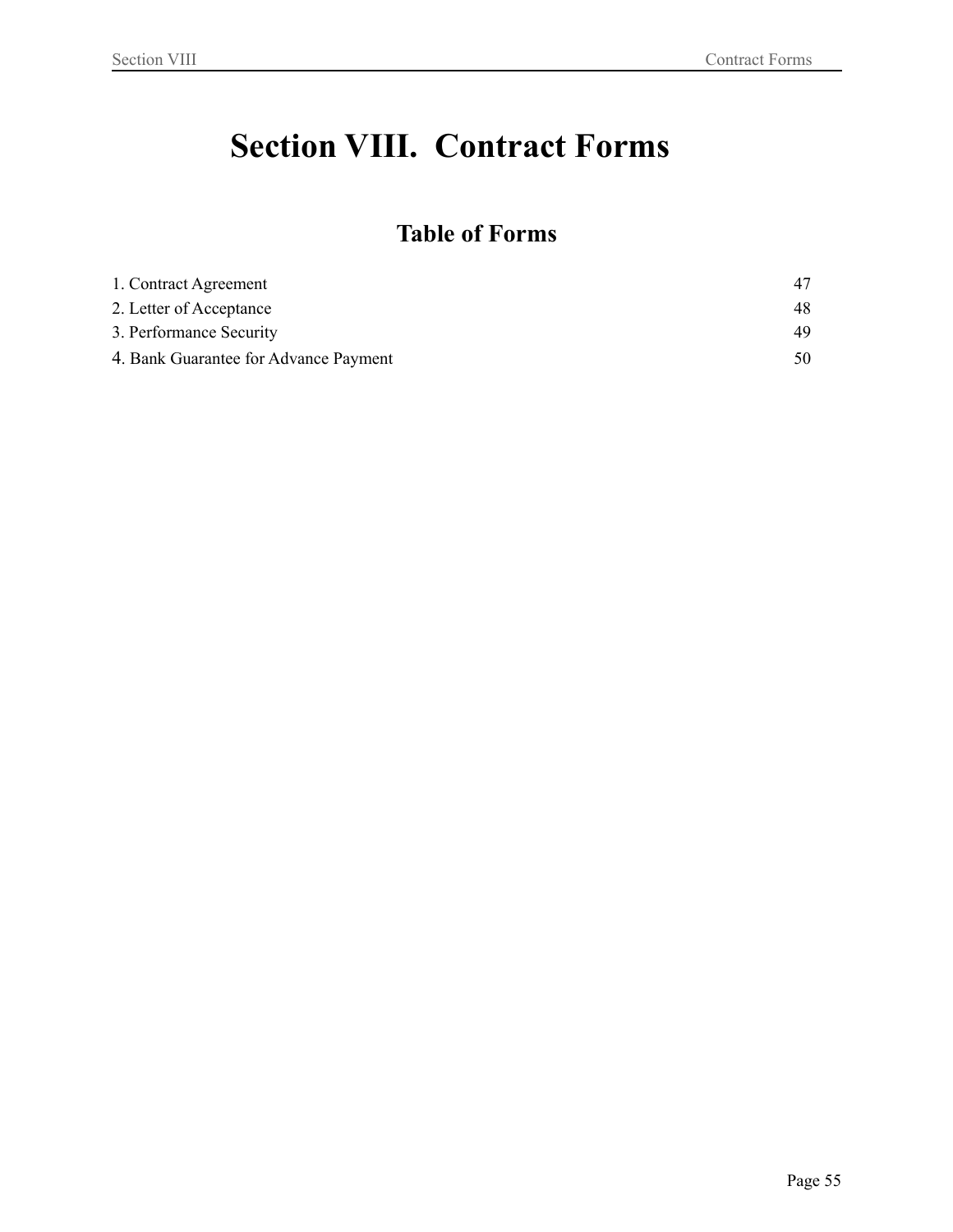# Section VIII. Contract Forms

## Table of Forms

| | |
|---|---|
| 1. Contract Agreement | 47 |
| 2. Letter of Acceptance | 48 |
| 3. Performance Security | 49 |
| 4. Bank Guarantee for Advance Payment | 50 |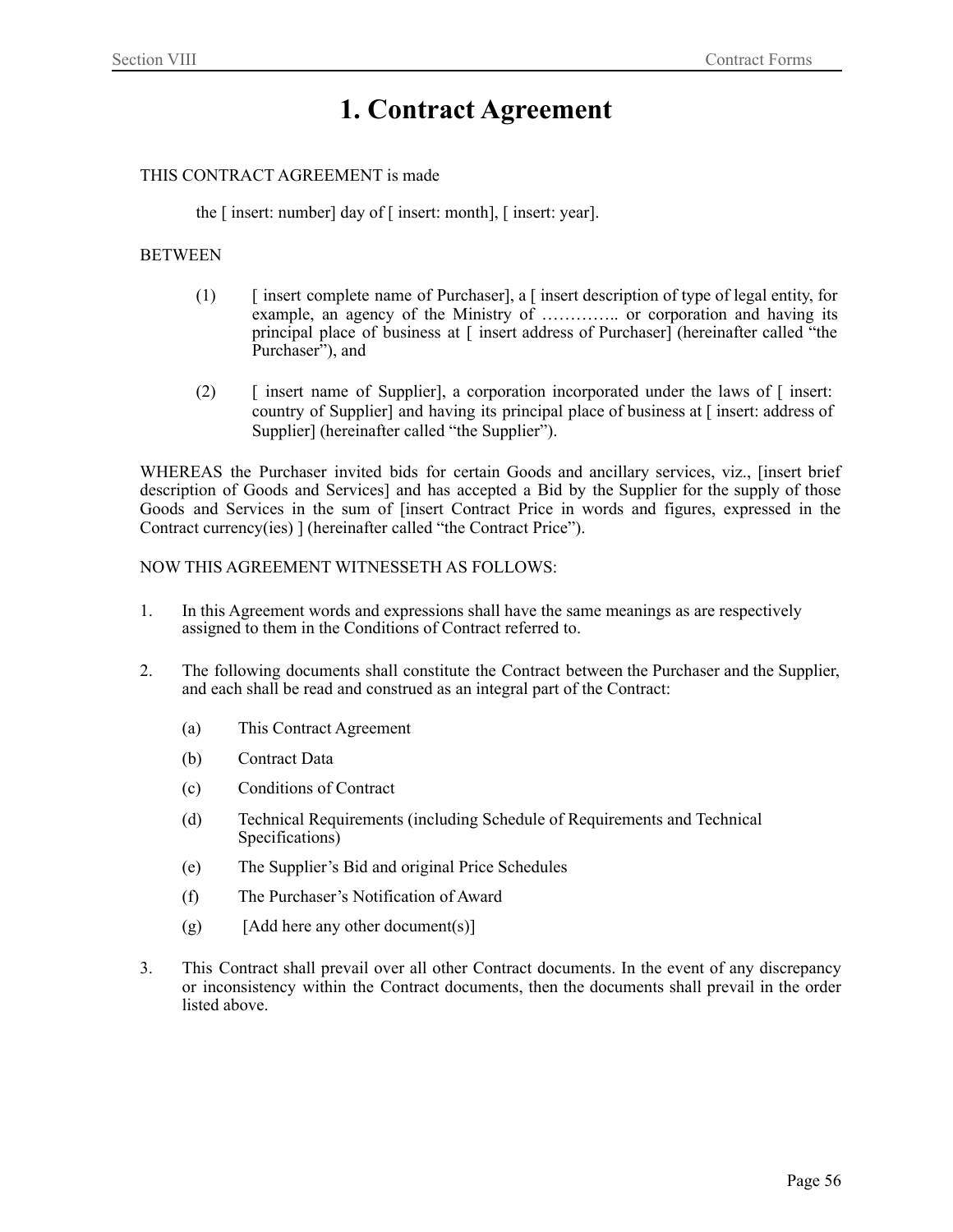# 1. Contract Agreement

THIS CONTRACT AGREEMENT is made

the [ insert: number] day of [ insert: month], [ insert: year].

BETWEEN

(1) [ insert complete name of Purchaser], a [ insert description of type of legal entity, for example, an agency of the Ministry of ………….. or corporation and having its principal place of business at [ insert address of Purchaser] (hereinafter called "the Purchaser"), and

(2) [ insert name of Supplier], a corporation incorporated under the laws of [ insert: country of Supplier] and having its principal place of business at [ insert: address of Supplier] (hereinafter called "the Supplier").

WHEREAS the Purchaser invited bids for certain Goods and ancillary services, viz., [insert brief description of Goods and Services] and has accepted a Bid by the Supplier for the supply of those Goods and Services in the sum of [insert Contract Price in words and figures, expressed in the Contract currency(ies) ] (hereinafter called "the Contract Price").

NOW THIS AGREEMENT WITNESSETH AS FOLLOWS:

1. In this Agreement words and expressions shall have the same meanings as are respectively assigned to them in the Conditions of Contract referred to.

2. The following documents shall constitute the Contract between the Purchaser and the Supplier, and each shall be read and construed as an integral part of the Contract:

   (a) This Contract Agreement

   (b) Contract Data

   (c) Conditions of Contract

   (d) Technical Requirements (including Schedule of Requirements and Technical Specifications)

   (e) The Supplier's Bid and original Price Schedules

   (f) The Purchaser's Notification of Award

   (g) [Add here any other document(s)]

3. This Contract shall prevail over all other Contract documents. In the event of any discrepancy or inconsistency within the Contract documents, then the documents shall prevail in the order listed above.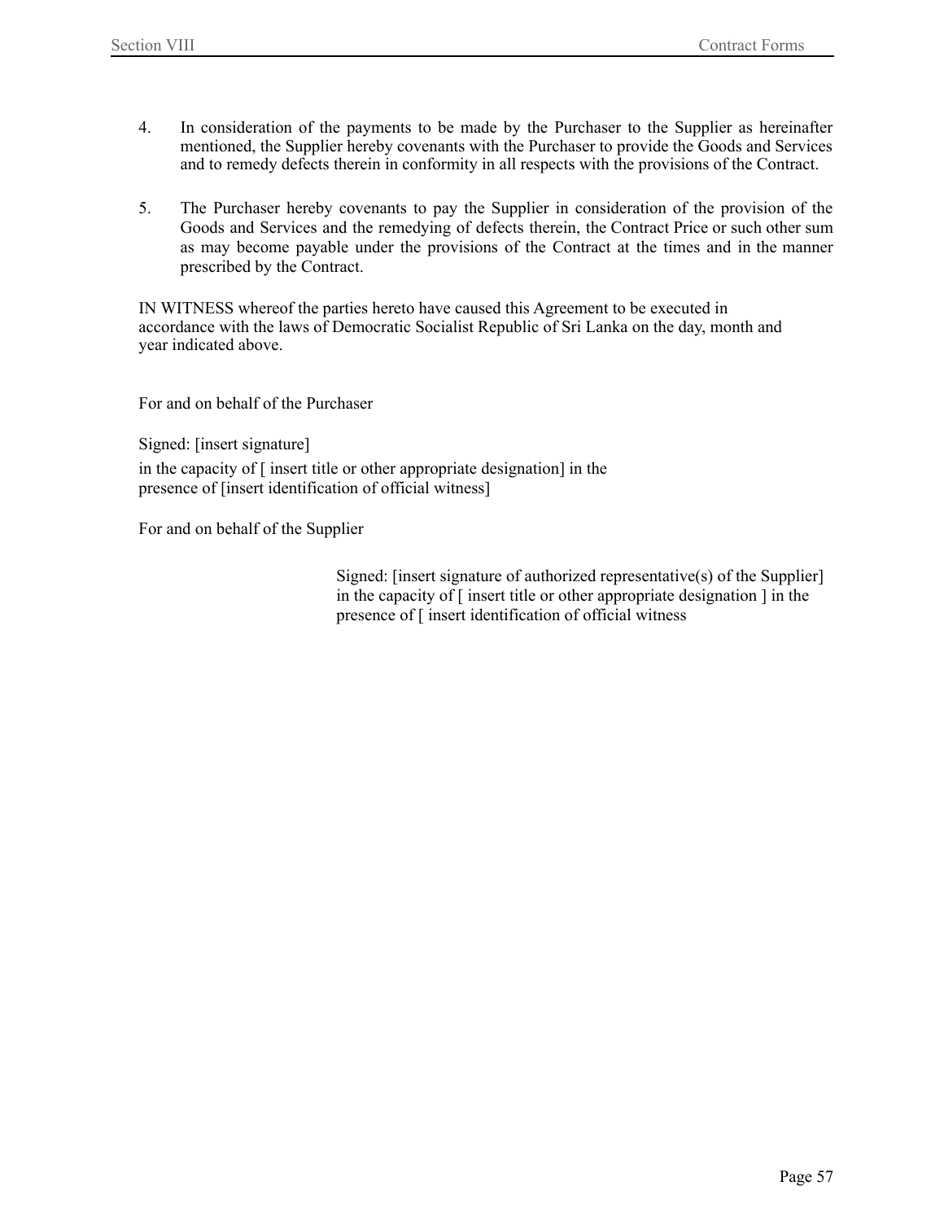4. In consideration of the payments to be made by the Purchaser to the Supplier as hereinafter mentioned, the Supplier hereby covenants with the Purchaser to provide the Goods and Services and to remedy defects therein in conformity in all respects with the provisions of the Contract.

5. The Purchaser hereby covenants to pay the Supplier in consideration of the provision of the Goods and Services and the remedying of defects therein, the Contract Price or such other sum as may become payable under the provisions of the Contract at the times and in the manner prescribed by the Contract.

IN WITNESS whereof the parties hereto have caused this Agreement to be executed in accordance with the laws of Democratic Socialist Republic of Sri Lanka on the day, month and year indicated above.

For and on behalf of the Purchaser

Signed: [insert signature]

in the capacity of [ insert title or other appropriate designation] in the presence of [insert identification of official witness]

For and on behalf of the Supplier

Signed: [insert signature of authorized representative(s) of the Supplier] in the capacity of [ insert title or other appropriate designation ] in the presence of [ insert identification of official witness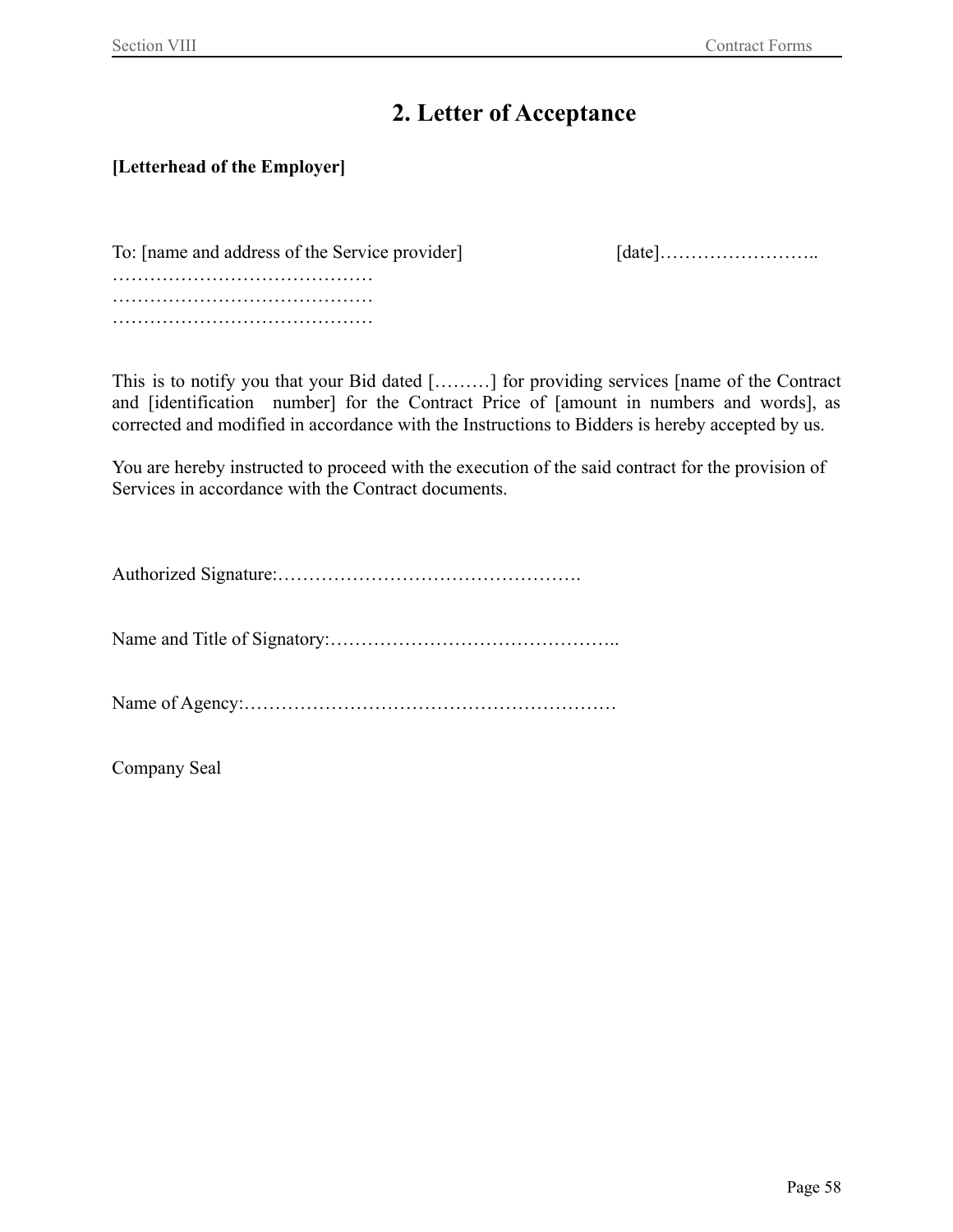## 2. Letter of Acceptance

**[Letterhead of the Employer]**

To: [name and address of the Service provider] [date]……………………..

……………………………………

……………………………………

……………………………………

This is to notify you that your Bid dated [………] for providing services [name of the Contract and [identification number] for the Contract Price of [amount in numbers and words], as corrected and modified in accordance with the Instructions to Bidders is hereby accepted by us.

You are hereby instructed to proceed with the execution of the said contract for the provision of Services in accordance with the Contract documents.

Authorized Signature:………………………………………….

Name and Title of Signatory:………………………………………..

Name of Agency:……………………………………………………

Company Seal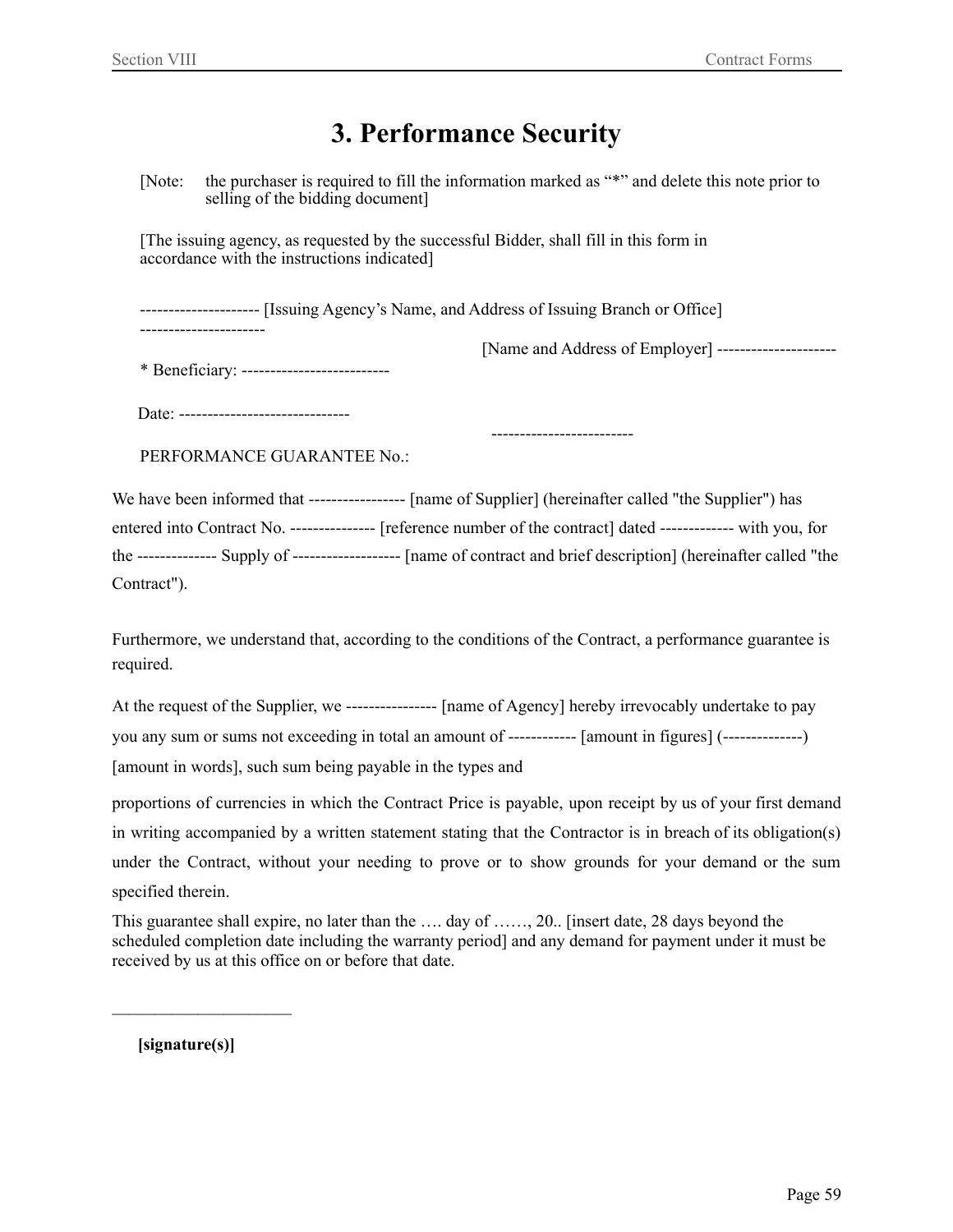# 3. Performance Security

[Note: the purchaser is required to fill the information marked as "*" and delete this note prior to selling of the bidding document]

[The issuing agency, as requested by the successful Bidder, shall fill in this form in accordance with the instructions indicated]

--------------------- [Issuing Agency's Name, and Address of Issuing Branch or Office] ----------------------

[Name and Address of Employer] ---------------------

* Beneficiary: --------------------------

Date: ------------------------------

-------------------------

PERFORMANCE GUARANTEE No.:

We have been informed that ----------------- [name of Supplier] (hereinafter called "the Supplier") has entered into Contract No. --------------- [reference number of the contract] dated ------------- with you, for the -------------- Supply of ------------------- [name of contract and brief description] (hereinafter called "the Contract").

Furthermore, we understand that, according to the conditions of the Contract, a performance guarantee is required.

At the request of the Supplier, we ---------------- [name of Agency] hereby irrevocably undertake to pay you any sum or sums not exceeding in total an amount of ------------ [amount in figures] (--------------) [amount in words], such sum being payable in the types and

proportions of currencies in which the Contract Price is payable, upon receipt by us of your first demand in writing accompanied by a written statement stating that the Contractor is in breach of its obligation(s) under the Contract, without your needing to prove or to show grounds for your demand or the sum specified therein.

This guarantee shall expire, no later than the …. day of ……, 20.. [insert date, 28 days beyond the scheduled completion date including the warranty period] and any demand for payment under it must be received by us at this office on or before that date.

_____________________

**[signature(s)]**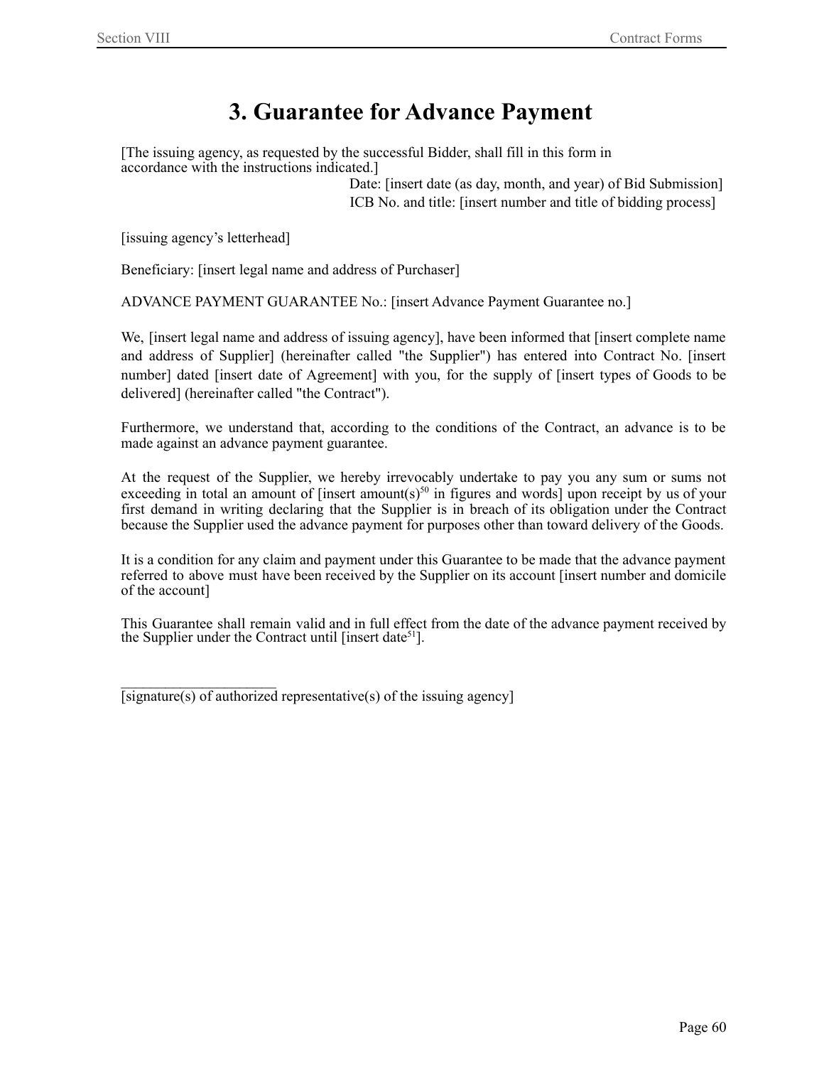# 3. Guarantee for Advance Payment

[The issuing agency, as requested by the successful Bidder, shall fill in this form in accordance with the instructions indicated.]

Date: [insert date (as day, month, and year) of Bid Submission]
ICB No. and title: [insert number and title of bidding process]

[issuing agency's letterhead]

Beneficiary: [insert legal name and address of Purchaser]

ADVANCE PAYMENT GUARANTEE No.: [insert Advance Payment Guarantee no.]

We, [insert legal name and address of issuing agency], have been informed that [insert complete name and address of Supplier] (hereinafter called "the Supplier") has entered into Contract No. [insert number] dated [insert date of Agreement] with you, for the supply of [insert types of Goods to be delivered] (hereinafter called "the Contract").

Furthermore, we understand that, according to the conditions of the Contract, an advance is to be made against an advance payment guarantee.

At the request of the Supplier, we hereby irrevocably undertake to pay you any sum or sums not exceeding in total an amount of [insert amount(s)[50] in figures and words] upon receipt by us of your first demand in writing declaring that the Supplier is in breach of its obligation under the Contract because the Supplier used the advance payment for purposes other than toward delivery of the Goods.

It is a condition for any claim and payment under this Guarantee to be made that the advance payment referred to above must have been received by the Supplier on its account [insert number and domicile of the account]

This Guarantee shall remain valid and in full effect from the date of the advance payment received by the Supplier under the Contract until [insert date[51]].

_____________________

[signature(s) of authorized representative(s) of the issuing agency]